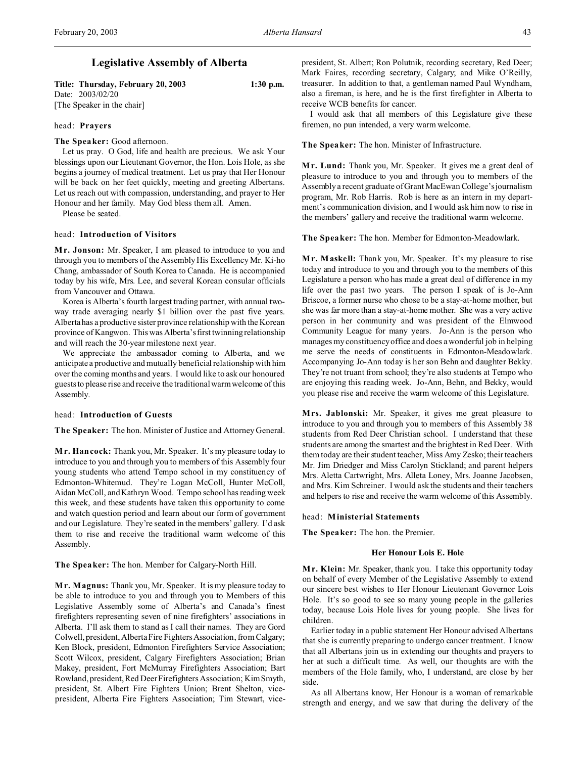# Legislative Assembly of Alberta

**Title: Thursday, February 20, 2003** **1:30 p.m.**
Date: 2003/02/20
[The Speaker in the chair]

head: **Prayers**

**The Speaker:** Good afternoon.

Let us pray. O God, life and health are precious. We ask Your blessings upon our Lieutenant Governor, the Hon. Lois Hole, as she begins a journey of medical treatment. Let us pray that Her Honour will be back on her feet quickly, meeting and greeting Albertans. Let us reach out with compassion, understanding, and prayer to Her Honour and her family. May God bless them all. Amen.

Please be seated.

head: **Introduction of Visitors**

**Mr. Jonson:** Mr. Speaker, I am pleased to introduce to you and through you to members of the Assembly His Excellency Mr. Ki-ho Chang, ambassador of South Korea to Canada. He is accompanied today by his wife, Mrs. Lee, and several Korean consular officials from Vancouver and Ottawa.

Korea is Alberta's fourth largest trading partner, with annual two-way trade averaging nearly $1 billion over the past five years. Alberta has a productive sister province relationship with the Korean province of Kangwon. This was Alberta's first twinning relationship and will reach the 30-year milestone next year.

We appreciate the ambassador coming to Alberta, and we anticipate a productive and mutually beneficial relationship with him over the coming months and years. I would like to ask our honoured guests to please rise and receive the traditional warm welcome of this Assembly.

head: **Introduction of Guests**

**The Speaker:** The hon. Minister of Justice and Attorney General.

**Mr. Hancock:** Thank you, Mr. Speaker. It's my pleasure today to introduce to you and through you to members of this Assembly four young students who attend Tempo school in my constituency of Edmonton-Whitemud. They're Logan McColl, Hunter McColl, Aidan McColl, and Kathryn Wood. Tempo school has reading week this week, and these students have taken this opportunity to come and watch question period and learn about our form of government and our Legislature. They're seated in the members' gallery. I'd ask them to rise and receive the traditional warm welcome of this Assembly.

**The Speaker:** The hon. Member for Calgary-North Hill.

**Mr. Magnus:** Thank you, Mr. Speaker. It is my pleasure today to be able to introduce to you and through you to Members of this Legislative Assembly some of Alberta's and Canada's finest firefighters representing seven of nine firefighters' associations in Alberta. I'll ask them to stand as I call their names. They are Gord Colwell, president, Alberta Fire Fighters Association, from Calgary; Ken Block, president, Edmonton Firefighters Service Association; Scott Wilcox, president, Calgary Firefighters Association; Brian Makey, president, Fort McMurray Firefighters Association; Bart Rowland, president, Red Deer Firefighters Association; Kim Smyth, president, St. Albert Fire Fighters Union; Brent Shelton, vice-president, Alberta Fire Fighters Association; Tim Stewart, vice-president, St. Albert; Ron Polutnik, recording secretary, Red Deer; Mark Faires, recording secretary, Calgary; and Mike O'Reilly, treasurer. In addition to that, a gentleman named Paul Wyndham, also a fireman, is here, and he is the first firefighter in Alberta to receive WCB benefits for cancer.

I would ask that all members of this Legislature give these firemen, no pun intended, a very warm welcome.

**The Speaker:** The hon. Minister of Infrastructure.

**Mr. Lund:** Thank you, Mr. Speaker. It gives me a great deal of pleasure to introduce to you and through you to members of the Assembly a recent graduate of Grant MacEwan College's journalism program, Mr. Rob Harris. Rob is here as an intern in my department's communication division, and I would ask him now to rise in the members' gallery and receive the traditional warm welcome.

**The Speaker:** The hon. Member for Edmonton-Meadowlark.

**Mr. Maskell:** Thank you, Mr. Speaker. It's my pleasure to rise today and introduce to you and through you to the members of this Legislature a person who has made a great deal of difference in my life over the past two years. The person I speak of is Jo-Ann Briscoe, a former nurse who chose to be a stay-at-home mother, but she was far more than a stay-at-home mother. She was a very active person in her community and was president of the Elmwood Community League for many years. Jo-Ann is the person who manages my constituency office and does a wonderful job in helping me serve the needs of constituents in Edmonton-Meadowlark. Accompanying Jo-Ann today is her son Behn and daughter Bekky. They're not truant from school; they're also students at Tempo who are enjoying this reading week. Jo-Ann, Behn, and Bekky, would you please rise and receive the warm welcome of this Legislature.

**Mrs. Jablonski:** Mr. Speaker, it gives me great pleasure to introduce to you and through you to members of this Assembly 38 students from Red Deer Christian school. I understand that these students are among the smartest and the brightest in Red Deer. With them today are their student teacher, Miss Amy Zesko; their teachers Mr. Jim Driedger and Miss Carolyn Stickland; and parent helpers Mrs. Aletta Cartwright, Mrs. Alleta Loney, Mrs. Joanne Jacobsen, and Mrs. Kim Schreiner. I would ask the students and their teachers and helpers to rise and receive the warm welcome of this Assembly.

head: **Ministerial Statements**

**The Speaker:** The hon. the Premier.

### Her Honour Lois E. Hole

**Mr. Klein:** Mr. Speaker, thank you. I take this opportunity today on behalf of every Member of the Legislative Assembly to extend our sincere best wishes to Her Honour Lieutenant Governor Lois Hole. It's so good to see so many young people in the galleries today, because Lois Hole lives for young people. She lives for children.

Earlier today in a public statement Her Honour advised Albertans that she is currently preparing to undergo cancer treatment. I know that all Albertans join us in extending our thoughts and prayers to her at such a difficult time. As well, our thoughts are with the members of the Hole family, who, I understand, are close by her side.

As all Albertans know, Her Honour is a woman of remarkable strength and energy, and we saw that during the delivery of the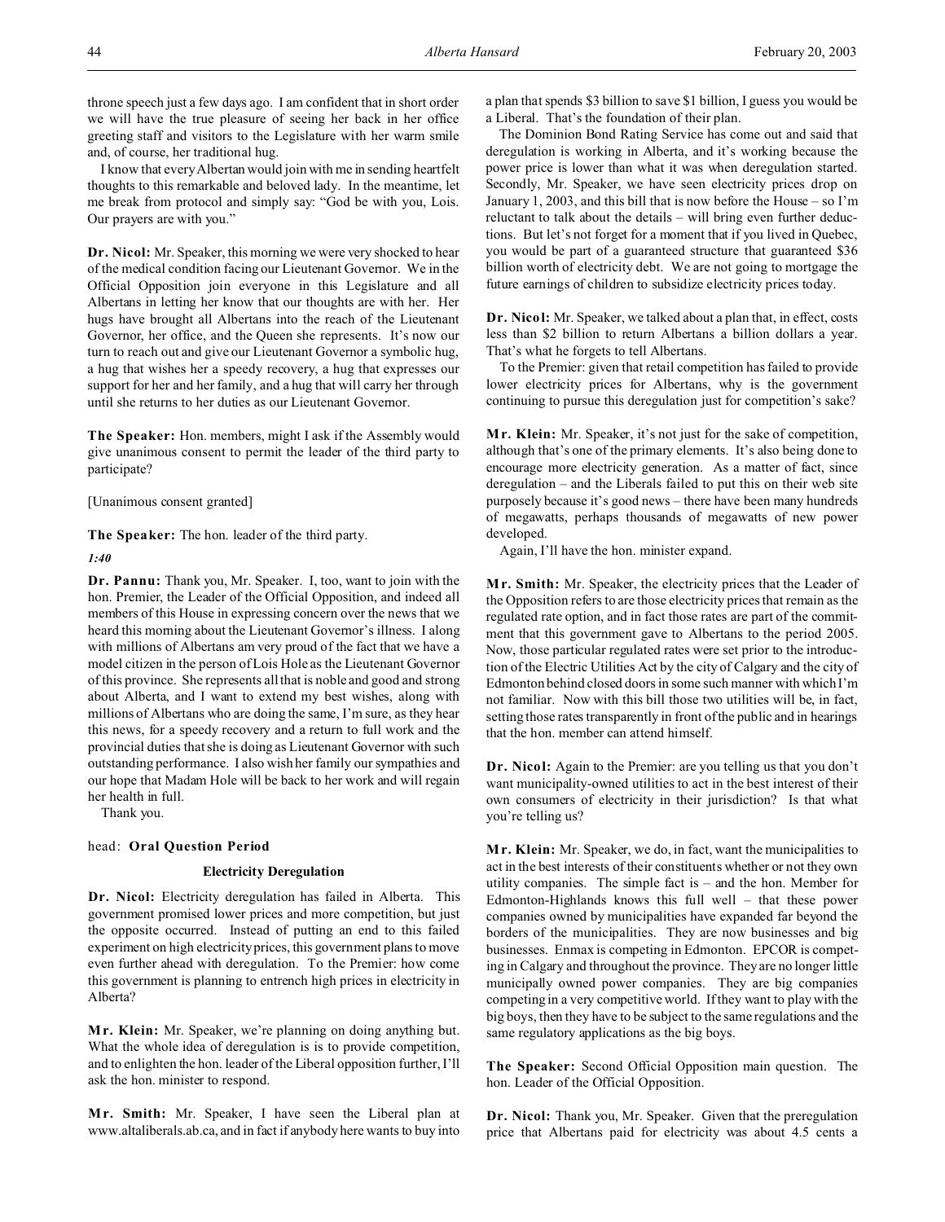throne speech just a few days ago. I am confident that in short order we will have the true pleasure of seeing her back in her office greeting staff and visitors to the Legislature with her warm smile and, of course, her traditional hug.

I know that every Albertan would join with me in sending heartfelt thoughts to this remarkable and beloved lady. In the meantime, let me break from protocol and simply say: "God be with you, Lois. Our prayers are with you."

**Dr. Nicol:** Mr. Speaker, this morning we were very shocked to hear of the medical condition facing our Lieutenant Governor. We in the Official Opposition join everyone in this Legislature and all Albertans in letting her know that our thoughts are with her. Her hugs have brought all Albertans into the reach of the Lieutenant Governor, her office, and the Queen she represents. It's now our turn to reach out and give our Lieutenant Governor a symbolic hug, a hug that wishes her a speedy recovery, a hug that expresses our support for her and her family, and a hug that will carry her through until she returns to her duties as our Lieutenant Governor.

**The Speaker:** Hon. members, might I ask if the Assembly would give unanimous consent to permit the leader of the third party to participate?

[Unanimous consent granted]

**The Speaker:** The hon. leader of the third party.

*1:40*

**Dr. Pannu:** Thank you, Mr. Speaker. I, too, want to join with the hon. Premier, the Leader of the Official Opposition, and indeed all members of this House in expressing concern over the news that we heard this morning about the Lieutenant Governor's illness. I along with millions of Albertans am very proud of the fact that we have a model citizen in the person of Lois Hole as the Lieutenant Governor of this province. She represents all that is noble and good and strong about Alberta, and I want to extend my best wishes, along with millions of Albertans who are doing the same, I'm sure, as they hear this news, for a speedy recovery and a return to full work and the provincial duties that she is doing as Lieutenant Governor with such outstanding performance. I also wish her family our sympathies and our hope that Madam Hole will be back to her work and will regain her health in full.

Thank you.

head: **Oral Question Period**

### Electricity Deregulation

**Dr. Nicol:** Electricity deregulation has failed in Alberta. This government promised lower prices and more competition, but just the opposite occurred. Instead of putting an end to this failed experiment on high electricity prices, this government plans to move even further ahead with deregulation. To the Premier: how come this government is planning to entrench high prices in electricity in Alberta?

**Mr. Klein:** Mr. Speaker, we're planning on doing anything but. What the whole idea of deregulation is is to provide competition, and to enlighten the hon. leader of the Liberal opposition further, I'll ask the hon. minister to respond.

**Mr. Smith:** Mr. Speaker, I have seen the Liberal plan at www.altaliberals.ab.ca, and in fact if anybody here wants to buy into a plan that spends $3 billion to save $1 billion, I guess you would be a Liberal. That's the foundation of their plan.

The Dominion Bond Rating Service has come out and said that deregulation is working in Alberta, and it's working because the power price is lower than what it was when deregulation started. Secondly, Mr. Speaker, we have seen electricity prices drop on January 1, 2003, and this bill that is now before the House – so I'm reluctant to talk about the details – will bring even further deductions. But let's not forget for a moment that if you lived in Quebec, you would be part of a guaranteed structure that guaranteed $36 billion worth of electricity debt. We are not going to mortgage the future earnings of children to subsidize electricity prices today.

**Dr. Nicol:** Mr. Speaker, we talked about a plan that, in effect, costs less than $2 billion to return Albertans a billion dollars a year. That's what he forgets to tell Albertans.

To the Premier: given that retail competition has failed to provide lower electricity prices for Albertans, why is the government continuing to pursue this deregulation just for competition's sake?

**Mr. Klein:** Mr. Speaker, it's not just for the sake of competition, although that's one of the primary elements. It's also being done to encourage more electricity generation. As a matter of fact, since deregulation – and the Liberals failed to put this on their web site purposely because it's good news – there have been many hundreds of megawatts, perhaps thousands of megawatts of new power developed.

Again, I'll have the hon. minister expand.

**Mr. Smith:** Mr. Speaker, the electricity prices that the Leader of the Opposition refers to are those electricity prices that remain as the regulated rate option, and in fact those rates are part of the commitment that this government gave to Albertans to the period 2005. Now, those particular regulated rates were set prior to the introduction of the Electric Utilities Act by the city of Calgary and the city of Edmonton behind closed doors in some such manner with which I'm not familiar. Now with this bill those two utilities will be, in fact, setting those rates transparently in front of the public and in hearings that the hon. member can attend himself.

**Dr. Nicol:** Again to the Premier: are you telling us that you don't want municipality-owned utilities to act in the best interest of their own consumers of electricity in their jurisdiction? Is that what you're telling us?

**Mr. Klein:** Mr. Speaker, we do, in fact, want the municipalities to act in the best interests of their constituents whether or not they own utility companies. The simple fact is – and the hon. Member for Edmonton-Highlands knows this full well – that these power companies owned by municipalities have expanded far beyond the borders of the municipalities. They are now businesses and big businesses. Enmax is competing in Edmonton. EPCOR is competing in Calgary and throughout the province. They are no longer little municipally owned power companies. They are big companies competing in a very competitive world. If they want to play with the big boys, then they have to be subject to the same regulations and the same regulatory applications as the big boys.

**The Speaker:** Second Official Opposition main question. The hon. Leader of the Official Opposition.

**Dr. Nicol:** Thank you, Mr. Speaker. Given that the preregulation price that Albertans paid for electricity was about 4.5 cents a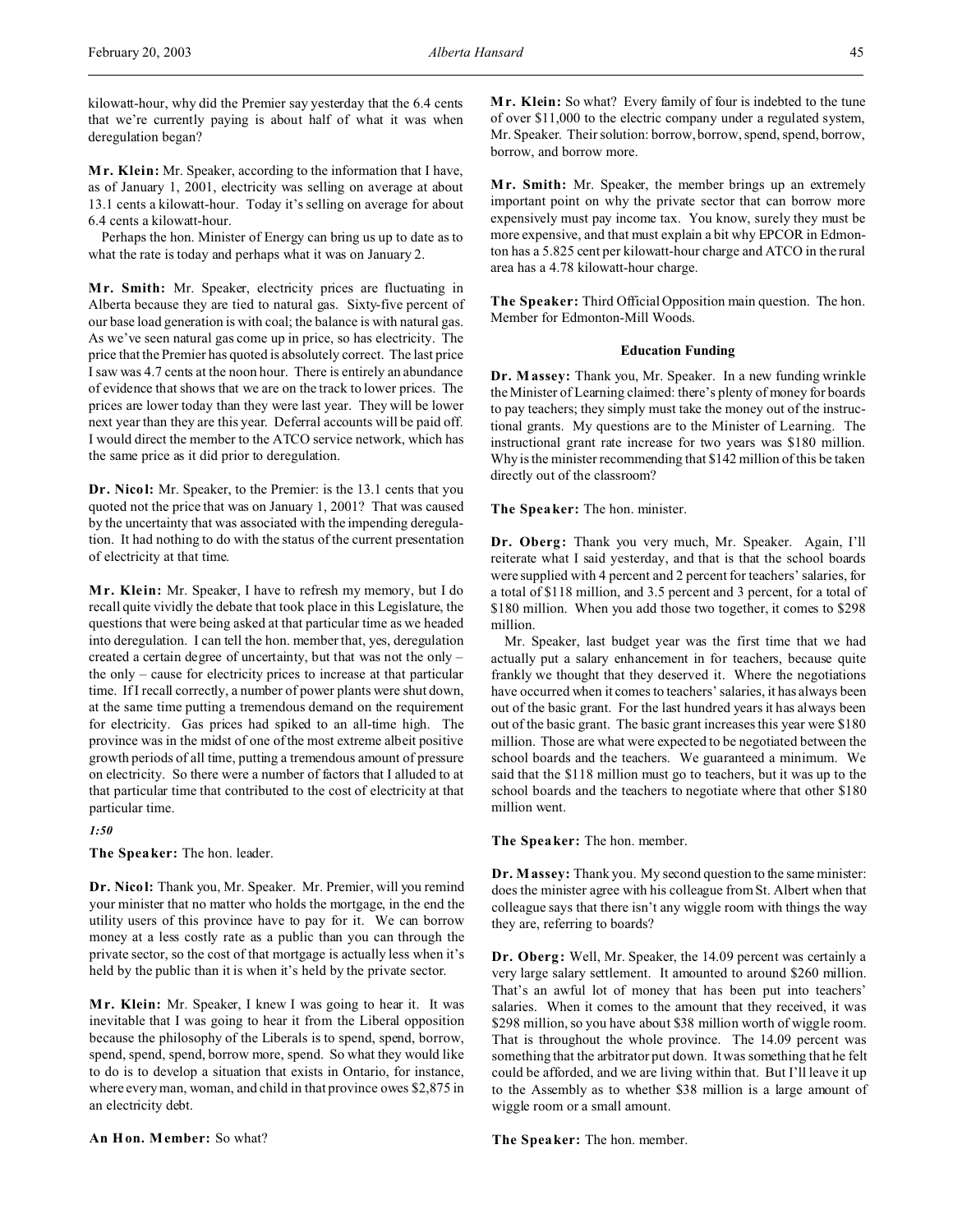kilowatt-hour, why did the Premier say yesterday that the 6.4 cents that we're currently paying is about half of what it was when deregulation began?

**Mr. Klein:** Mr. Speaker, according to the information that I have, as of January 1, 2001, electricity was selling on average at about 13.1 cents a kilowatt-hour. Today it's selling on average for about 6.4 cents a kilowatt-hour.

Perhaps the hon. Minister of Energy can bring us up to date as to what the rate is today and perhaps what it was on January 2.

**Mr. Smith:** Mr. Speaker, electricity prices are fluctuating in Alberta because they are tied to natural gas. Sixty-five percent of our base load generation is with coal; the balance is with natural gas. As we've seen natural gas come up in price, so has electricity. The price that the Premier has quoted is absolutely correct. The last price I saw was 4.7 cents at the noon hour. There is entirely an abundance of evidence that shows that we are on the track to lower prices. The prices are lower today than they were last year. They will be lower next year than they are this year. Deferral accounts will be paid off. I would direct the member to the ATCO service network, which has the same price as it did prior to deregulation.

**Dr. Nicol:** Mr. Speaker, to the Premier: is the 13.1 cents that you quoted not the price that was on January 1, 2001? That was caused by the uncertainty that was associated with the impending deregulation. It had nothing to do with the status of the current presentation of electricity at that time.

**Mr. Klein:** Mr. Speaker, I have to refresh my memory, but I do recall quite vividly the debate that took place in this Legislature, the questions that were being asked at that particular time as we headed into deregulation. I can tell the hon. member that, yes, deregulation created a certain degree of electricity uncertainty, but that was not the only – the only – cause for electricity prices to increase at that particular time. If I recall correctly, a number of power plants were shut down, at the same time putting a tremendous demand on the requirement for electricity. Gas prices had spiked to an all-time high. The province was in the midst of one of the most extreme albeit positive growth periods of all time, putting a tremendous amount of pressure on electricity. So there were a number of factors that I alluded to at that particular time that contributed to the cost of electricity at that particular time.

*1:50*

**The Speaker:** The hon. leader.

**Dr. Nicol:** Thank you, Mr. Speaker. Mr. Premier, will you remind your minister that no matter who holds the mortgage, in the end the utility users of this province have to pay for it. We can borrow money at a less costly rate as a public than you can through the private sector, so the cost of that mortgage is actually less when it's held by the public than it is when it's held by the private sector.

**Mr. Klein:** Mr. Speaker, I knew I was going to hear it. It was inevitable that I was going to hear it from the Liberal opposition because the philosophy of the Liberals is to spend, spend, borrow, spend, spend, spend, borrow more, spend. So what they would like to do is to develop a situation that exists in Ontario, for instance, where every man, woman, and child in that province owes $2,875 in an electricity debt.

**An Hon. Member:** So what?

**Mr. Klein:** So what? Every family of four is indebted to the tune of over $11,000 to the electric company under a regulated system, Mr. Speaker. Their solution: borrow, borrow, spend, spend, borrow, borrow, and borrow more.

**Mr. Smith:** Mr. Speaker, the member brings up an extremely important point on why the private sector that can borrow more expensively must pay income tax. You know, surely they must be more expensive, and that must explain a bit why EPCOR in Edmonton has a 5.825 cent per kilowatt-hour charge and ATCO in the rural area has a 4.78 kilowatt-hour charge.

**The Speaker:** Third Official Opposition main question. The hon. Member for Edmonton-Mill Woods.

### Education Funding

**Dr. Massey:** Thank you, Mr. Speaker. In a new funding wrinkle the Minister of Learning claimed: there's plenty of money for boards to pay teachers; they simply must take the money out of the instructional grants. My questions are to the Minister of Learning. The instructional grant rate increase for two years was $180 million. Why is the minister recommending that $142 million of this be taken directly out of the classroom?

**The Speaker:** The hon. minister.

**Dr. Oberg:** Thank you very much, Mr. Speaker. Again, I'll reiterate what I said yesterday, and that is that the school boards were supplied with 4 percent and 2 percent for teachers' salaries, for a total of $118 million, and 3.5 percent and 3 percent, for a total of $180 million. When you add those two together, it comes to $298 million.

Mr. Speaker, last budget year was the first time that we had actually put a salary enhancement in for teachers, because quite frankly we thought that they deserved it. Where the negotiations have occurred when it comes to teachers' salaries, it has always been out of the basic grant. For the last hundred years it has always been out of the basic grant. The basic grant increases this year were $180 million. Those are what were expected to be negotiated between the school boards and the teachers. We guaranteed a minimum. We said that the $118 million must go to teachers, but it was up to the school boards and the teachers to negotiate where that other $180 million went.

**The Speaker:** The hon. member.

**Dr. Massey:** Thank you. My second question to the same minister: does the minister agree with his colleague from St. Albert when that colleague says that there isn't any wiggle room with things the way they are, referring to boards?

**Dr. Oberg:** Well, Mr. Speaker, the 14.09 percent was certainly a very large salary settlement. It amounted to around $260 million. That's an awful lot of money that has been put into teachers' salaries. When it comes to the amount that they received, it was $298 million, so you have about $38 million worth of wiggle room. That is throughout the whole province. The 14.09 percent was something that the arbitrator put down. It was something that he felt could be afforded, and we are living within that. But I'll leave it up to the Assembly as to whether $38 million is a large amount of wiggle room or a small amount.

**The Speaker:** The hon. member.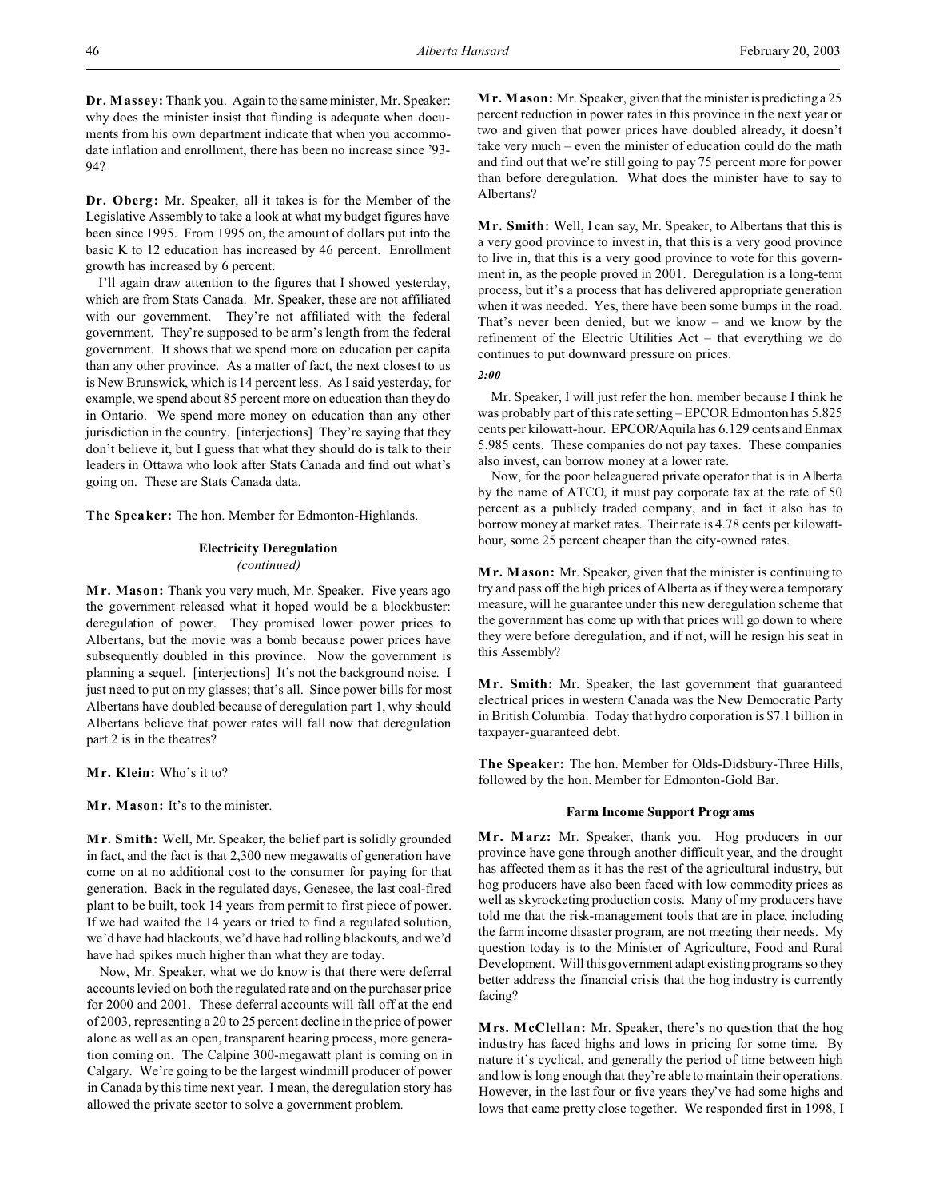**Dr. Massey:** Thank you. Again to the same minister, Mr. Speaker: why does the minister insist that funding is adequate when documents from his own department indicate that when you accommodate inflation and enrollment, there has been no increase since '93-94?

**Dr. Oberg:** Mr. Speaker, all it takes is for the Member of the Legislative Assembly to take a look at what my budget figures have been since 1995. From 1995 on, the amount of dollars put into the basic K to 12 education has increased by 46 percent. Enrollment growth has increased by 6 percent.

I'll again draw attention to the figures that I showed yesterday, which are from Stats Canada. Mr. Speaker, these are not affiliated with our government. They're not affiliated with the federal government. They're supposed to be arm's length from the federal government. It shows that we spend more on education per capita than any other province. As a matter of fact, the next closest to us is New Brunswick, which is 14 percent less. As I said yesterday, for example, we spend about 85 percent more on education than they do in Ontario. We spend more money on education than any other jurisdiction in the country. [interjections] They're saying that they don't believe it, but I guess that what they should do is talk to their leaders in Ottawa who look after Stats Canada and find out what's going on. These are Stats Canada data.

**The Speaker:** The hon. Member for Edmonton-Highlands.

### Electricity Deregulation
*(continued)*

**Mr. Mason:** Thank you very much, Mr. Speaker. Five years ago the government released what it hoped would be a blockbuster: deregulation of power. They promised lower power prices to Albertans, but the movie was a bomb because power prices have subsequently doubled in this province. Now the government is planning a sequel. [interjections] It's not the background noise. I just need to put on my glasses; that's all. Since power bills for most Albertans have doubled because of deregulation part 1, why should Albertans believe that power rates will fall now that deregulation part 2 is in the theatres?

**Mr. Klein:** Who's it to?

**Mr. Mason:** It's to the minister.

**Mr. Smith:** Well, Mr. Speaker, the belief part is solidly grounded in fact, and the fact is that 2,300 new megawatts of generation have come on at no additional cost to the consumer for paying for that generation. Back in the regulated days, Genesee, the last coal-fired plant to be built, took 14 years from permit to first piece of power. If we had waited the 14 years or tried to find a regulated solution, we'd have had blackouts, we'd have had rolling blackouts, and we'd have had spikes much higher than what they are today.

Now, Mr. Speaker, what we do know is that there were deferral accounts levied on both the regulated rate and on the purchaser price for 2000 and 2001. These deferral accounts will fall off at the end of 2003, representing a 20 to 25 percent decline in the price of power alone as well as an open, transparent hearing process, more generation coming on. The Calpine 300-megawatt plant is coming on in Calgary. We're going to be the largest windmill producer of power in Canada by this time next year. I mean, the deregulation story has allowed the private sector to solve a government problem.

**Mr. Mason:** Mr. Speaker, given that the minister is predicting a 25 percent reduction in power rates in this province in the next year or two and given that power prices have doubled already, it doesn't take very much – even the minister of education could do the math and find out that we're still going to pay 75 percent more for power than before deregulation. What does the minister have to say to Albertans?

**Mr. Smith:** Well, I can say, Mr. Speaker, to Albertans that this is a very good province to invest in, that this is a very good province to live in, that this is a very good province to vote for this government in, as the people proved in 2001. Deregulation is a long-term process, but it's a process that has delivered appropriate generation when it was needed. Yes, there have been some bumps in the road. That's never been denied, but we know – and we know by the refinement of the Electric Utilities Act – that everything we do continues to put downward pressure on prices.

*2:00*

Mr. Speaker, I will just refer the hon. member because I think he was probably part of this rate setting – EPCOR Edmonton has 5.825 cents per kilowatt-hour. EPCOR/Aquila has 6.129 cents and Enmax 5.985 cents. These companies do not pay taxes. These companies also invest, can borrow money at a lower rate.

Now, for the poor beleaguered private operator that is in Alberta by the name of ATCO, it must pay corporate tax at the rate of 50 percent as a publicly traded company, and in fact it also has to borrow money at market rates. Their rate is 4.78 cents per kilowatt-hour, some 25 percent cheaper than the city-owned rates.

**Mr. Mason:** Mr. Speaker, given that the minister is continuing to try and pass off the high prices of Alberta as if they were a temporary measure, will he guarantee under this new deregulation scheme that the government has come up with that prices will go down to where they were before deregulation, and if not, will he resign his seat in this Assembly?

**Mr. Smith:** Mr. Speaker, the last government that guaranteed electrical prices in western Canada was the New Democratic Party in British Columbia. Today that hydro corporation is $7.1 billion in taxpayer-guaranteed debt.

**The Speaker:** The hon. Member for Olds-Didsbury-Three Hills, followed by the hon. Member for Edmonton-Gold Bar.

### Farm Income Support Programs

**Mr. Marz:** Mr. Speaker, thank you. Hog producers in our province have gone through another difficult year, and the drought has affected them as it has the rest of the agricultural industry, but hog producers have also been faced with low commodity prices as well as skyrocketing production costs. Many of my producers have told me that the risk-management tools that are in place, including the farm income disaster program, are not meeting their needs. My question today is to the Minister of Agriculture, Food and Rural Development. Will this government adapt existing programs so they better address the financial crisis that the hog industry is currently facing?

**Mrs. McClellan:** Mr. Speaker, there's no question that the hog industry has faced highs and lows in pricing for some time. By nature it's cyclical, and generally the period of time between high and low is long enough that they're able to maintain their operations. However, in the last four or five years they've had some highs and lows that came pretty close together. We responded first in 1998, I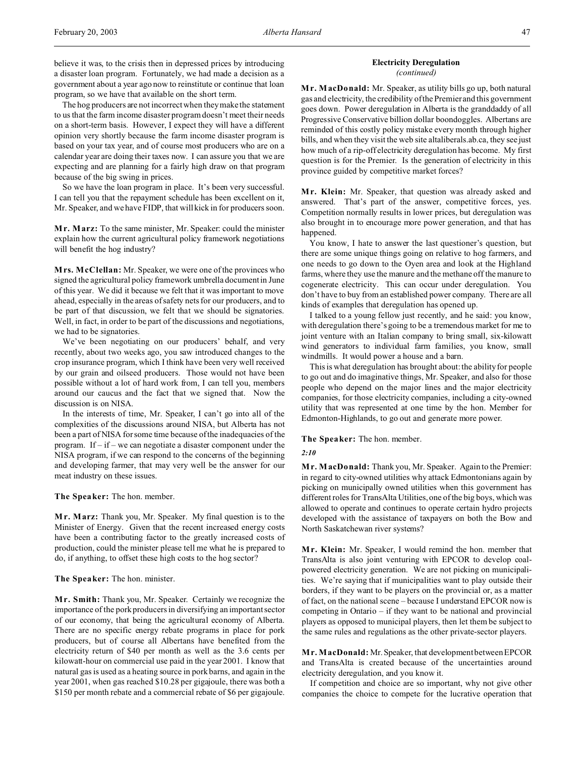believe it was, to the crisis then in depressed prices by introducing a disaster loan program. Fortunately, we had made a decision as a government about a year ago now to reinstitute or continue that loan program, so we have that available on the short term.

The hog producers are not incorrect when they make the statement to us that the farm income disaster program doesn't meet their needs on a short-term basis. However, I expect they will have a different opinion very shortly because the farm income disaster program is based on your tax year, and of course most producers who are on a calendar year are doing their taxes now. I can assure you that we are expecting and are planning for a fairly high draw on that program because of the big swing in prices.

So we have the loan program in place. It's been very successful. I can tell you that the repayment schedule has been excellent on it, Mr. Speaker, and we have FIDP, that will kick in for producers soon.

**Mr. Marz:** To the same minister, Mr. Speaker: could the minister explain how the current agricultural policy framework negotiations will benefit the hog industry?

**Mrs. McClellan:** Mr. Speaker, we were one of the provinces who signed the agricultural policy framework umbrella document in June of this year. We did it because we felt that it was important to move ahead, especially in the areas of safety nets for our producers, and to be part of that discussion, we felt that we should be signatories. Well, in fact, in order to be part of the discussions and negotiations, we had to be signatories.

We've been negotiating on our producers' behalf, and very recently, about two weeks ago, you saw introduced changes to the crop insurance program, which I think have been very well received by our grain and oilseed producers. Those would not have been possible without a lot of hard work from, I can tell you, members around our caucus and the fact that we signed that. Now the discussion is on NISA.

In the interests of time, Mr. Speaker, I can't go into all of the complexities of the discussions around NISA, but Alberta has not been a part of NISA for some time because of the inadequacies of the program. If – if – we can negotiate a disaster component under the NISA program, if we can respond to the concerns of the beginning and developing farmer, that may very well be the answer for our meat industry on these issues.

**The Speaker:** The hon. member.

**Mr. Marz:** Thank you, Mr. Speaker. My final question is to the Minister of Energy. Given that the recent increased energy costs have been a contributing factor to the greatly increased costs of production, could the minister please tell me what he is prepared to do, if anything, to offset these high costs to the hog sector?

**The Speaker:** The hon. minister.

**Mr. Smith:** Thank you, Mr. Speaker. Certainly we recognize the importance of the pork producers in diversifying an important sector of our economy, that being the agricultural economy of Alberta. There are no specific energy rebate programs in place for pork producers, but of course all Albertans have benefited from the electricity return of $40 per month as well as the 3.6 cents per kilowatt-hour on commercial use paid in the year 2001. I know that natural gas is used as a heating source in pork barns, and again in the year 2001, when gas reached $10.28 per gigajoule, there was both a $150 per month rebate and a commercial rebate of $6 per gigajoule.

### Electricity Deregulation
*(continued)*

**Mr. MacDonald:** Mr. Speaker, as utility bills go up, both natural gas and electricity, the credibility of the Premier and this government goes down. Power deregulation in Alberta is the granddaddy of all Progressive Conservative billion dollar boondoggles. Albertans are reminded of this costly policy mistake every month through higher bills, and when they visit the web site altaliberals.ab.ca, they see just how much of a rip-off electricity deregulation has become. My first question is for the Premier. Is the generation of electricity in this province guided by competitive market forces?

**Mr. Klein:** Mr. Speaker, that question was already asked and answered. That's part of the answer, competitive forces, yes. Competition normally results in lower prices, but deregulation was also brought in to encourage more power generation, and that has happened.

You know, I hate to answer the last questioner's question, but there are some unique things going on relative to hog farmers, and one needs to go down to the Oyen area and look at the Highland farms, where they use the manure and the methane off the manure to cogenerate electricity. This can occur under deregulation. You don't have to buy from an established power company. There are all kinds of examples that deregulation has opened up.

I talked to a young fellow just recently, and he said: you know, with deregulation there's going to be a tremendous market for me to joint venture with an Italian company to bring small, six-kilowatt wind generators to individual farm families, you know, small windmills. It would power a house and a barn.

This is what deregulation has brought about: the ability for people to go out and do imaginative things, Mr. Speaker, and also for those people who depend on the major lines and the major electricity companies, for those electricity companies, including a city-owned utility that was represented at one time by the hon. Member for Edmonton-Highlands, to go out and generate more power.

**The Speaker:** The hon. member.

*2:10*

**Mr. MacDonald:** Thank you, Mr. Speaker. Again to the Premier: in regard to city-owned utilities why attack Edmontonians again by picking on municipally owned utilities when this government has different roles for TransAlta Utilities, one of the big boys, which was allowed to operate and continues to operate certain hydro projects developed with the assistance of taxpayers on both the Bow and North Saskatchewan river systems?

**Mr. Klein:** Mr. Speaker, I would remind the hon. member that TransAlta is also joint venturing with EPCOR to develop coal-powered electricity generation. We are not picking on municipalities. We're saying that if municipalities want to play outside their borders, if they want to be players on the provincial or, as a matter of fact, on the national scene – because I understand EPCOR now is competing in Ontario – if they want to be national and provincial players as opposed to municipal players, then let them be subject to the same rules and regulations as the other private-sector players.

**Mr. MacDonald:** Mr. Speaker, that development between EPCOR and TransAlta is created because of the uncertainties around electricity deregulation, and you know it.

If competition and choice are so important, why not give other companies the choice to compete for the lucrative operation that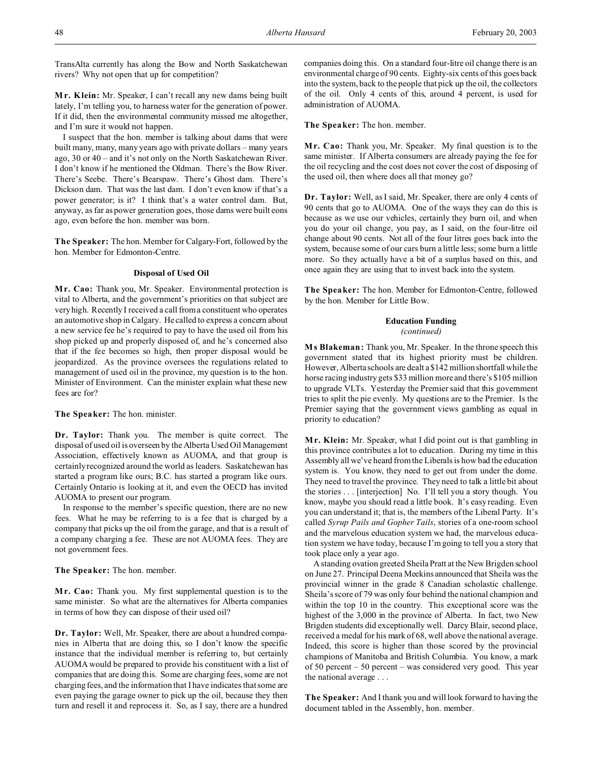TransAlta currently has along the Bow and North Saskatchewan rivers? Why not open that up for competition?

**Mr. Klein:** Mr. Speaker, I can't recall any new dams being built lately, I'm telling you, to harness water for the generation of power. If it did, then the environmental community missed me altogether, and I'm sure it would not happen.

I suspect that the hon. member is talking about dams that were built many, many, many years ago with private dollars – many years ago, 30 or 40 – and it's not only on the North Saskatchewan River. I don't know if he mentioned the Oldman. There's the Bow River. There's Seebe. There's Bearspaw. There's Ghost dam. There's Dickson dam. That was the last dam. I don't even know if that's a power generator; is it? I think that's a water control dam. But, anyway, as far as power generation goes, those dams were built eons ago, even before the hon. member was born.

**The Speaker:** The hon. Member for Calgary-Fort, followed by the hon. Member for Edmonton-Centre.

### Disposal of Used Oil

**Mr. Cao:** Thank you, Mr. Speaker. Environmental protection is vital to Alberta, and the government's priorities on that subject are very high. Recently I received a call from a constituent who operates an automotive shop in Calgary. He called to express a concern about a new service fee he's required to pay to have the used oil from his shop picked up and properly disposed of, and he's concerned also that if the fee becomes so high, then proper disposal would be jeopardized. As the province oversees the regulations related to management of used oil in the province, my question is to the hon. Minister of Environment. Can the minister explain what these new fees are for?

**The Speaker:** The hon. minister.

**Dr. Taylor:** Thank you. The member is quite correct. The disposal of used oil is overseen by the Alberta Used Oil Management Association, effectively known as AUOMA, and that group is certainly recognized around the world as leaders. Saskatchewan has started a program like ours; B.C. has started a program like ours. Certainly Ontario is looking at it, and even the OECD has invited AUOMA to present our program.

In response to the member's specific question, there are no new fees. What he may be referring to is a fee that is charged by a company that picks up the oil from the garage, and that is a result of a company charging a fee. These are not AUOMA fees. They are not government fees.

**The Speaker:** The hon. member.

**Mr. Cao:** Thank you. My first supplemental question is to the same minister. So what are the alternatives for Alberta companies in terms of how they can dispose of their used oil?

**Dr. Taylor:** Well, Mr. Speaker, there are about a hundred companies in Alberta that are doing this, so I don't know the specific instance that the individual member is referring to, but certainly AUOMA would be prepared to provide his constituent with a list of companies that are doing this. Some are charging fees, some are not charging fees, and the information that I have indicates that some are even paying the garage owner to pick up the oil, because they then turn and resell it and reprocess it. So, as I say, there are a hundred companies doing this. On a standard four-litre oil change there is an environmental charge of 90 cents. Eighty-six cents of this goes back into the system, back to the people that pick up the oil, the collectors of the oil. Only 4 cents of this, around 4 percent, is used for administration of AUOMA.

**The Speaker:** The hon. member.

**Mr. Cao:** Thank you, Mr. Speaker. My final question is to the same minister. If Alberta consumers are already paying the fee for the oil recycling and the cost does not cover the cost of disposing of the used oil, then where does all that money go?

**Dr. Taylor:** Well, as I said, Mr. Speaker, there are only 4 cents of 90 cents that go to AUOMA. One of the ways they can do this is because as we use our vehicles, certainly they burn oil, and when you do your oil change, you pay, as I said, on the four-litre oil change about 90 cents. Not all of the four litres goes back into the system, because some of our cars burn a little less; some burn a little more. So they actually have a bit of a surplus based on this, and once again they are using that to invest back into the system.

**The Speaker:** The hon. Member for Edmonton-Centre, followed by the hon. Member for Little Bow.

### Education Funding
*(continued)*

**Ms Blakeman:** Thank you, Mr. Speaker. In the throne speech this government stated that its highest priority must be children. However, Alberta schools are dealt a $142 million shortfall while the horse racing industry gets $33 million more and there's $105 million to upgrade VLTs. Yesterday the Premier said that this government tries to split the pie evenly. My questions are to the Premier. Is the Premier saying that the government views gambling as equal in priority to education?

**Mr. Klein:** Mr. Speaker, what I did point out is that gambling in this province contributes a lot to education. During my time in this Assembly all we've heard from the Liberals is how bad the education system is. You know, they need to get out from under the dome. They need to travel the province. They need to talk a little bit about the stories . . . [interjection] No. I'll tell you a story though. You know, maybe you should read a little book. It's easy reading. Even you can understand it; that is, the members of the Liberal Party. It's called *Syrup Pails and Gopher Tails*, stories of a one-room school and the marvelous education system we had, the marvelous education system we have today, because I'm going to tell you a story that took place only a year ago.

A standing ovation greeted Sheila Pratt at the New Brigden school on June 27. Principal Deena Meekins announced that Sheila was the provincial winner in the grade 8 Canadian scholastic challenge. Sheila's score of 79 was only four behind the national champion and within the top 10 in the country. This exceptional score was the highest of the 3,000 in the province of Alberta. In fact, two New Brigden students did exceptionally well. Darcy Blair, second place, received a medal for his mark of 68, well above the national average. Indeed, this score is higher than those scored by the provincial champions of Manitoba and British Columbia. You know, a mark of 50 percent – 50 percent – was considered very good. This year the national average . . .

**The Speaker:** And I thank you and will look forward to having the document tabled in the Assembly, hon. member.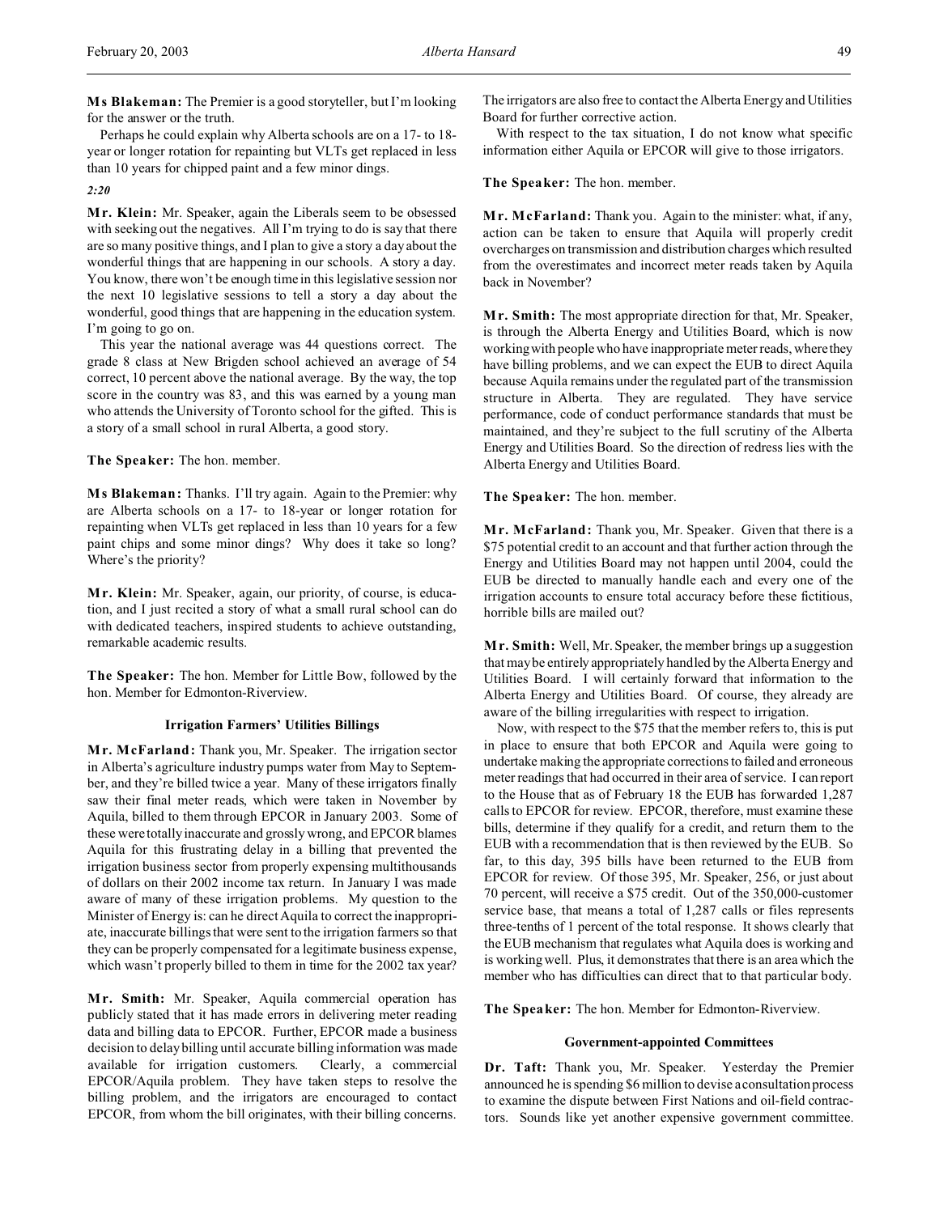**Ms Blakeman:** The Premier is a good storyteller, but I'm looking for the answer or the truth.

Perhaps he could explain why Alberta schools are on a 17- to 18-year or longer rotation for repainting but VLTs get replaced in less than 10 years for chipped paint and a few minor dings.

*2:20*

**Mr. Klein:** Mr. Speaker, again the Liberals seem to be obsessed with seeking out the negatives. All I'm trying to do is say that there are so many positive things, and I plan to give a story a day about the wonderful things that are happening in our schools. A story a day. You know, there won't be enough time in this legislative session nor the next 10 legislative sessions to tell a story a day about the wonderful, good things that are happening in the education system. I'm going to go on.

This year the national average was 44 questions correct. The grade 8 class at New Brigden school achieved an average of 54 correct, 10 percent above the national average. By the way, the top score in the country was 83, and this was earned by a young man who attends the University of Toronto school for the gifted. This is a story of a small school in rural Alberta, a good story.

**The Speaker:** The hon. member.

**Ms Blakeman:** Thanks. I'll try again. Again to the Premier: why are Alberta schools on a 17- to 18-year or longer rotation for repainting when VLTs get replaced in less than 10 years for a few paint chips and some minor dings? Why does it take so long? Where's the priority?

**Mr. Klein:** Mr. Speaker, again, our priority, of course, is education, and I just recited a story of what a small rural school can do with dedicated teachers, inspired students to achieve outstanding, remarkable academic results.

**The Speaker:** The hon. Member for Little Bow, followed by the hon. Member for Edmonton-Riverview.

### Irrigation Farmers' Utilities Billings

**Mr. McFarland:** Thank you, Mr. Speaker. The irrigation sector in Alberta's agriculture industry pumps water from May to September, and they're billed twice a year. Many of these irrigators finally saw their final meter reads, which were taken in November by Aquila, billed to them through EPCOR in January 2003. Some of these were totally inaccurate and grossly wrong, and EPCOR blames Aquila for this frustrating delay in a billing that prevented the irrigation business sector from properly expensing multithousands of dollars on their 2002 income tax return. In January I was made aware of many of these irrigation problems. My question to the Minister of Energy is: can he direct Aquila to correct the inappropriate, inaccurate billings that were sent to the irrigation farmers so that they can be properly compensated for a legitimate business expense, which wasn't properly billed to them in time for the 2002 tax year?

**Mr. Smith:** Mr. Speaker, Aquila commercial operation has publicly stated that it has made errors in delivering meter reading data and billing data to EPCOR. Further, EPCOR made a business decision to delay billing until accurate billing information was made available for irrigation customers. Clearly, a commercial EPCOR/Aquila problem. They have taken steps to resolve the billing problem, and the irrigators are encouraged to contact EPCOR, from whom the bill originates, with their billing concerns. The irrigators are also free to contact the Alberta Energy and Utilities Board for further corrective action.

With respect to the tax situation, I do not know what specific information either Aquila or EPCOR will give to those irrigators.

**The Speaker:** The hon. member.

**Mr. McFarland:** Thank you. Again to the minister: what, if any, action can be taken to ensure that Aquila will properly credit overcharges on transmission and distribution charges which resulted from the overestimates and incorrect meter reads taken by Aquila back in November?

**Mr. Smith:** The most appropriate direction for that, Mr. Speaker, is through the Alberta Energy and Utilities Board, which is now working with people who have inappropriate meter reads, where they have billing problems, and we can expect the EUB to direct Aquila because Aquila remains under the regulated part of the transmission structure in Alberta. They are regulated. They have service performance, code of conduct performance standards that must be maintained, and they're subject to the full scrutiny of the Alberta Energy and Utilities Board. So the direction of redress lies with the Alberta Energy and Utilities Board.

**The Speaker:** The hon. member.

**Mr. McFarland:** Thank you, Mr. Speaker. Given that there is a $75 potential credit to an account and that further action through the Energy and Utilities Board may not happen until 2004, could the EUB be directed to manually handle each and every one of the irrigation accounts to ensure total accuracy before these fictitious, horrible bills are mailed out?

**Mr. Smith:** Well, Mr. Speaker, the member brings up a suggestion that may be entirely appropriately handled by the Alberta Energy and Utilities Board. I will certainly forward that information to the Alberta Energy and Utilities Board. Of course, they already are aware of the billing irregularities with respect to irrigation.

Now, with respect to the $75 that the member refers to, this is put in place to ensure that both EPCOR and Aquila were going to undertake making the appropriate corrections to failed and erroneous meter readings that had occurred in their area of service. I can report to the House that as of February 18 the EUB has forwarded 1,287 calls to EPCOR for review. EPCOR, therefore, must examine these bills, determine if they qualify for a credit, and return them to the EUB with a recommendation that is then reviewed by the EUB. So far, to this day, 395 bills have been returned to the EUB from EPCOR for review. Of those 395, Mr. Speaker, 256, or just about 70 percent, will receive a $75 credit. Out of the 350,000-customer service base, that means a total of 1,287 calls or files represents three-tenths of 1 percent of the total response. It shows clearly that the EUB mechanism that regulates what Aquila does is working and is working well. Plus, it demonstrates that there is an area which the member who has difficulties can direct that to that particular body.

**The Speaker:** The hon. Member for Edmonton-Riverview.

### Government-appointed Committees

**Dr. Taft:** Thank you, Mr. Speaker. Yesterday the Premier announced he is spending $6 million to devise a consultation process to examine the dispute between First Nations and oil-field contractors. Sounds like yet another expensive government committee.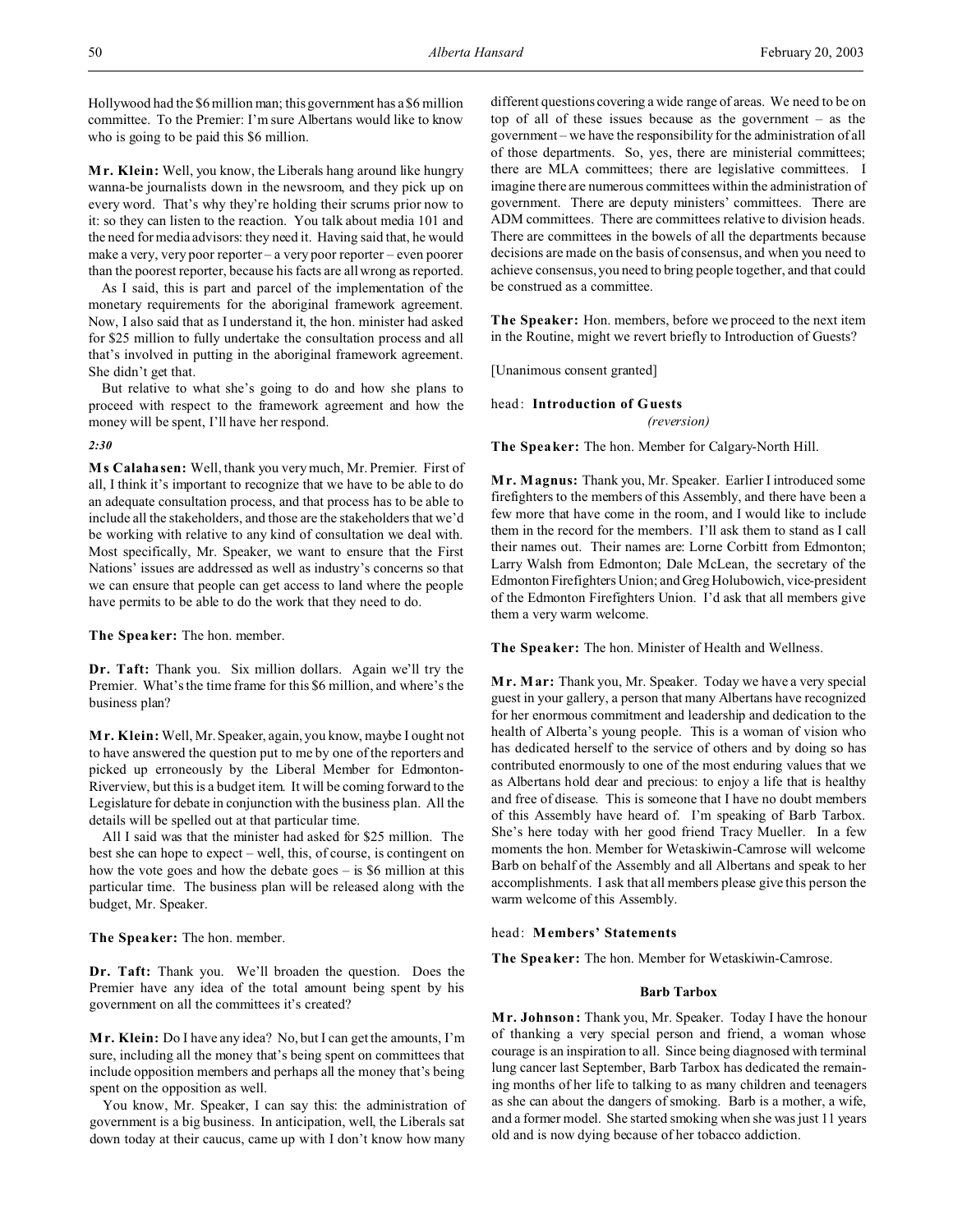Hollywood had the $6 million man; this government has a $6 million committee. To the Premier: I'm sure Albertans would like to know who is going to be paid this $6 million.

**Mr. Klein:** Well, you know, the Liberals hang around like hungry wanna-be journalists down in the newsroom, and they pick up on every word. That's why they're holding their scrums prior now to it: so they can listen to the reaction. You talk about media 101 and the need for media advisors: they need it. Having said that, he would make a very, very poor reporter – a very poor reporter – even poorer than the poorest reporter, because his facts are all wrong as reported.

As I said, this is part and parcel of the implementation of the monetary requirements for the aboriginal framework agreement. Now, I also said that as I understand it, the hon. minister had asked for $25 million to fully undertake the consultation process and all that's involved in putting in the aboriginal framework agreement. She didn't get that.

But relative to what she's going to do and how she plans to proceed with respect to the framework agreement and how the money will be spent, I'll have her respond.

*2:30*

**Ms Calahasen:** Well, thank you very much, Mr. Premier. First of all, I think it's important to recognize that we have to be able to do an adequate consultation process, and that process has to be able to include all the stakeholders, and those are the stakeholders that we'd be working with relative to any kind of consultation we deal with. Most specifically, Mr. Speaker, we want to ensure that the First Nations' issues are addressed as well as industry's concerns so that we can ensure that people can get access to land where the people have permits to be able to do the work that they need to do.

**The Speaker:** The hon. member.

**Dr. Taft:** Thank you. Six million dollars. Again we'll try the Premier. What's the time frame for this $6 million, and where's the business plan?

**Mr. Klein:** Well, Mr. Speaker, again, you know, maybe I ought not to have answered the question put to me by one of the reporters and picked up erroneously by the Liberal Member for Edmonton-Riverview, but this is a budget item. It will be coming forward to the Legislature for debate in conjunction with the business plan. All the details will be spelled out at that particular time.

All I said was that the minister had asked for $25 million. The best she can hope to expect – well, this, of course, is contingent on how the vote goes and how the debate goes – is $6 million at this particular time. The business plan will be released along with the budget, Mr. Speaker.

**The Speaker:** The hon. member.

**Dr. Taft:** Thank you. We'll broaden the question. Does the Premier have any idea of the total amount being spent by his government on all the committees it's created?

**Mr. Klein:** Do I have any idea? No, but I can get the amounts, I'm sure, including all the money that's being spent on committees that include opposition members and perhaps all the money that's being spent on the opposition as well.

You know, Mr. Speaker, I can say this: the administration of government is a big business. In anticipation, well, the Liberals sat down today at their caucus, came up with I don't know how many different questions covering a wide range of areas. We need to be on top of all of these issues because as the government – as the government – we have the responsibility for the administration of all of those departments. So, yes, there are ministerial committees; there are MLA committees; there are legislative committees. I imagine there are numerous committees within the administration of government. There are deputy ministers' committees. There are ADM committees. There are committees relative to division heads. There are committees in the bowels of all the departments because decisions are made on the basis of consensus, and when you need to achieve consensus, you need to bring people together, and that could be construed as a committee.

**The Speaker:** Hon. members, before we proceed to the next item in the Routine, might we revert briefly to Introduction of Guests?

[Unanimous consent granted]

head: **Introduction of Guests**
*(reversion)*

**The Speaker:** The hon. Member for Calgary-North Hill.

**Mr. Magnus:** Thank you, Mr. Speaker. Earlier I introduced some firefighters to the members of this Assembly, and there have been a few more that have come in the room, and I would like to include them in the record for the members. I'll ask them to stand as I call their names out. Their names are: Lorne Corbitt from Edmonton; Larry Walsh from Edmonton; Dale McLean, the secretary of the Edmonton Firefighters Union; and Greg Holubowich, vice-president of the Edmonton Firefighters Union. I'd ask that all members give them a very warm welcome.

**The Speaker:** The hon. Minister of Health and Wellness.

**Mr. Mar:** Thank you, Mr. Speaker. Today we have a very special guest in your gallery, a person that many Albertans have recognized for her enormous commitment and leadership and dedication to the health of Alberta's young people. This is a woman of vision who has dedicated herself to the service of others and by doing so has contributed enormously to one of the most enduring values that we as Albertans hold dear and precious: to enjoy a life that is healthy and free of disease. This is someone that I have no doubt members of this Assembly have heard of. I'm speaking of Barb Tarbox. She's here today with her good friend Tracy Mueller. In a few moments the hon. Member for Wetaskiwin-Camrose will welcome Barb on behalf of the Assembly and all Albertans and speak to her accomplishments. I ask that all members please give this person the warm welcome of this Assembly.

head: **Members' Statements**

**The Speaker:** The hon. Member for Wetaskiwin-Camrose.

### Barb Tarbox

**Mr. Johnson:** Thank you, Mr. Speaker. Today I have the honour of thanking a very special person and friend, a woman whose courage is an inspiration to all. Since being diagnosed with terminal lung cancer last September, Barb Tarbox has dedicated the remaining months of her life to talking to as many children and teenagers as she can about the dangers of smoking. Barb is a mother, a wife, and a former model. She started smoking when she was just 11 years old and is now dying because of her tobacco addiction.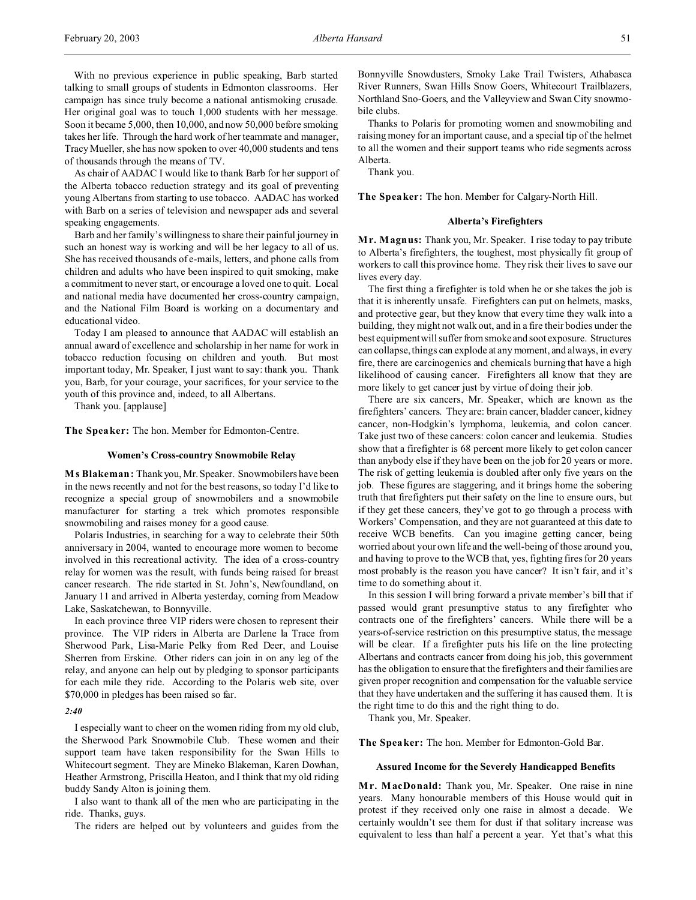With no previous experience in public speaking, Barb started talking to small groups of students in Edmonton classrooms. Her campaign has since truly become a national antismoking crusade. Her original goal was to touch 1,000 students with her message. Soon it became 5,000, then 10,000, and now 50,000 before smoking takes her life. Through the hard work of her teammate and manager, Tracy Mueller, she has now spoken to over 40,000 students and tens of thousands through the means of TV.

As chair of AADAC I would like to thank Barb for her support of the Alberta tobacco reduction strategy and its goal of preventing young Albertans from starting to use tobacco. AADAC has worked with Barb on a series of television and newspaper ads and several speaking engagements.

Barb and her family's willingness to share their painful journey in such an honest way is working and will be her legacy to all of us. She has received thousands of e-mails, letters, and phone calls from children and adults who have been inspired to quit smoking, make a commitment to never start, or encourage a loved one to quit. Local and national media have documented her cross-country campaign, and the National Film Board is working on a documentary and educational video.

Today I am pleased to announce that AADAC will establish an annual award of excellence and scholarship in her name for work in tobacco reduction focusing on children and youth. But most important today, Mr. Speaker, I just want to say: thank you. Thank you, Barb, for your courage, your sacrifices, for your service to the youth of this province and, indeed, to all Albertans.

Thank you. [applause]

**The Speaker:** The hon. Member for Edmonton-Centre.

### Women's Cross-country Snowmobile Relay

**Ms Blakeman:** Thank you, Mr. Speaker. Snowmobilers have been in the news recently and not for the best reasons, so today I'd like to recognize a special group of snowmobilers and a snowmobile manufacturer for starting a trek which promotes responsible snowmobiling and raises money for a good cause.

Polaris Industries, in searching for a way to celebrate their 50th anniversary in 2004, wanted to encourage more women to become involved in this recreational activity. The idea of a cross-country relay for women was the result, with funds being raised for breast cancer research. The ride started in St. John's, Newfoundland, on January 11 and arrived in Alberta yesterday, coming from Meadow Lake, Saskatchewan, to Bonnyville.

In each province three VIP riders were chosen to represent their province. The VIP riders in Alberta are Darlene la Trace from Sherwood Park, Lisa-Marie Pelky from Red Deer, and Louise Sherren from Erskine. Other riders can join in on any leg of the relay, and anyone can help out by pledging to sponsor participants for each mile they ride. According to the Polaris web site, over $70,000 in pledges has been raised so far.

*2:40*

I especially want to cheer on the women riding from my old club, the Sherwood Park Snowmobile Club. These women and their support team have taken responsibility for the Swan Hills to Whitecourt segment. They are Mineko Blakeman, Karen Dowhan, Heather Armstrong, Priscilla Heaton, and I think that my old riding buddy Sandy Alton is joining them.

I also want to thank all of the men who are participating in the ride. Thanks, guys.

The riders are helped out by volunteers and guides from the Bonnyville Snowdusters, Smoky Lake Trail Twisters, Athabasca River Runners, Swan Hills Snow Goers, Whitecourt Trailblazers, Northland Sno-Goers, and the Valleyview and Swan City snowmobile clubs.

Thanks to Polaris for promoting women and snowmobiling and raising money for an important cause, and a special tip of the helmet to all the women and their support teams who ride segments across Alberta.

Thank you.

**The Speaker:** The hon. Member for Calgary-North Hill.

### Alberta's Firefighters

**Mr. Magnus:** Thank you, Mr. Speaker. I rise today to pay tribute to Alberta's firefighters, the toughest, most physically fit group of workers to call this province home. They risk their lives to save our lives every day.

The first thing a firefighter is told when he or she takes the job is that it is inherently unsafe. Firefighters can put on helmets, masks, and protective gear, but they know that every time they walk into a building, they might not walk out, and in a fire their bodies under the best equipment will suffer from smoke and soot exposure. Structures can collapse, things can explode at any moment, and always, in every fire, there are carcinogenics and chemicals burning that have a high likelihood of causing cancer. Firefighters all know that they are more likely to get cancer just by virtue of doing their job.

There are six cancers, Mr. Speaker, which are known as the firefighters' cancers. They are: brain cancer, bladder cancer, kidney cancer, non-Hodgkin's lymphoma, leukemia, and colon cancer. Take just two of these cancers: colon cancer and leukemia. Studies show that a firefighter is 68 percent more likely to get colon cancer than anybody else if they have been on the job for 20 years or more. The risk of getting leukemia is doubled after only five years on the job. These figures are staggering, and it brings home the sobering truth that firefighters put their safety on the line to ensure ours, but if they get these cancers, they've got to go through a process with Workers' Compensation, and they are not guaranteed at this date to receive WCB benefits. Can you imagine getting cancer, being worried about your own life and the well-being of those around you, and having to prove to the WCB that, yes, fighting fires for 20 years most probably is the reason you have cancer? It isn't fair, and it's time to do something about it.

In this session I will bring forward a private member's bill that if passed would grant presumptive status to any firefighter who contracts one of the firefighters' cancers. While there will be a years-of-service restriction on this presumptive status, the message will be clear. If a firefighter puts his life on the line protecting Albertans and contracts cancer from doing his job, this government has the obligation to ensure that the firefighters and their families are given proper recognition and compensation for the valuable service that they have undertaken and the suffering it has caused them. It is the right time to do this and the right thing to do.

Thank you, Mr. Speaker.

**The Speaker:** The hon. Member for Edmonton-Gold Bar.

### Assured Income for the Severely Handicapped Benefits

**Mr. MacDonald:** Thank you, Mr. Speaker. One raise in nine years. Many honourable members of this House would quit in protest if they received only one raise in almost a decade. We certainly wouldn't see them for dust if that solitary increase was equivalent to less than half a percent a year. Yet that's what this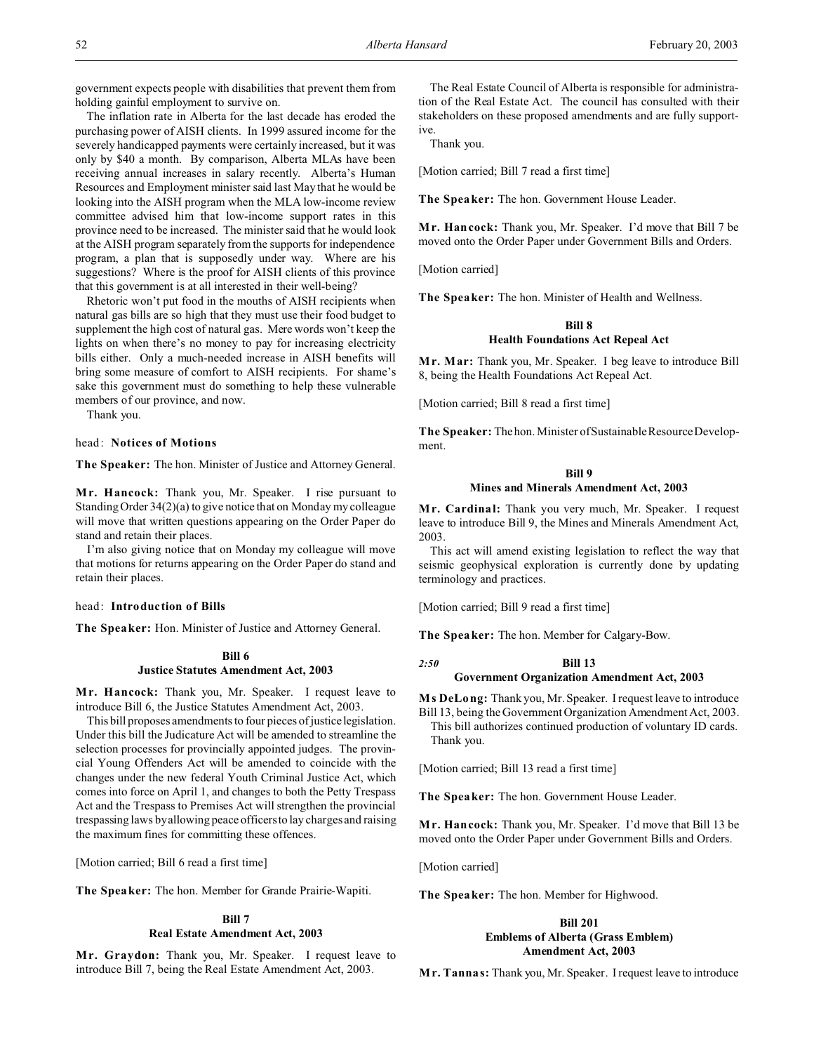government expects people with disabilities that prevent them from holding gainful employment to survive on.

The inflation rate in Alberta for the last decade has eroded the purchasing power of AISH clients. In 1999 assured income for the severely handicapped payments were certainly increased, but it was only by $40 a month. By comparison, Alberta MLAs have been receiving annual increases in salary recently. Alberta's Human Resources and Employment minister said last May that he would be looking into the AISH program when the MLA low-income review committee advised him that low-income support rates in this province need to be increased. The minister said that he would look at the AISH program separately from the supports for independence program, a plan that is supposedly under way. Where are his suggestions? Where is the proof for AISH clients of this province that this government is at all interested in their well-being?

Rhetoric won't put food in the mouths of AISH recipients when natural gas bills are so high that they must use their food budget to supplement the high cost of natural gas. Mere words won't keep the lights on when there's no money to pay for increasing electricity bills either. Only a much-needed increase in AISH benefits will bring some measure of comfort to AISH recipients. For shame's sake this government must do something to help these vulnerable members of our province, and now.

Thank you.

head: **Notices of Motions**

**The Speaker:** The hon. Minister of Justice and Attorney General.

**Mr. Hancock:** Thank you, Mr. Speaker. I rise pursuant to Standing Order 34(2)(a) to give notice that on Monday my colleague will move that written questions appearing on the Order Paper do stand and retain their places.

I'm also giving notice that on Monday my colleague will move that motions for returns appearing on the Order Paper do stand and retain their places.

head: **Introduction of Bills**

**The Speaker:** Hon. Minister of Justice and Attorney General.

### Bill 6
### Justice Statutes Amendment Act, 2003

**Mr. Hancock:** Thank you, Mr. Speaker. I request leave to introduce Bill 6, the Justice Statutes Amendment Act, 2003.

This bill proposes amendments to four pieces of justice legislation. Under this bill the Judicature Act will be amended to streamline the selection processes for provincially appointed judges. The provincial Young Offenders Act will be amended to coincide with the changes under the new federal Youth Criminal Justice Act, which comes into force on April 1, and changes to both the Petty Trespass Act and the Trespass to Premises Act will strengthen the provincial trespassing laws by allowing peace officers to lay charges and raising the maximum fines for committing these offences.

[Motion carried; Bill 6 read a first time]

**The Speaker:** The hon. Member for Grande Prairie-Wapiti.

### Bill 7
### Real Estate Amendment Act, 2003

**Mr. Graydon:** Thank you, Mr. Speaker. I request leave to introduce Bill 7, being the Real Estate Amendment Act, 2003.

The Real Estate Council of Alberta is responsible for administration of the Real Estate Act. The council has consulted with their stakeholders on these proposed amendments and are fully supportive.

Thank you.

[Motion carried; Bill 7 read a first time]

**The Speaker:** The hon. Government House Leader.

**Mr. Hancock:** Thank you, Mr. Speaker. I'd move that Bill 7 be moved onto the Order Paper under Government Bills and Orders.

[Motion carried]

**The Speaker:** The hon. Minister of Health and Wellness.

### Bill 8
### Health Foundations Act Repeal Act

**Mr. Mar:** Thank you, Mr. Speaker. I beg leave to introduce Bill 8, being the Health Foundations Act Repeal Act.

[Motion carried; Bill 8 read a first time]

**The Speaker:** The hon. Minister of Sustainable Resource Development.

### Bill 9
### Mines and Minerals Amendment Act, 2003

**Mr. Cardinal:** Thank you very much, Mr. Speaker. I request leave to introduce Bill 9, the Mines and Minerals Amendment Act, 2003.

This act will amend existing legislation to reflect the way that seismic geophysical exploration is currently done by updating terminology and practices.

[Motion carried; Bill 9 read a first time]

**The Speaker:** The hon. Member for Calgary-Bow.

*2:50*

### Bill 13
### Government Organization Amendment Act, 2003

**Ms DeLong:** Thank you, Mr. Speaker. I request leave to introduce Bill 13, being the Government Organization Amendment Act, 2003.

This bill authorizes continued production of voluntary ID cards.

Thank you.

[Motion carried; Bill 13 read a first time]

**The Speaker:** The hon. Government House Leader.

**Mr. Hancock:** Thank you, Mr. Speaker. I'd move that Bill 13 be moved onto the Order Paper under Government Bills and Orders.

[Motion carried]

**The Speaker:** The hon. Member for Highwood.

### Bill 201
### Emblems of Alberta (Grass Emblem) Amendment Act, 2003

**Mr. Tannas:** Thank you, Mr. Speaker. I request leave to introduce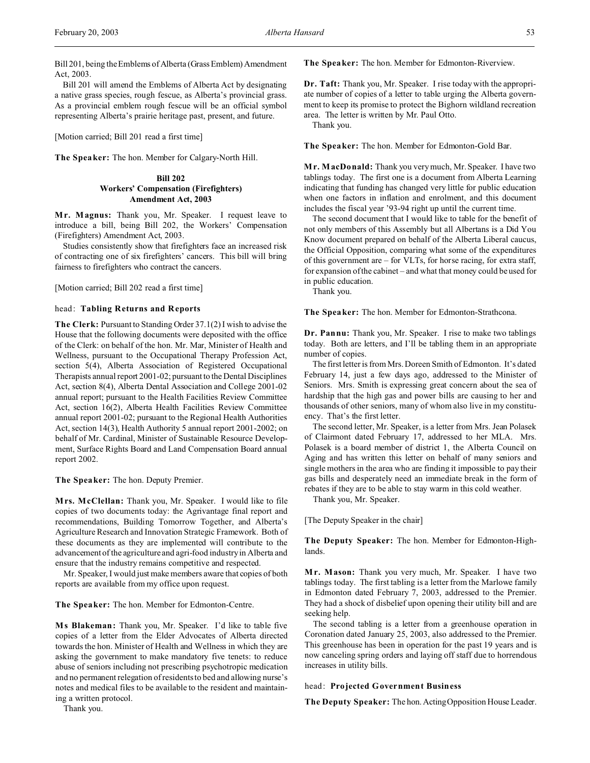Bill 201, being the Emblems of Alberta (Grass Emblem) Amendment Act, 2003.

Bill 201 will amend the Emblems of Alberta Act by designating a native grass species, rough fescue, as Alberta's provincial grass. As a provincial emblem rough fescue will be an official symbol representing Alberta's prairie heritage past, present, and future.

[Motion carried; Bill 201 read a first time]

**The Speaker:** The hon. Member for Calgary-North Hill.

### Bill 202
### Workers' Compensation (Firefighters) Amendment Act, 2003

**Mr. Magnus:** Thank you, Mr. Speaker. I request leave to introduce a bill, being Bill 202, the Workers' Compensation (Firefighters) Amendment Act, 2003.

Studies consistently show that firefighters face an increased risk of contracting one of six firefighters' cancers. This bill will bring fairness to firefighters who contract the cancers.

[Motion carried; Bill 202 read a first time]

head: **Tabling Returns and Reports**

**The Clerk:** Pursuant to Standing Order 37.1(2) I wish to advise the House that the following documents were deposited with the office of the Clerk: on behalf of the hon. Mr. Mar, Minister of Health and Wellness, pursuant to the Occupational Therapy Profession Act, section 5(4), Alberta Association of Registered Occupational Therapists annual report 2001-02; pursuant to the Dental Disciplines Act, section 8(4), Alberta Dental Association and College 2001-02 annual report; pursuant to the Health Facilities Review Committee Act, section 16(2), Alberta Health Facilities Review Committee annual report 2001-02; pursuant to the Regional Health Authorities Act, section 14(3), Health Authority 5 annual report 2001-2002; on behalf of Mr. Cardinal, Minister of Sustainable Resource Development, Surface Rights Board and Land Compensation Board annual report 2002.

**The Speaker:** The hon. Deputy Premier.

**Mrs. McClellan:** Thank you, Mr. Speaker. I would like to file copies of two documents today: the Agrivantage final report and recommendations, Building Tomorrow Together, and Alberta's Agriculture Research and Innovation Strategic Framework. Both of these documents as they are implemented will contribute to the advancement of the agriculture and agri-food industry in Alberta and ensure that the industry remains competitive and respected.

Mr. Speaker, I would just make members aware that copies of both reports are available from my office upon request.

**The Speaker:** The hon. Member for Edmonton-Centre.

**Ms Blakeman:** Thank you, Mr. Speaker. I'd like to table five copies of a letter from the Elder Advocates of Alberta directed towards the hon. Minister of Health and Wellness in which they are asking the government to make mandatory five tenets: to reduce abuse of seniors including not prescribing psychotropic medication and no permanent relegation of residents to bed and allowing nurse's notes and medical files to be available to the resident and maintaining a written protocol.

Thank you.

**The Speaker:** The hon. Member for Edmonton-Riverview.

**Dr. Taft:** Thank you, Mr. Speaker. I rise today with the appropriate number of copies of a letter to table urging the Alberta government to keep its promise to protect the Bighorn wildland recreation area. The letter is written by Mr. Paul Otto.

Thank you.

**The Speaker:** The hon. Member for Edmonton-Gold Bar.

**Mr. MacDonald:** Thank you very much, Mr. Speaker. I have two tablings today. The first one is a document from Alberta Learning indicating that funding has changed very little for public education when one factors in inflation and enrolment, and this document includes the fiscal year '93-94 right up until the current time.

The second document that I would like to table for the benefit of not only members of this Assembly but all Albertans is a Did You Know document prepared on behalf of the Alberta Liberal caucus, the Official Opposition, comparing what some of the expenditures of this government are – for VLTs, for horse racing, for extra staff, for expansion of the cabinet – and what that money could be used for in public education.

Thank you.

**The Speaker:** The hon. Member for Edmonton-Strathcona.

**Dr. Pannu:** Thank you, Mr. Speaker. I rise to make two tablings today. Both are letters, and I'll be tabling them in an appropriate number of copies.

The first letter is from Mrs. Doreen Smith of Edmonton. It's dated February 14, just a few days ago, addressed to the Minister of Seniors. Mrs. Smith is expressing great concern about the sea of hardship that the high gas and power bills are causing to her and thousands of other seniors, many of whom also live in my constituency. That's the first letter.

The second letter, Mr. Speaker, is a letter from Mrs. Jean Polasek of Clairmont dated February 17, addressed to her MLA. Mrs. Polasek is a board member of district 1, the Alberta Council on Aging and has written this letter on behalf of many seniors and single mothers in the area who are finding it impossible to pay their gas bills and desperately need an immediate break in the form of rebates if they are to be able to stay warm in this cold weather.

Thank you, Mr. Speaker.

[The Deputy Speaker in the chair]

**The Deputy Speaker:** The hon. Member for Edmonton-Highlands.

**Mr. Mason:** Thank you very much, Mr. Speaker. I have two tablings today. The first tabling is a letter from the Marlowe family in Edmonton dated February 7, 2003, addressed to the Premier. They had a shock of disbelief upon opening their utility bill and are seeking help.

The second tabling is a letter from a greenhouse operation in Coronation dated January 25, 2003, also addressed to the Premier. This greenhouse has been in operation for the past 19 years and is now canceling spring orders and laying off staff due to horrendous increases in utility bills.

head: **Projected Government Business**

**The Deputy Speaker:** The hon. Acting Opposition House Leader.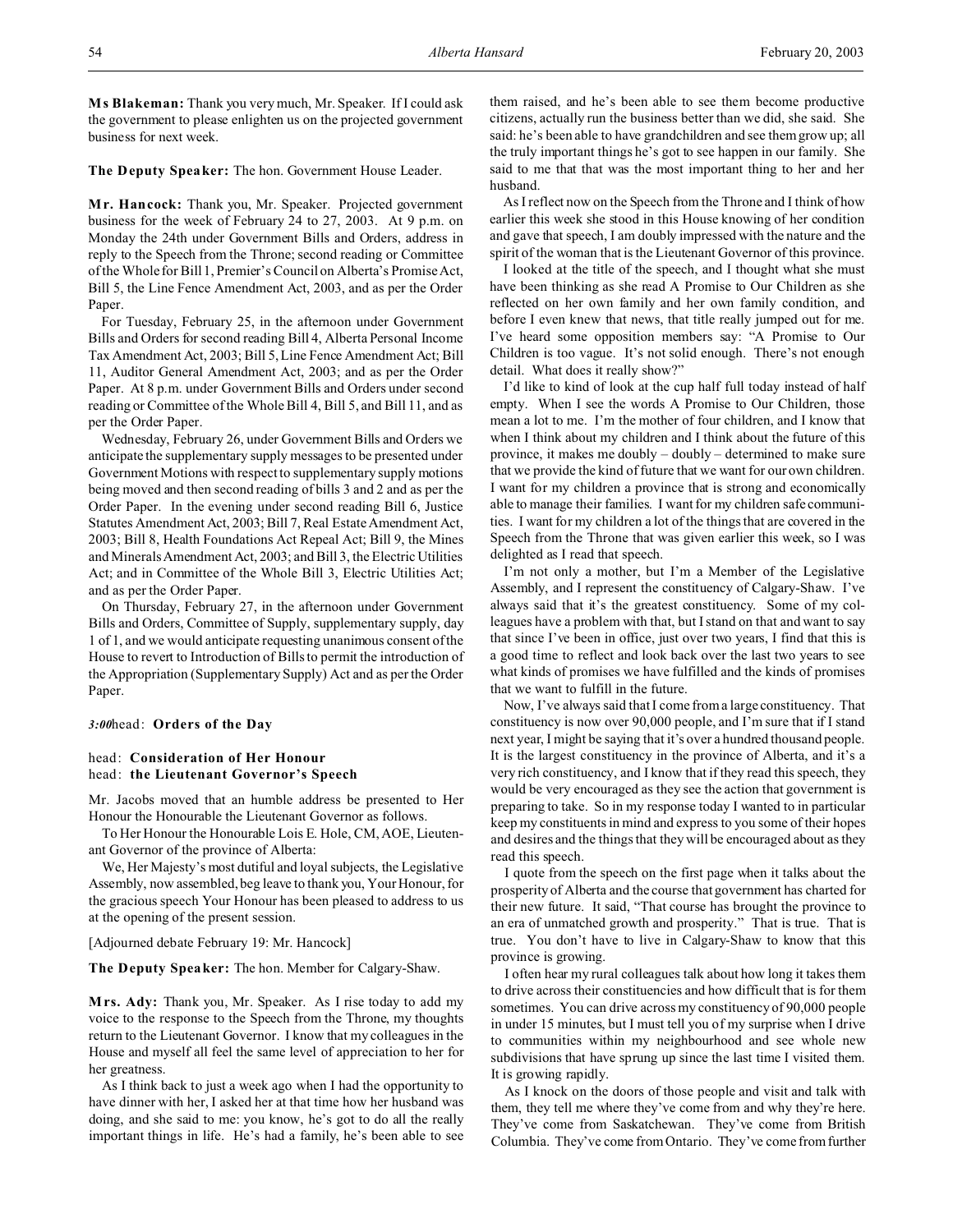**Ms Blakeman:** Thank you very much, Mr. Speaker. If I could ask the government to please enlighten us on the projected government business for next week.

**The Deputy Speaker:** The hon. Government House Leader.

**Mr. Hancock:** Thank you, Mr. Speaker. Projected government business for the week of February 24 to 27, 2003. At 9 p.m. on Monday the 24th under Government Bills and Orders, address in reply to the Speech from the Throne; second reading or Committee of the Whole for Bill 1, Premier's Council on Alberta's Promise Act, Bill 5, the Line Fence Amendment Act, 2003, and as per the Order Paper.

For Tuesday, February 25, in the afternoon under Government Bills and Orders for second reading Bill 4, Alberta Personal Income Tax Amendment Act, 2003; Bill 5, Line Fence Amendment Act; Bill 11, Auditor General Amendment Act, 2003; and as per the Order Paper. At 8 p.m. under Government Bills and Orders under second reading or Committee of the Whole Bill 4, Bill 5, and Bill 11, and as per the Order Paper.

Wednesday, February 26, under Government Bills and Orders we anticipate the supplementary supply messages to be presented under Government Motions with respect to supplementary supply motions being moved and then second reading of bills 3 and 2 and as per the Order Paper. In the evening under second reading Bill 6, Justice Statutes Amendment Act, 2003; Bill 7, Real Estate Amendment Act, 2003; Bill 8, Health Foundations Act Repeal Act; Bill 9, the Mines and Minerals Amendment Act, 2003; and Bill 3, the Electric Utilities Act; and in Committee of the Whole Bill 3, Electric Utilities Act; and as per the Order Paper.

On Thursday, February 27, in the afternoon under Government Bills and Orders, Committee of Supply, supplementary supply, day 1 of 1, and we would anticipate requesting unanimous consent of the House to revert to Introduction of Bills to permit the introduction of the Appropriation (Supplementary Supply) Act and as per the Order Paper.

*3:00*head: **Orders of the Day**

head: **Consideration of Her Honour**
head: **the Lieutenant Governor's Speech**

Mr. Jacobs moved that an humble address be presented to Her Honour the Honourable the Lieutenant Governor as follows.

To Her Honour the Honourable Lois E. Hole, CM, AOE, Lieutenant Governor of the province of Alberta:

We, Her Majesty's most dutiful and loyal subjects, the Legislative Assembly, now assembled, beg leave to thank you, Your Honour, for the gracious speech Your Honour has been pleased to address to us at the opening of the present session.

[Adjourned debate February 19: Mr. Hancock]

**The Deputy Speaker:** The hon. Member for Calgary-Shaw.

**Mrs. Ady:** Thank you, Mr. Speaker. As I rise today to add my voice to the response to the Speech from the Throne, my thoughts return to the Lieutenant Governor. I know that my colleagues in the House and myself all feel the same level of appreciation to her for her greatness.

As I think back to just a week ago when I had the opportunity to have dinner with her, I asked her at that time how her husband was doing, and she said to me: you know, he's got to do all the really important things in life. He's had a family, he's been able to see them raised, and he's been able to see them become productive citizens, actually run the business better than we did, she said. She said: he's been able to have grandchildren and see them grow up; all the truly important things he's got to see happen in our family. She said to me that that was the most important thing to her and her husband.

As I reflect now on the Speech from the Throne and I think of how earlier this week she stood in this House knowing of her condition and gave that speech, I am doubly impressed with the nature and the spirit of the woman that is the Lieutenant Governor of this province.

I looked at the title of the speech, and I thought what she must have been thinking as she read A Promise to Our Children as she reflected on her own family and her own family condition, and before I even knew that news, that title really jumped out for me. I've heard some opposition members say: "A Promise to Our Children is too vague. It's not solid enough. There's not enough detail. What does it really show?"

I'd like to kind of look at the cup half full today instead of half empty. When I see the words A Promise to Our Children, those mean a lot to me. I'm the mother of four children, and I know that when I think about my children and I think about the future of this province, it makes me doubly – doubly – determined to make sure that we provide the kind of future that we want for our own children. I want for my children a province that is strong and economically able to manage their families. I want for my children safe communities. I want for my children a lot of the things that are covered in the Speech from the Throne that was given earlier this week, so I was delighted as I read that speech.

I'm not only a mother, but I'm a Member of the Legislative Assembly, and I represent the constituency of Calgary-Shaw. I've always said that it's the greatest constituency. Some of my colleagues have a problem with that, but I stand on that and want to say that since I've been in office, just over two years, I find that this is a good time to reflect and look back over the last two years to see what kinds of promises we have fulfilled and the kinds of promises that we want to fulfill in the future.

Now, I've always said that I come from a large constituency. That constituency is now over 90,000 people, and I'm sure that if I stand next year, I might be saying that it's over a hundred thousand people. It is the largest constituency in the province of Alberta, and it's a very rich constituency, and I know that if they read this speech, they would be very encouraged as they see the action that government is preparing to take. So in my response today I wanted to in particular keep my constituents in mind and express to you some of their hopes and desires and the things that they will be encouraged about as they read this speech.

I quote from the speech on the first page when it talks about the prosperity of Alberta and the course that government has charted for their new future. It said, "That course has brought the province to an era of unmatched growth and prosperity." That is true. That is true. You don't have to live in Calgary-Shaw to know that this province is growing.

I often hear my rural colleagues talk about how long it takes them to drive across their constituencies and how difficult that is for them sometimes. You can drive across my constituency of 90,000 people in under 15 minutes, but I must tell you of my surprise when I drive to communities within my neighbourhood and see whole new subdivisions that have sprung up since the last time I visited them. It is growing rapidly.

As I knock on the doors of those people and visit and talk with them, they tell me where they've come from and why they're here. They've come from Saskatchewan. They've come from British Columbia. They've come from Ontario. They've come from further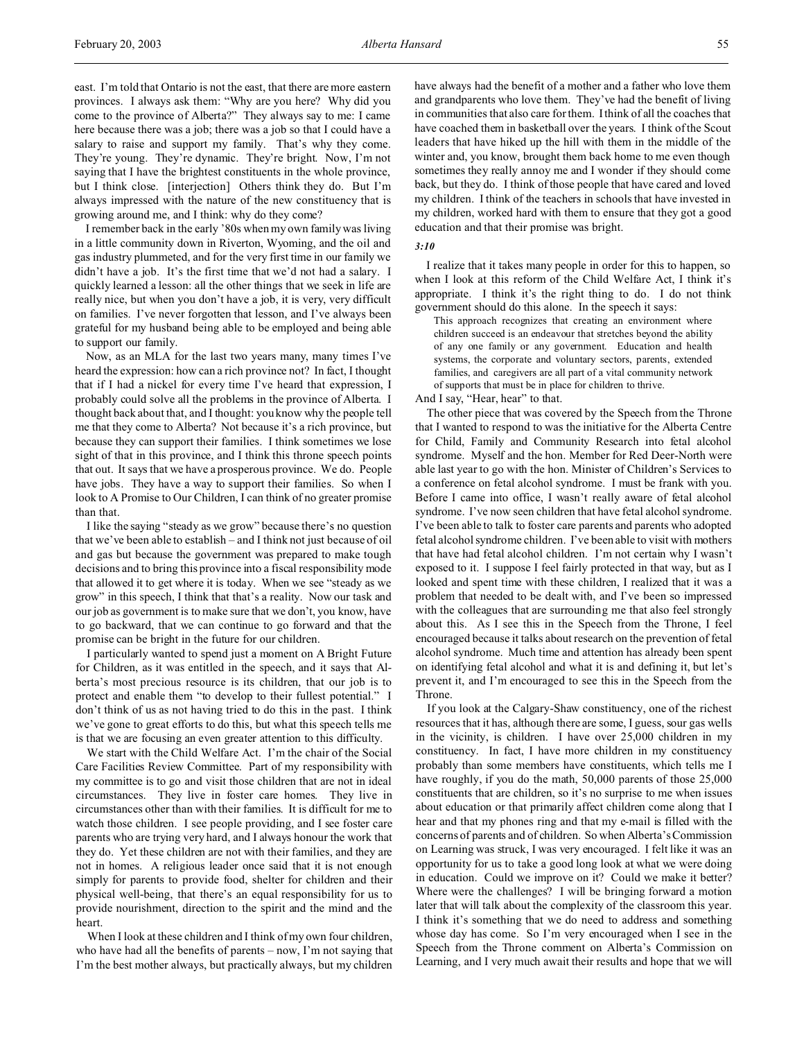east. I'm told that Ontario is not the east, that there are more eastern provinces. I always ask them: "Why are you here? Why did you come to the province of Alberta?" They always say to me: I came here because there was a job; there was a job so that I could have a salary to raise and support my family. That's why they come. They're young. They're dynamic. They're bright. Now, I'm not saying that I have the brightest constituents in the whole province, but I think close. [interjection] Others think they do. But I'm always impressed with the nature of the new constituency that is growing around me, and I think: why do they come?

I remember back in the early '80s when my own family was living in a little community down in Riverton, Wyoming, and the oil and gas industry plummeted, and for the very first time in our family we didn't have a job. It's the first time that we'd not had a salary. I quickly learned a lesson: all the other things that we seek in life are really nice, but when you don't have a job, it is very, very difficult on families. I've never forgotten that lesson, and I've always been grateful for my husband being able to be employed and being able to support our family.

Now, as an MLA for the last two years many, many times I've heard the expression: how can a rich province not? In fact, I thought that if I had a nickel for every time I've heard that expression, I probably could solve all the problems in the province of Alberta. I thought back about that, and I thought: you know why the people tell me that they come to Alberta? Not because it's a rich province, but because they can support their families. I think sometimes we lose sight of that in this province, and I think this throne speech points that out. It says that we have a prosperous province. We do. People have jobs. They have a way to support their families. So when I look to A Promise to Our Children, I can think of no greater promise than that.

I like the saying "steady as we grow" because there's no question that we've been able to establish – and I think not just because of oil and gas but because the government was prepared to make tough decisions and to bring this province into a fiscal responsibility mode that allowed it to get where it is today. When we see "steady as we grow" in this speech, I think that that's a reality. Now our task and our job as government is to make sure that we don't, you know, have to go backward, that we can continue to go forward and that the promise can be bright in the future for our children.

I particularly wanted to spend just a moment on A Bright Future for Children, as it was entitled in the speech, and it says that Alberta's most precious resource is its children, that our job is to protect and enable them "to develop to their fullest potential." I don't think of us as not having tried to do this in the past. I think we've gone to great efforts to do this, but what this speech tells me is that we are focusing an even greater attention to this difficulty.

We start with the Child Welfare Act. I'm the chair of the Social Care Facilities Review Committee. Part of my responsibility with my committee is to go and visit those children that are not in ideal circumstances. They live in foster care homes. They live in circumstances other than with their families. It is difficult for me to watch those children. I see people providing, and I see foster care parents who are trying very hard, and I always honour the work that they do. Yet these children are not with their families, and they are not in homes. A religious leader once said that it is not enough simply for parents to provide food, shelter for children and their physical well-being, that there's an equal responsibility for us to provide nourishment, direction to the spirit and the mind and the heart.

When I look at these children and I think of my own four children, who have had all the benefits of parents – now, I'm not saying that I'm the best mother always, but practically always, but my children have always had the benefit of a mother and a father who love them and grandparents who love them. They've had the benefit of living in communities that also care for them. I think of all the coaches that have coached them in basketball over the years. I think of the Scout leaders that have hiked up the hill with them in the middle of the winter and, you know, brought them back home to me even though sometimes they really annoy me and I wonder if they should come back, but they do. I think of those people that have cared and loved my children. I think of the teachers in schools that have invested in my children, worked hard with them to ensure that they got a good education and that their promise was bright.

*3:10*

I realize that it takes many people in order for this to happen, so when I look at this reform of the Child Welfare Act, I think it's appropriate. I think it's the right thing to do. I do not think government should do this alone. In the speech it says:

> This approach recognizes that creating an environment where children succeed is an endeavour that stretches beyond the ability of any one family or any government. Education and health systems, the corporate and voluntary sectors, parents, extended families, and caregivers are all part of a vital community network of supports that must be in place for children to thrive.

And I say, "Hear, hear" to that.

The other piece that was covered by the Speech from the Throne that I wanted to respond to was the initiative for the Alberta Centre for Child, Family and Community Research into fetal alcohol syndrome. Myself and the hon. Member for Red Deer-North were able last year to go with the hon. Minister of Children's Services to a conference on fetal alcohol syndrome. I must be frank with you. Before I came into office, I wasn't really aware of fetal alcohol syndrome. I've now seen children that have fetal alcohol syndrome. I've been able to talk to foster care parents and parents who adopted fetal alcohol syndrome children. I've been able to visit with mothers that have had fetal alcohol children. I'm not certain why I wasn't exposed to it. I suppose I feel fairly protected in that way, but as I looked and spent time with these children, I realized that it was a problem that needed to be dealt with, and I've been so impressed with the colleagues that are surrounding me that also feel strongly about this. As I see this in the Speech from the Throne, I feel encouraged because it talks about research on the prevention of fetal alcohol syndrome. Much time and attention has already been spent on identifying fetal alcohol and what it is and defining it, but let's prevent it, and I'm encouraged to see this in the Speech from the Throne.

If you look at the Calgary-Shaw constituency, one of the richest resources that it has, although there are some, I guess, sour gas wells in the vicinity, is children. I have over 25,000 children in my constituency. In fact, I have more children in my constituency probably than some members have constituents, which tells me I have roughly, if you do the math, 50,000 parents of those 25,000 constituents that are children, so it's no surprise to me when issues about education or that primarily affect children come along that I hear and that my phones ring and that my e-mail is filled with the concerns of parents and of children. So when Alberta's Commission on Learning was struck, I was very encouraged. I felt like it was an opportunity for us to take a good long look at what we were doing in education. Could we improve on it? Could we make it better? Where were the challenges? I will be bringing forward a motion later that will talk about the complexity of the classroom this year. I think it's something that we do need to address and something whose day has come. So I'm very encouraged when I see in the Speech from the Throne comment on Alberta's Commission on Learning, and I very much await their results and hope that we will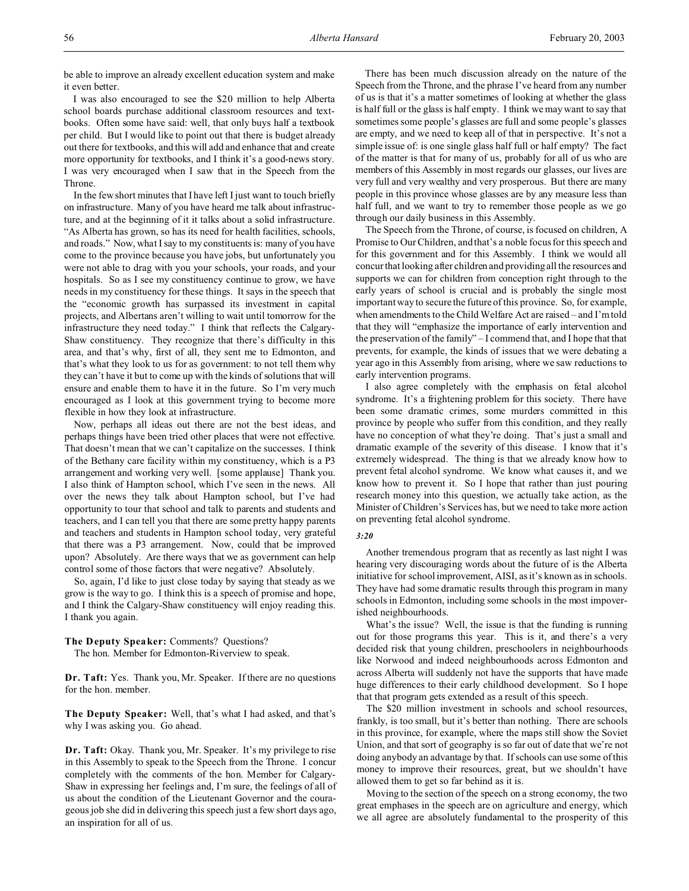be able to improve an already excellent education system and make it even better.

I was also encouraged to see the $20 million to help Alberta school boards purchase additional classroom resources and textbooks. Often some have said: well, that only buys half a textbook per child. But I would like to point out that there is budget already out there for textbooks, and this will add and enhance that and create more opportunity for textbooks, and I think it's a good-news story. I was very encouraged when I saw that in the Speech from the Throne.

In the few short minutes that I have left I just want to touch briefly on infrastructure. Many of you have heard me talk about infrastructure, and at the beginning of it it talks about a solid infrastructure. "As Alberta has grown, so has its need for health facilities, schools, and roads." Now, what I say to my constituents is: many of you have come to the province because you have jobs, but unfortunately you were not able to drag with you your schools, your roads, and your hospitals. So as I see my constituency continue to grow, we have needs in my constituency for these things. It says in the speech that the "economic growth has surpassed its investment in capital projects, and Albertans aren't willing to wait until tomorrow for the infrastructure they need today." I think that reflects the Calgary-Shaw constituency. They recognize that there's difficulty in this area, and that's why, first of all, they sent me to Edmonton, and that's what they look to us for as government: to not tell them why they can't have it but to come up with the kinds of solutions that will ensure and enable them to have it in the future. So I'm very much encouraged as I look at this government trying to become more flexible in how they look at infrastructure.

Now, perhaps all ideas out there are not the best ideas, and perhaps things have been tried other places that were not effective. That doesn't mean that we can't capitalize on the successes. I think of the Bethany care facility within my constituency, which is a P3 arrangement and working very well. [some applause] Thank you. I also think of Hampton school, which I've seen in the news. All over the news they talk about Hampton school, but I've had opportunity to tour that school and talk to parents and students and teachers, and I can tell you that there are some pretty happy parents and teachers and students in Hampton school today, very grateful that there was a P3 arrangement. Now, could that be improved upon? Absolutely. Are there ways that we as government can help control some of those factors that were negative? Absolutely.

So, again, I'd like to just close today by saying that steady as we grow is the way to go. I think this is a speech of promise and hope, and I think the Calgary-Shaw constituency will enjoy reading this. I thank you again.

**The Deputy Speaker:** Comments? Questions?

The hon. Member for Edmonton-Riverview to speak.

**Dr. Taft:** Yes. Thank you, Mr. Speaker. If there are no questions for the hon. member.

**The Deputy Speaker:** Well, that's what I had asked, and that's why I was asking you. Go ahead.

**Dr. Taft:** Okay. Thank you, Mr. Speaker. It's my privilege to rise in this Assembly to speak to the Speech from the Throne. I concur completely with the comments of the hon. Member for Calgary-Shaw in expressing her feelings and, I'm sure, the feelings of all of us about the condition of the Lieutenant Governor and the courageous job she did in delivering this speech just a few short days ago, an inspiration for all of us.

There has been much discussion already on the nature of the Speech from the Throne, and the phrase I've heard from any number of us is that it's a matter sometimes of looking at whether the glass is half full or the glass is half empty. I think we may want to say that sometimes some people's glasses are full and some people's glasses are empty, and we need to keep all of that in perspective. It's not a simple issue of: is one single glass half full or half empty? The fact of the matter is that for many of us, probably for all of us who are members of this Assembly in most regards our glasses, our lives are very full and very wealthy and very prosperous. But there are many people in this province whose glasses are by any measure less than half full, and we want to try to remember those people as we go through our daily business in this Assembly.

The Speech from the Throne, of course, is focused on children, A Promise to Our Children, and that's a noble focus for this speech and for this government and for this Assembly. I think we would all concur that looking after children and providing all the resources and supports we can for children from conception right through to the early years of school is crucial and is probably the single most important way to secure the future of this province. So, for example, when amendments to the Child Welfare Act are raised – and I'm told that they will "emphasize the importance of early intervention and the preservation of the family" – I commend that, and I hope that that prevents, for example, the kinds of issues that we were debating a year ago in this Assembly from arising, where we saw reductions to early intervention programs.

I also agree completely with the emphasis on fetal alcohol syndrome. It's a frightening problem for this society. There have been some dramatic crimes, some murders committed in this province by people who suffer from this condition, and they really have no conception of what they're doing. That's just a small and dramatic example of the severity of this disease. I know that it's extremely widespread. The thing is that we already know how to prevent fetal alcohol syndrome. We know what causes it, and we know how to prevent it. So I hope that rather than just pouring research money into this question, we actually take action, as the Minister of Children's Services has, but we need to take more action on preventing fetal alcohol syndrome.

*3:20*

Another tremendous program that as recently as last night I was hearing very discouraging words about the future of is the Alberta initiative for school improvement, AISI, as it's known as in schools. They have had some dramatic results through this program in many schools in Edmonton, including some schools in the most impoverished neighbourhoods.

What's the issue? Well, the issue is that the funding is running out for those programs this year. This is it, and there's a very decided risk that young children, preschoolers in neighbourhoods like Norwood and indeed neighbourhoods across Edmonton and across Alberta will suddenly not have the supports that have made huge differences to their early childhood development. So I hope that that program gets extended as a result of this speech.

The $20 million investment in schools and school resources, frankly, is too small, but it's better than nothing. There are schools in this province, for example, where the maps still show the Soviet Union, and that sort of geography is so far out of date that we're not doing anybody an advantage by that. If schools can use some of this money to improve their resources, great, but we shouldn't have allowed them to get so far behind as it is.

Moving to the section of the speech on a strong economy, the two great emphases in the speech are on agriculture and energy, which we all agree are absolutely fundamental to the prosperity of this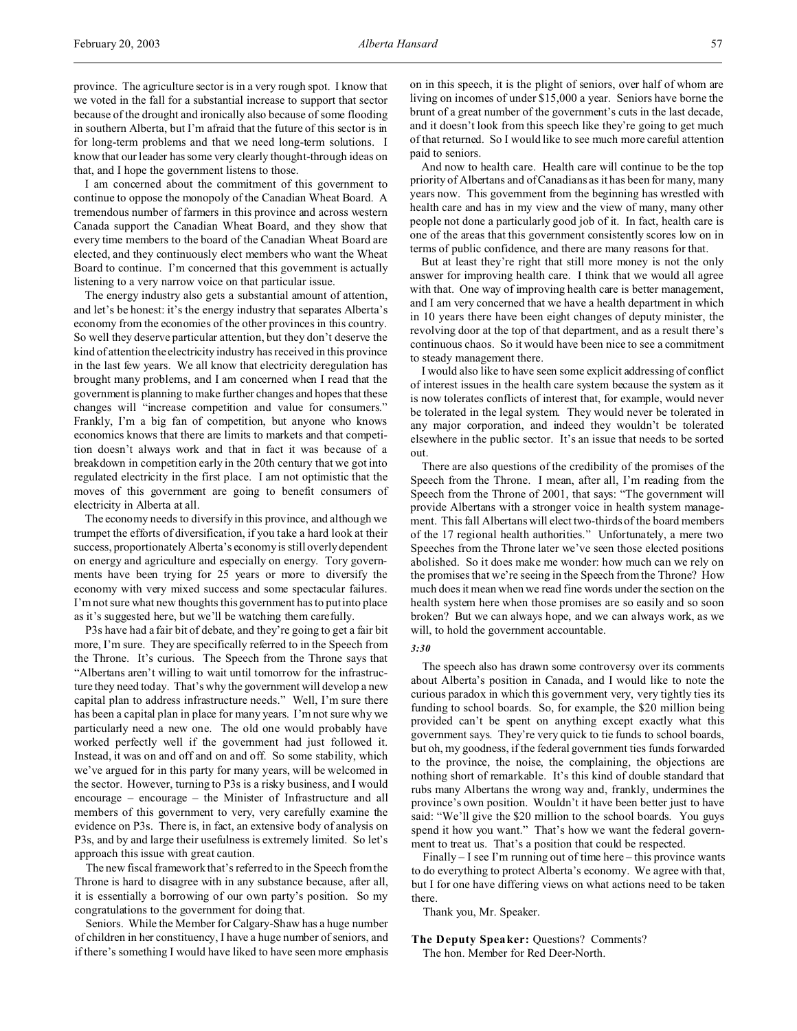province. The agriculture sector is in a very rough spot. I know that we voted in the fall for a substantial increase to support that sector because of the drought and ironically also because of some flooding in southern Alberta, but I'm afraid that the future of this sector is in for long-term problems and that we need long-term solutions. I know that our leader has some very clearly thought-through ideas on that, and I hope the government listens to those.

I am concerned about the commitment of this government to continue to oppose the monopoly of the Canadian Wheat Board. A tremendous number of farmers in this province and across western Canada support the Canadian Wheat Board, and they show that every time members to the board of the Canadian Wheat Board are elected, and they continuously elect members who want the Wheat Board to continue. I'm concerned that this government is actually listening to a very narrow voice on that particular issue.

The energy industry also gets a substantial amount of attention, and let's be honest: it's the energy industry that separates Alberta's economy from the economies of the other provinces in this country. So well they deserve particular attention, but they don't deserve the kind of attention the electricity industry has received in this province in the last few years. We all know that electricity deregulation has brought many problems, and I am concerned when I read that the government is planning to make further changes and hopes that these changes will "increase competition and value for consumers." Frankly, I'm a big fan of competition, but anyone who knows economics knows that there are limits to markets and that competition doesn't always work and that in fact it was because of a breakdown in competition early in the 20th century that we got into regulated electricity in the first place. I am not optimistic that the moves of this government are going to benefit consumers of electricity in Alberta at all.

The economy needs to diversify in this province, and although we trumpet the efforts of diversification, if you take a hard look at their success, proportionately Alberta's economy is still overly dependent on energy and agriculture and especially on energy. Tory governments have been trying for 25 years or more to diversify the economy with very mixed success and some spectacular failures. I'm not sure what new thoughts this government has to put into place as it's suggested here, but we'll be watching them carefully.

P3s have had a fair bit of debate, and they're going to get a fair bit more, I'm sure. They are specifically referred to in the Speech from the Throne. It's curious. The Speech from the Throne says that "Albertans aren't willing to wait until tomorrow for the infrastructure they need today. That's why the government will develop a new capital plan to address infrastructure needs." Well, I'm sure there has been a capital plan in place for many years. I'm not sure why we particularly need a new one. The old one would probably have worked perfectly well if the government had just followed it. Instead, it was on and off and on and off. So some stability, which we've argued for in this party for many years, will be welcomed in the sector. However, turning to P3s is a risky business, and I would encourage – encourage – the Minister of Infrastructure and all members of this government to very, very carefully examine the evidence on P3s. There is, in fact, an extensive body of analysis on P3s, and by and large their usefulness is extremely limited. So let's approach this issue with great caution.

The new fiscal framework that's referred to in the Speech from the Throne is hard to disagree with in any substance because, after all, it is essentially a borrowing of our own party's position. So my congratulations to the government for doing that.

Seniors. While the Member for Calgary-Shaw has a huge number of children in her constituency, I have a huge number of seniors, and if there's something I would have liked to have seen more emphasis on in this speech, it is the plight of seniors, over half of whom are living on incomes of under $15,000 a year. Seniors have borne the brunt of a great number of the government's cuts in the last decade, and it doesn't look from this speech like they're going to get much of that returned. So I would like to see much more careful attention paid to seniors.

And now to health care. Health care will continue to be the top priority of Albertans and of Canadians as it has been for many, many years now. This government from the beginning has wrestled with health care and has in my view and the view of many, many other people not done a particularly good job of it. In fact, health care is one of the areas that this government consistently scores low on in terms of public confidence, and there are many reasons for that.

But at least they're right that still more money is not the only answer for improving health care. I think that we would all agree with that. One way of improving health care is better management, and I am very concerned that we have a health department in which in 10 years there have been eight changes of deputy minister, the revolving door at the top of that department, and as a result there's continuous chaos. So it would have been nice to see a commitment to steady management there.

I would also like to have seen some explicit addressing of conflict of interest issues in the health care system because the system as it is now tolerates conflicts of interest that, for example, would never be tolerated in the legal system. They would never be tolerated in any major corporation, and indeed they wouldn't be tolerated elsewhere in the public sector. It's an issue that needs to be sorted out.

There are also questions of the credibility of the promises of the Speech from the Throne. I mean, after all, I'm reading from the Speech from the Throne of 2001, that says: "The government will provide Albertans with a stronger voice in health system management. This fall Albertans will elect two-thirds of the board members of the 17 regional health authorities." Unfortunately, a mere two Speeches from the Throne later we've seen those elected positions abolished. So it does make me wonder: how much can we rely on the promises that we're seeing in the Speech from the Throne? How much does it mean when we read fine words under the section on the health system here when those promises are so easily and so soon broken? But we can always hope, and we can always work, as we will, to hold the government accountable.

*3:30*

The speech also has drawn some controversy over its comments about Alberta's position in Canada, and I would like to note the curious paradox in which this government very, very tightly ties its funding to school boards. So, for example, the $20 million being provided can't be spent on anything except exactly what this government says. They're very quick to tie funds to school boards, but oh, my goodness, if the federal government ties funds forwarded to the province, the noise, the complaining, the objections are nothing short of remarkable. It's this kind of double standard that rubs many Albertans the wrong way and, frankly, undermines the province's own position. Wouldn't it have been better just to have said: "We'll give the $20 million to the school boards. You guys spend it how you want." That's how we want the federal government to treat us. That's a position that could be respected.

Finally – I see I'm running out of time here – this province wants to do everything to protect Alberta's economy. We agree with that, but I for one have differing views on what actions need to be taken there.

Thank you, Mr. Speaker.

**The Deputy Speaker:** Questions? Comments?
The hon. Member for Red Deer-North.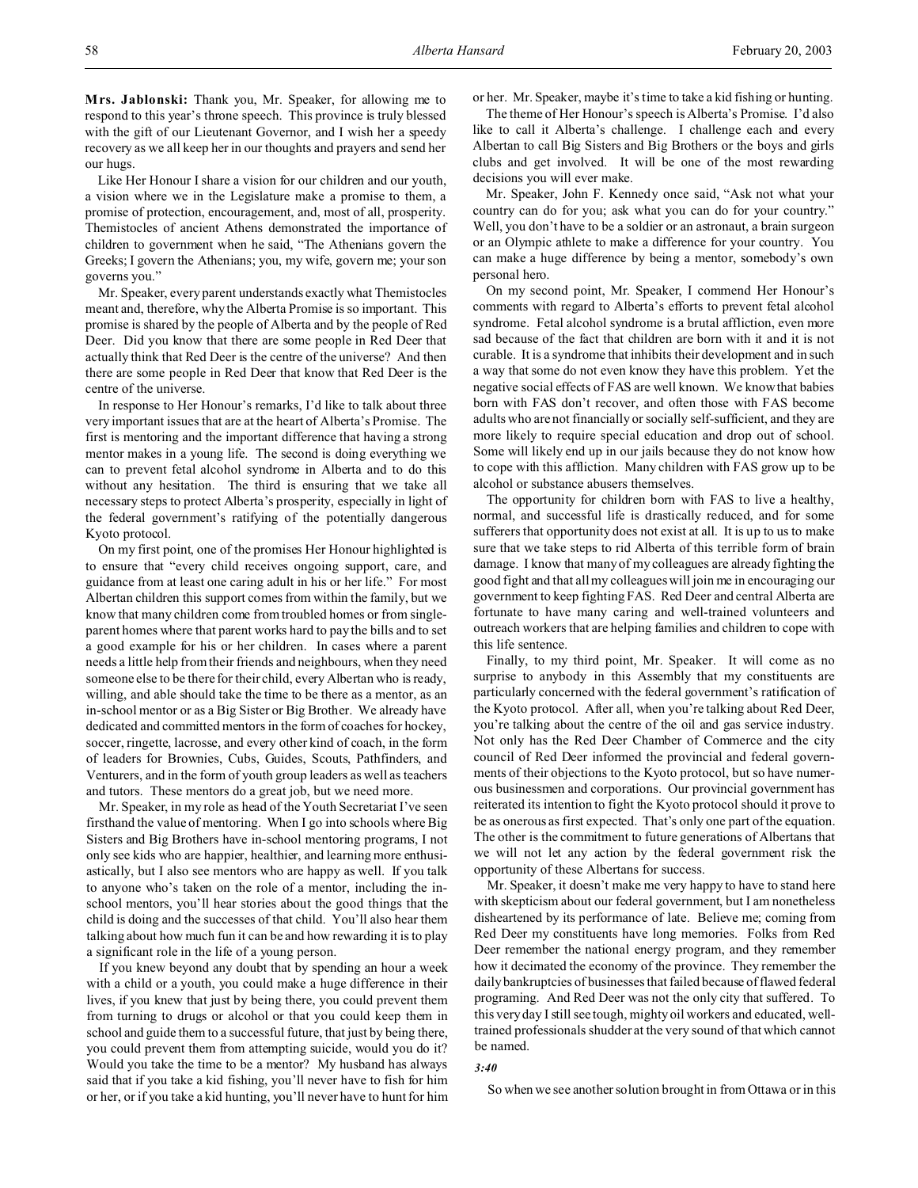**Mrs. Jablonski:** Thank you, Mr. Speaker, for allowing me to respond to this year's throne speech. This province is truly blessed with the gift of our Lieutenant Governor, and I wish her a speedy recovery as we all keep her in our thoughts and prayers and send her our hugs.

Like Her Honour I share a vision for our children and our youth, a vision where we in the Legislature make a promise to them, a promise of protection, encouragement, and, most of all, prosperity. Themistocles of ancient Athens demonstrated the importance of children to government when he said, "The Athenians govern the Greeks; I govern the Athenians; you, my wife, govern me; your son governs you."

Mr. Speaker, every parent understands exactly what Themistocles meant and, therefore, why the Alberta Promise is so important. This promise is shared by the people of Alberta and by the people of Red Deer. Did you know that there are some people in Red Deer that actually think that Red Deer is the centre of the universe? And then there are some people in Red Deer that know that Red Deer is the centre of the universe.

In response to Her Honour's remarks, I'd like to talk about three very important issues that are at the heart of Alberta's Promise. The first is mentoring and the important difference that having a strong mentor makes in a young life. The second is doing everything we can to prevent fetal alcohol syndrome in Alberta and to do this without any hesitation. The third is ensuring that we take all necessary steps to protect Alberta's prosperity, especially in light of the federal government's ratifying of the potentially dangerous Kyoto protocol.

On my first point, one of the promises Her Honour highlighted is to ensure that "every child receives ongoing support, care, and guidance from at least one caring adult in his or her life." For most Albertan children this support comes from within the family, but we know that many children come from troubled homes or from single-parent homes where that parent works hard to pay the bills and to set a good example for his or her children. In cases where a parent needs a little help from their friends and neighbours, when they need someone else to be there for their child, every Albertan who is ready, willing, and able should take the time to be there as a mentor, as an in-school mentor or as a Big Sister or Big Brother. We already have dedicated and committed mentors in the form of coaches for hockey, soccer, ringette, lacrosse, and every other kind of coach, in the form of leaders for Brownies, Cubs, Guides, Scouts, Pathfinders, and Venturers, and in the form of youth group leaders as well as teachers and tutors. These mentors do a great job, but we need more.

Mr. Speaker, in my role as head of the Youth Secretariat I've seen firsthand the value of mentoring. When I go into schools where Big Sisters and Big Brothers have in-school mentoring programs, I not only see kids who are happier, healthier, and learning more enthusiastically, but I also see mentors who are happy as well. If you talk to anyone who's taken on the role of a mentor, including the in-school mentors, you'll hear stories about the good things that the child is doing and the successes of that child. You'll also hear them talking about how much fun it can be and how rewarding it is to play a significant role in the life of a young person.

If you knew beyond any doubt that by spending an hour a week with a child or a youth, you could make a huge difference in their lives, if you knew that just by being there, you could prevent them from turning to drugs or alcohol or that you could keep them in school and guide them to a successful future, that just by being there, you could prevent them from attempting suicide, would you do it? Would you take the time to be a mentor? My husband has always said that if you take a kid fishing, you'll never have to fish for him or her, or if you take a kid hunting, you'll never have to hunt for him or her. Mr. Speaker, maybe it's time to take a kid fishing or hunting.

The theme of Her Honour's speech is Alberta's Promise. I'd also like to call it Alberta's challenge. I challenge each and every Albertan to call Big Sisters and Big Brothers or the boys and girls clubs and get involved. It will be one of the most rewarding decisions you will ever make.

Mr. Speaker, John F. Kennedy once said, "Ask not what your country can do for you; ask what you can do for your country." Well, you don't have to be a soldier or an astronaut, a brain surgeon or an Olympic athlete to make a difference for your country. You can make a huge difference by being a mentor, somebody's own personal hero.

On my second point, Mr. Speaker, I commend Her Honour's comments with regard to Alberta's efforts to prevent fetal alcohol syndrome. Fetal alcohol syndrome is a brutal affliction, even more sad because of the fact that children are born with it and it is not curable. It is a syndrome that inhibits their development and in such a way that some do not even know they have this problem. Yet the negative social effects of FAS are well known. We know that babies born with FAS don't recover, and often those with FAS become adults who are not financially or socially self-sufficient, and they are more likely to require special education and drop out of school. Some will likely end up in our jails because they do not know how to cope with this affliction. Many children with FAS grow up to be alcohol or substance abusers themselves.

The opportunity for children born with FAS to live a healthy, normal, and successful life is drastically reduced, and for some sufferers that opportunity does not exist at all. It is up to us to make sure that we take steps to rid Alberta of this terrible form of brain damage. I know that many of my colleagues are already fighting the good fight and that all my colleagues will join me in encouraging our government to keep fighting FAS. Red Deer and central Alberta are fortunate to have many caring and well-trained volunteers and outreach workers that are helping families and children to cope with this life sentence.

Finally, to my third point, Mr. Speaker. It will come as no surprise to anybody in this Assembly that my constituents are particularly concerned with the federal government's ratification of the Kyoto protocol. After all, when you're talking about Red Deer, you're talking about the centre of the oil and gas service industry. Not only has the Red Deer Chamber of Commerce and the city council of Red Deer informed the provincial and federal governments of their objections to the Kyoto protocol, but so have numerous businessmen and corporations. Our provincial government has reiterated its intention to fight the Kyoto protocol should it prove to be as onerous as first expected. That's only one part of the equation. The other is the commitment to future generations of Albertans that we will not let any action by the federal government risk the opportunity of these Albertans for success.

Mr. Speaker, it doesn't make me very happy to have to stand here with skepticism about our federal government, but I am nonetheless disheartened by its performance of late. Believe me; coming from Red Deer my constituents have long memories. Folks from Red Deer remember the national energy program, and they remember how it decimated the economy of the province. They remember the daily bankruptcies of businesses that failed because of flawed federal programing. And Red Deer was not the only city that suffered. To this very day I still see tough, mighty oil workers and educated, well-trained professionals shudder at the very sound of that which cannot be named.

*3:40*

So when we see another solution brought in from Ottawa or in this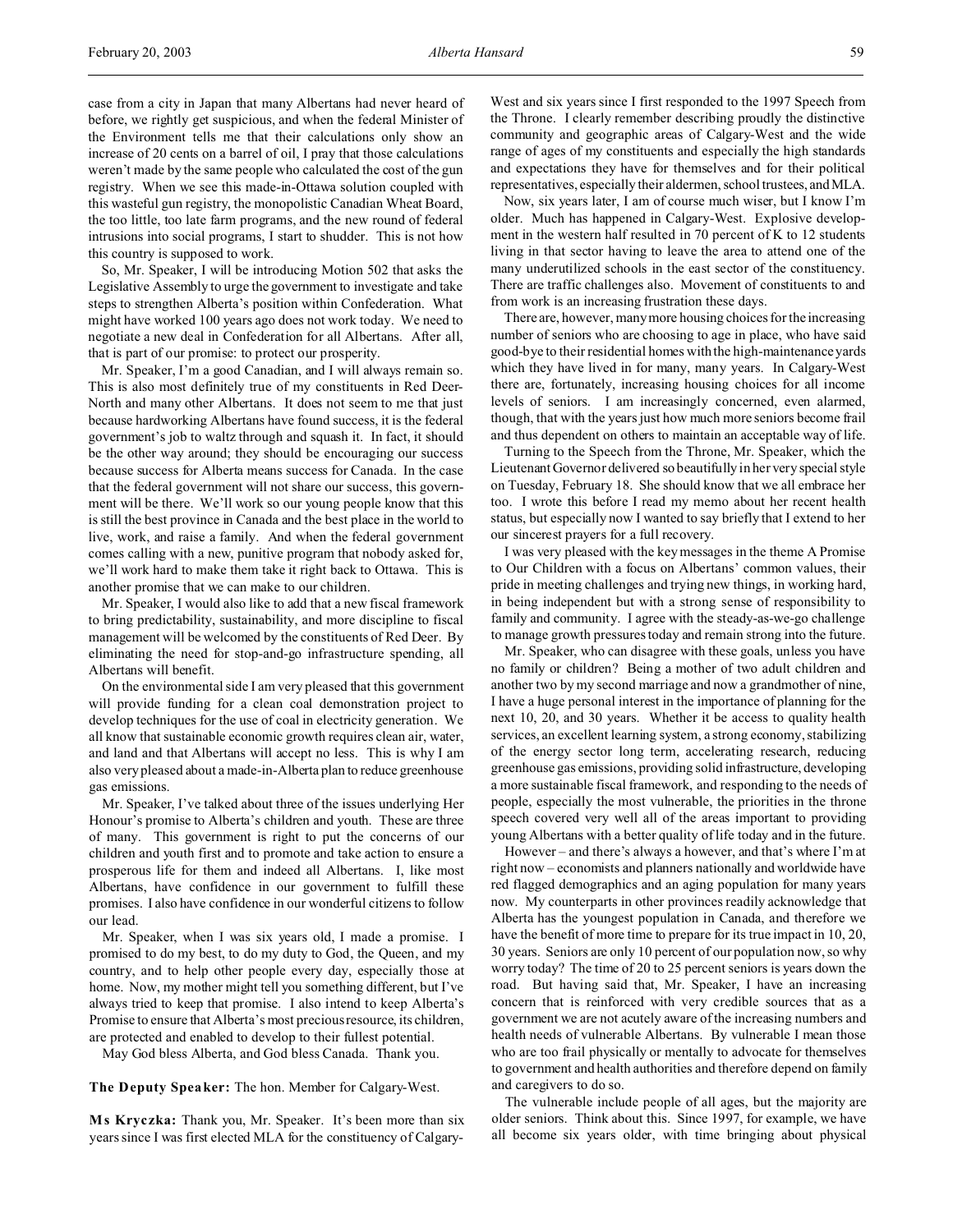case from a city in Japan that many Albertans had never heard of before, we rightly get suspicious, and when the federal Minister of the Environment tells me that their calculations only show an increase of 20 cents on a barrel of oil, I pray that those calculations weren't made by the same people who calculated the cost of the gun registry. When we see this made-in-Ottawa solution coupled with this wasteful gun registry, the monopolistic Canadian Wheat Board, the too little, too late farm programs, and the new round of federal intrusions into social programs, I start to shudder. This is not how this country is supposed to work.

So, Mr. Speaker, I will be introducing Motion 502 that asks the Legislative Assembly to urge the government to investigate and take steps to strengthen Alberta's position within Confederation. What might have worked 100 years ago does not work today. We need to negotiate a new deal in Confederation for all Albertans. After all, that is part of our promise: to protect our prosperity.

Mr. Speaker, I'm a good Canadian, and I will always remain so. This is also most definitely true of my constituents in Red Deer-North and many other Albertans. It does not seem to me that just because hardworking Albertans have found success, it is the federal government's job to waltz through and squash it. In fact, it should be the other way around; they should be encouraging our success because success for Alberta means success for Canada. In the case that the federal government will not share our success, this government will be there. We'll work so our young people know that this is still the best province in Canada and the best place in the world to live, work, and raise a family. And when the federal government comes calling with a new, punitive program that nobody asked for, we'll work hard to make them take it right back to Ottawa. This is another promise that we can make to our children.

Mr. Speaker, I would also like to add that a new fiscal framework to bring predictability, sustainability, and more discipline to fiscal management will be welcomed by the constituents of Red Deer. By eliminating the need for stop-and-go infrastructure spending, all Albertans will benefit.

On the environmental side I am very pleased that this government will provide funding for a clean coal demonstration project to develop techniques for the use of coal in electricity generation. We all know that sustainable economic growth requires clean air, water, and land and that Albertans will accept no less. This is why I am also very pleased about a made-in-Alberta plan to reduce greenhouse gas emissions.

Mr. Speaker, I've talked about three of the issues underlying Her Honour's promise to Alberta's children and youth. These are three of many. This government is right to put the concerns of our children and youth first and to promote and take action to ensure a prosperous life for them and indeed all Albertans. I, like most Albertans, have confidence in our government to fulfill these promises. I also have confidence in our wonderful citizens to follow our lead.

Mr. Speaker, when I was six years old, I made a promise. I promised to do my best, to do my duty to God, the Queen, and my country, and to help other people every day, especially those at home. Now, my mother might tell you something different, but I've always tried to keep that promise. I also intend to keep Alberta's Promise to ensure that Alberta's most precious resource, its children, are protected and enabled to develop to their fullest potential.

May God bless Alberta, and God bless Canada. Thank you.

**The Deputy Speaker:** The hon. Member for Calgary-West.

**Ms Kryczka:** Thank you, Mr. Speaker. It's been more than six years since I was first elected MLA for the constituency of Calgary-West and six years since I first responded to the 1997 Speech from the Throne. I clearly remember describing proudly the distinctive community and geographic areas of Calgary-West and the wide range of ages of my constituents and especially the high standards and expectations they have for themselves and for their political representatives, especially their aldermen, school trustees, and MLA.

Now, six years later, I am of course much wiser, but I know I'm older. Much has happened in Calgary-West. Explosive development in the western half resulted in 70 percent of K to 12 students living in that sector having to leave the area to attend one of the many underutilized schools in the east sector of the constituency. There are traffic challenges also. Movement of constituents to and from work is an increasing frustration these days.

There are, however, many more housing choices for the increasing number of seniors who are choosing to age in place, who have said good-bye to their residential homes with the high-maintenance yards which they have lived in for many, many years. In Calgary-West there are, fortunately, increasing housing choices for all income levels of seniors. I am increasingly concerned, even alarmed, though, that with the years just how much more seniors become frail and thus dependent on others to maintain an acceptable way of life.

Turning to the Speech from the Throne, Mr. Speaker, which the Lieutenant Governor delivered so beautifully in her very special style on Tuesday, February 18. She should know that we all embrace her too. I wrote this before I read my memo about her recent health status, but especially now I wanted to say briefly that I extend to her our sincerest prayers for a full recovery.

I was very pleased with the key messages in the theme A Promise to Our Children with a focus on Albertans' common values, their pride in meeting challenges and trying new things, in working hard, in being independent but with a strong sense of responsibility to family and community. I agree with the steady-as-we-go challenge to manage growth pressures today and remain strong into the future.

Mr. Speaker, who can disagree with these goals, unless you have no family or children? Being a mother of two adult children and another two by my second marriage and now a grandmother of nine, I have a huge personal interest in the importance of planning for the next 10, 20, and 30 years. Whether it be access to quality health services, an excellent learning system, a strong economy, stabilizing of the energy sector long term, accelerating research, reducing greenhouse gas emissions, providing solid infrastructure, developing a more sustainable fiscal framework, and responding to the needs of people, especially the most vulnerable, the priorities in the throne speech covered very well all of the areas important to providing young Albertans with a better quality of life today and in the future.

However – and there's always a however, and that's where I'm at right now – economists and planners nationally and worldwide have red flagged demographics and an aging population for many years now. My counterparts in other provinces readily acknowledge that Alberta has the youngest population in Canada, and therefore we have the benefit of more time to prepare for its true impact in 10, 20, 30 years. Seniors are only 10 percent of our population now, so why worry today? The time of 20 to 25 percent seniors is years down the road. But having said that, Mr. Speaker, I have an increasing concern that is reinforced with very credible sources that as a government we are not acutely aware of the increasing numbers and health needs of vulnerable Albertans. By vulnerable I mean those who are too frail physically or mentally to advocate for themselves to government and health authorities and therefore depend on family and caregivers to do so.

The vulnerable include people of all ages, but the majority are older seniors. Think about this. Since 1997, for example, we have all become six years older, with time bringing about physical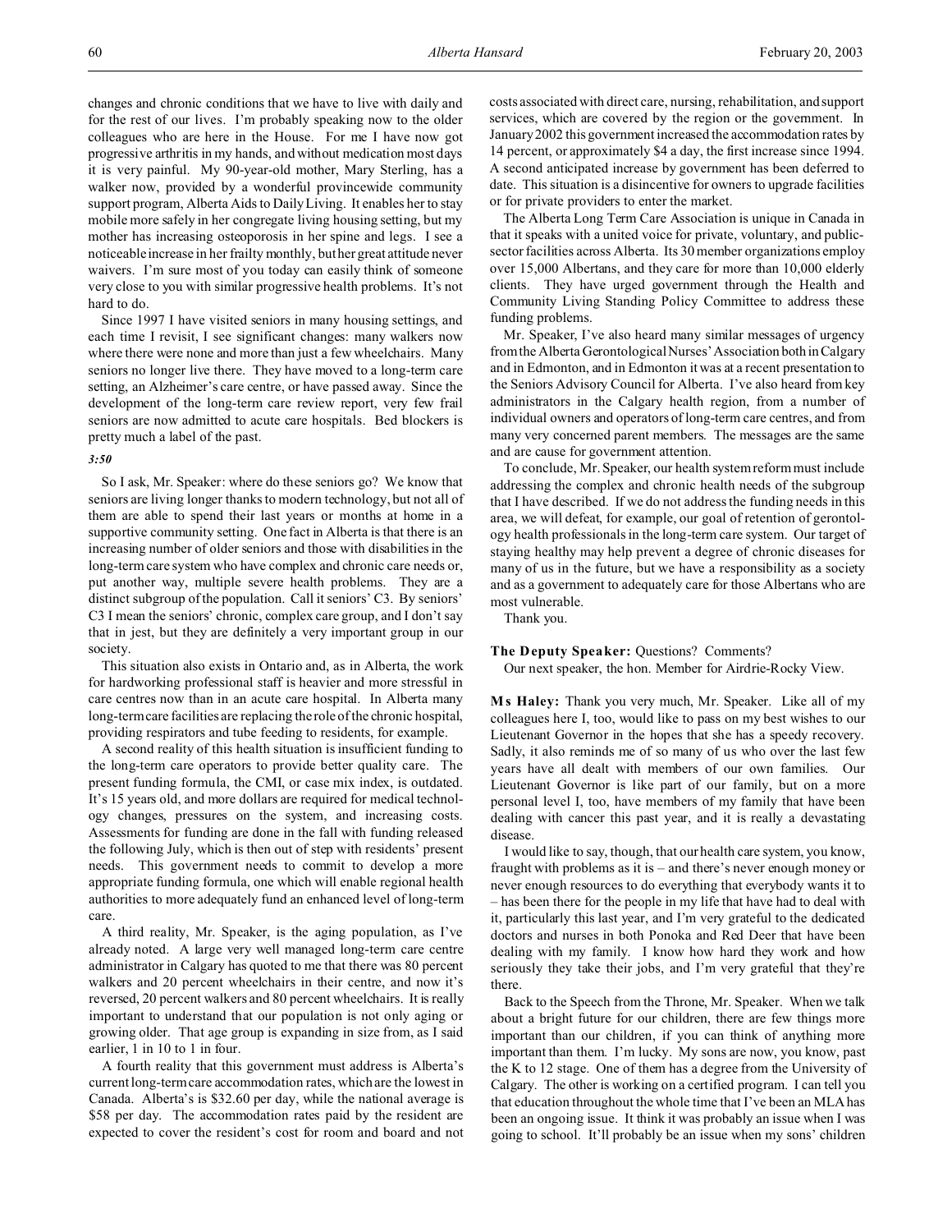changes and chronic conditions that we have to live with daily and for the rest of our lives. I'm probably speaking now to the older colleagues who are here in the House. For me I have now got progressive arthritis in my hands, and without medication most days it is very painful. My 90-year-old mother, Mary Sterling, has a walker now, provided by a wonderful provincewide community support program, Alberta Aids to Daily Living. It enables her to stay mobile more safely in her congregate living housing setting, but my mother has increasing osteoporosis in her spine and legs. I see a noticeable increase in her frailty monthly, but her great attitude never waivers. I'm sure most of you today can easily think of someone very close to you with similar progressive health problems. It's not hard to do.

Since 1997 I have visited seniors in many housing settings, and each time I revisit, I see significant changes: many walkers now where there were none and more than just a few wheelchairs. Many seniors no longer live there. They have moved to a long-term care setting, an Alzheimer's care centre, or have passed away. Since the development of the long-term care review report, very few frail seniors are now admitted to acute care hospitals. Bed blockers is pretty much a label of the past.

*3:50*

So I ask, Mr. Speaker: where do these seniors go? We know that seniors are living longer thanks to modern technology, but not all of them are able to spend their last years or months at home in a supportive community setting. One fact in Alberta is that there is an increasing number of older seniors and those with disabilities in the long-term care system who have complex and chronic care needs or, put another way, multiple severe health problems. They are a distinct subgroup of the population. Call it seniors' C3. By seniors' C3 I mean the seniors' chronic, complex care group, and I don't say that in jest, but they are definitely a very important group in our society.

This situation also exists in Ontario and, as in Alberta, the work for hardworking professional staff is heavier and more stressful in care centres now than in an acute care hospital. In Alberta many long-term care facilities are replacing the role of the chronic hospital, providing respirators and tube feeding to residents, for example.

A second reality of this health situation is insufficient funding to the long-term care operators to provide better quality care. The present funding formula, the CMI, or case mix index, is outdated. It's 15 years old, and more dollars are required for medical technology changes, pressures on the system, and increasing costs. Assessments for funding are done in the fall with funding released the following July, which is then out of step with residents' present needs. This government needs to commit to develop a more appropriate funding formula, one which will enable regional health authorities to more adequately fund an enhanced level of long-term care.

A third reality, Mr. Speaker, is the aging population, as I've already noted. A large very well managed long-term care centre administrator in Calgary has quoted to me that there was 80 percent walkers and 20 percent wheelchairs in their centre, and now it's reversed, 20 percent walkers and 80 percent wheelchairs. It is really important to understand that our population is not only aging or growing older. That age group is expanding in size from, as I said earlier, 1 in 10 to 1 in four.

A fourth reality that this government must address is Alberta's current long-term care accommodation rates, which are the lowest in Canada. Alberta's is $32.60 per day, while the national average is $58 per day. The accommodation rates paid by the resident are expected to cover the resident's cost for room and board and not costs associated with direct care, nursing, rehabilitation, and support services, which are covered by the region or the government. In January 2002 this government increased the accommodation rates by 14 percent, or approximately $4 a day, the first increase since 1994. A second anticipated increase by government has been deferred to date. This situation is a disincentive for owners to upgrade facilities or for private providers to enter the market.

The Alberta Long Term Care Association is unique in Canada in that it speaks with a united voice for private, voluntary, and public-sector facilities across Alberta. Its 30 member organizations employ over 15,000 Albertans, and they care for more than 10,000 elderly clients. They have urged government through the Health and Community Living Standing Policy Committee to address these funding problems.

Mr. Speaker, I've also heard many similar messages of urgency from the Alberta Gerontological Nurses' Association both in Calgary and in Edmonton, and in Edmonton it was at a recent presentation to the Seniors Advisory Council for Alberta. I've also heard from key administrators in the Calgary health region, from a number of individual owners and operators of long-term care centres, and from many very concerned parent members. The messages are the same and are cause for government attention.

To conclude, Mr. Speaker, our health system reform must include addressing the complex and chronic health needs of the subgroup that I have described. If we do not address the funding needs in this area, we will defeat, for example, our goal of retention of gerontology health professionals in the long-term care system. Our target of staying healthy may help prevent a degree of chronic diseases for many of us in the future, but we have a responsibility as a society and as a government to adequately care for those Albertans who are most vulnerable.

Thank you.

**The Deputy Speaker:** Questions? Comments?

Our next speaker, the hon. Member for Airdrie-Rocky View.

**Ms Haley:** Thank you very much, Mr. Speaker. Like all of my colleagues here I, too, would like to pass on my best wishes to our Lieutenant Governor in the hopes that she has a speedy recovery. Sadly, it also reminds me of so many of us who over the last few years have all dealt with members of our own families. Our Lieutenant Governor is like part of our family, but on a more personal level I, too, have members of my family that have been dealing with cancer this past year, and it is really a devastating disease.

I would like to say, though, that our health care system, you know, fraught with problems as it is – and there's never enough money or never enough resources to do everything that everybody wants it to – has been there for the people in my life that have had to deal with it, particularly this last year, and I'm very grateful to the dedicated doctors and nurses in both Ponoka and Red Deer that have been dealing with my family. I know how hard they work and how seriously they take their jobs, and I'm very grateful that they're there.

Back to the Speech from the Throne, Mr. Speaker. When we talk about a bright future for our children, there are few things more important than our children, if you can think of anything more important than them. I'm lucky. My sons are now, you know, past the K to 12 stage. One of them has a degree from the University of Calgary. The other is working on a certified program. I can tell you that education throughout the whole time that I've been an MLA has been an ongoing issue. It think it was probably an issue when I was going to school. It'll probably be an issue when my sons' children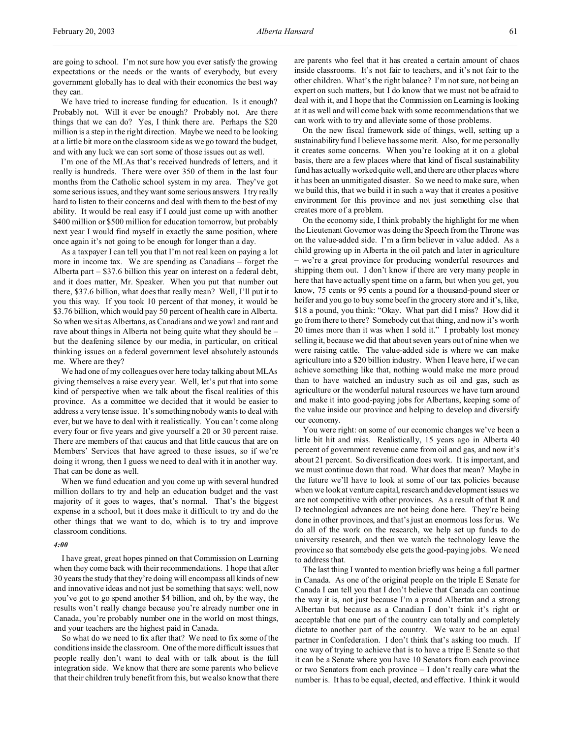are going to school. I'm not sure how you ever satisfy the growing expectations or the needs or the wants of everybody, but every government globally has to deal with their economics the best way they can.

We have tried to increase funding for education. Is it enough? Probably not. Will it ever be enough? Probably not. Are there things that we can do? Yes, I think there are. Perhaps the $20 million is a step in the right direction. Maybe we need to be looking at a little bit more on the classroom side as we go toward the budget, and with any luck we can sort some of those issues out as well.

I'm one of the MLAs that's received hundreds of letters, and it really is hundreds. There were over 350 of them in the last four months from the Catholic school system in my area. They've got some serious issues, and they want some serious answers. I try really hard to listen to their concerns and deal with them to the best of my ability. It would be real easy if I could just come up with another $400 million or $500 million for education tomorrow, but probably next year I would find myself in exactly the same position, where once again it's not going to be enough for longer than a day.

As a taxpayer I can tell you that I'm not real keen on paying a lot more in income tax. We are spending as Canadians – forget the Alberta part – $37.6 billion this year on interest on a federal debt, and it does matter, Mr. Speaker. When you put that number out there, $37.6 billion, what does that really mean? Well, I'll put it to you this way. If you took 10 percent of that money, it would be $3.76 billion, which would pay 50 percent of health care in Alberta. So when we sit as Albertans, as Canadians and we yowl and rant and rave about things in Alberta not being quite what they should be – but the deafening silence by our media, in particular, on critical thinking issues on a federal government level absolutely astounds me. Where are they?

We had one of my colleagues over here today talking about MLAs giving themselves a raise every year. Well, let's put that into some kind of perspective when we talk about the fiscal realities of this province. As a committee we decided that it would be easier to address a very tense issue. It's something nobody wants to deal with ever, but we have to deal with it realistically. You can't come along every four or five years and give yourself a 20 or 30 percent raise. There are members of that caucus and that little caucus that are on Members' Services that have agreed to these issues, so if we're doing it wrong, then I guess we need to deal with it in another way. That can be done as well.

When we fund education and you come up with several hundred million dollars to try and help an education budget and the vast majority of it goes to wages, that's normal. That's the biggest expense in a school, but it does make it difficult to try and do the other things that we want to do, which is to try and improve classroom conditions.

*4:00*

I have great, great hopes pinned on that Commission on Learning when they come back with their recommendations. I hope that after 30 years the study that they're doing will encompass all kinds of new and innovative ideas and not just be something that says: well, now you've got to go spend another $4 billion, and oh, by the way, the results won't really change because you're already number one in Canada, you're probably number one in the world on most things, and your teachers are the highest paid in Canada.

So what do we need to fix after that? We need to fix some of the conditions inside the classroom. One of the more difficult issues that people really don't want to deal with or talk about is the full integration side. We know that there are some parents who believe that their children truly benefit from this, but we also know that there are parents who feel that it has created a certain amount of chaos inside classrooms. It's not fair to teachers, and it's not fair to the other children. What's the right balance? I'm not sure, not being an expert on such matters, but I do know that we must not be afraid to deal with it, and I hope that the Commission on Learning is looking at it as well and will come back with some recommendations that we can work with to try and alleviate some of those problems.

On the new fiscal framework side of things, well, setting up a sustainability fund I believe has some merit. Also, for me personally it creates some concerns. When you're looking at it on a global basis, there are a few places where that kind of fiscal sustainability fund has actually worked quite well, and there are other places where it has been an unmitigated disaster. So we need to make sure, when we build this, that we build it in such a way that it creates a positive environment for this province and not just something else that creates more of a problem.

On the economy side, I think probably the highlight for me when the Lieutenant Governor was doing the Speech from the Throne was on the value-added side. I'm a firm believer in value added. As a child growing up in Alberta in the oil patch and later in agriculture – we're a great province for producing wonderful resources and shipping them out. I don't know if there are very many people in here that have actually spent time on a farm, but when you get, you know, 75 cents or 95 cents a pound for a thousand-pound steer or heifer and you go to buy some beef in the grocery store and it's, like, $18 a pound, you think: "Okay. What part did I miss? How did it go from there to there? Somebody cut that thing, and now it's worth 20 times more than it was when I sold it." I probably lost money selling it, because we did that about seven years out of nine when we were raising cattle. The value-added side is where we can make agriculture into a $20 billion industry. When I leave here, if we can achieve something like that, nothing would make me more proud than to have watched an industry such as oil and gas, such as agriculture or the wonderful natural resources we have turn around and make it into good-paying jobs for Albertans, keeping some of the value inside our province and helping to develop and diversify our economy.

You were right: on some of our economic changes we've been a little bit hit and miss. Realistically, 15 years ago in Alberta 40 percent of government revenue came from oil and gas, and now it's about 21 percent. So diversification does work. It is important, and we must continue down that road. What does that mean? Maybe in the future we'll have to look at some of our tax policies because when we look at venture capital, research and development issues we are not competitive with other provinces. As a result of that R and D technological advances are not being done here. They're being done in other provinces, and that's just an enormous loss for us. We do all of the work on the research, we help set up funds to do university research, and then we watch the technology leave the province so that somebody else gets the good-paying jobs. We need to address that.

The last thing I wanted to mention briefly was being a full partner in Canada. As one of the original people on the triple E Senate for Canada I can tell you that I don't believe that Canada can continue the way it is, not just because I'm a proud Albertan and a strong Albertan but because as a Canadian I don't think it's right or acceptable that one part of the country can totally and completely dictate to another part of the country. We want to be an equal partner in Confederation. I don't think that's asking too much. If one way of trying to achieve that is to have a tripe E Senate so that it can be a Senate where you have 10 Senators from each province or two Senators from each province – I don't really care what the number is. It has to be equal, elected, and effective. I think it would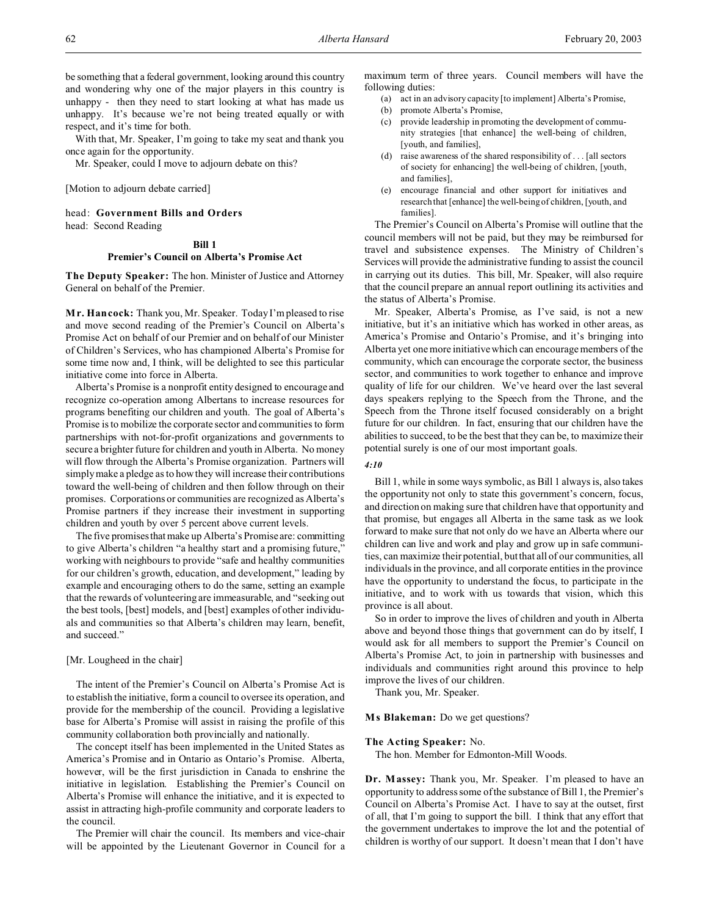be something that a federal government, looking around this country and wondering why one of the major players in this country is unhappy - then they need to start looking at what has made us unhappy. It's because we're not being treated equally or with respect, and it's time for both.

With that, Mr. Speaker, I'm going to take my seat and thank you once again for the opportunity.

Mr. Speaker, could I move to adjourn debate on this?

[Motion to adjourn debate carried]

head: **Government Bills and Orders**
head: Second Reading

### Bill 1
### Premier's Council on Alberta's Promise Act

**The Deputy Speaker:** The hon. Minister of Justice and Attorney General on behalf of the Premier.

**Mr. Hancock:** Thank you, Mr. Speaker. Today I'm pleased to rise and move second reading of the Premier's Council on Alberta's Promise Act on behalf of our Premier and on behalf of our Minister of Children's Services, who has championed Alberta's Promise for some time now and, I think, will be delighted to see this particular initiative come into force in Alberta.

Alberta's Promise is a nonprofit entity designed to encourage and recognize co-operation among Albertans to increase resources for programs benefiting our children and youth. The goal of Alberta's Promise is to mobilize the corporate sector and communities to form partnerships with not-for-profit organizations and governments to secure a brighter future for children and youth in Alberta. No money will flow through the Alberta's Promise organization. Partners will simply make a pledge as to how they will increase their contributions toward the well-being of children and then follow through on their promises. Corporations or communities are recognized as Alberta's Promise partners if they increase their investment in supporting children and youth by over 5 percent above current levels.

The five promises that make up Alberta's Promise are: committing to give Alberta's children "a healthy start and a promising future," working with neighbours to provide "safe and healthy communities for our children's growth, education, and development," leading by example and encouraging others to do the same, setting an example that the rewards of volunteering are immeasurable, and "seeking out the best tools, [best] models, and [best] examples of other individuals and communities so that Alberta's children may learn, benefit, and succeed."

[Mr. Lougheed in the chair]

The intent of the Premier's Council on Alberta's Promise Act is to establish the initiative, form a council to oversee its operation, and provide for the membership of the council. Providing a legislative base for Alberta's Promise will assist in raising the profile of this community collaboration both provincially and nationally.

The concept itself has been implemented in the United States as America's Promise and in Ontario as Ontario's Promise. Alberta, however, will be the first jurisdiction in Canada to enshrine the initiative in legislation. Establishing the Premier's Council on Alberta's Promise will enhance the initiative, and it is expected to assist in attracting high-profile community and corporate leaders to the council.

The Premier will chair the council. Its members and vice-chair will be appointed by the Lieutenant Governor in Council for a maximum term of three years. Council members will have the following duties:

(a) act in an advisory capacity [to implement] Alberta's Promise,
(b) promote Alberta's Promise,
(c) provide leadership in promoting the development of community strategies [that enhance] the well-being of children, [youth, and families],
(d) raise awareness of the shared responsibility of . . . [all sectors of society for enhancing] the well-being of children, [youth, and families],
(e) encourage financial and other support for initiatives and research that [enhance] the well-being of children, [youth, and families].

The Premier's Council on Alberta's Promise will outline that the council members will not be paid, but they may be reimbursed for travel and subsistence expenses. The Ministry of Children's Services will provide the administrative funding to assist the council in carrying out its duties. This bill, Mr. Speaker, will also require that the council prepare an annual report outlining its activities and the status of Alberta's Promise.

Mr. Speaker, Alberta's Promise, as I've said, is not a new initiative, but it's an initiative which has worked in other areas, as America's Promise and Ontario's Promise, and it's bringing into Alberta yet one more initiative which can encourage members of the community, which can encourage the corporate sector, the business sector, and communities to work together to enhance and improve quality of life for our children. We've heard over the last several days speakers replying to the Speech from the Throne, and the Speech from the Throne itself focused considerably on a bright future for our children. In fact, ensuring that our children have the abilities to succeed, to be the best that they can be, to maximize their potential surely is one of our most important goals.

*4:10*

Bill 1, while in some ways symbolic, as Bill 1 always is, also takes the opportunity not only to state this government's concern, focus, and direction on making sure that children have that opportunity and that promise, but engages all Alberta in the same task as we look forward to make sure that not only do we have an Alberta where our children can live and work and play and grow up in safe communities, can maximize their potential, but that all of our communities, all individuals in the province, and all corporate entities in the province have the opportunity to understand the focus, to participate in the initiative, and to work with us towards that vision, which this province is all about.

So in order to improve the lives of children and youth in Alberta above and beyond those things that government can do by itself, I would ask for all members to support the Premier's Council on Alberta's Promise Act, to join in partnership with businesses and individuals and communities right around this province to help improve the lives of our children.

Thank you, Mr. Speaker.

**Ms Blakeman:** Do we get questions?

**The Acting Speaker:** No.

The hon. Member for Edmonton-Mill Woods.

**Dr. Massey:** Thank you, Mr. Speaker. I'm pleased to have an opportunity to address some of the substance of Bill 1, the Premier's Council on Alberta's Promise Act. I have to say at the outset, first of all, that I'm going to support the bill. I think that any effort that the government undertakes to improve the lot and the potential of children is worthy of our support. It doesn't mean that I don't have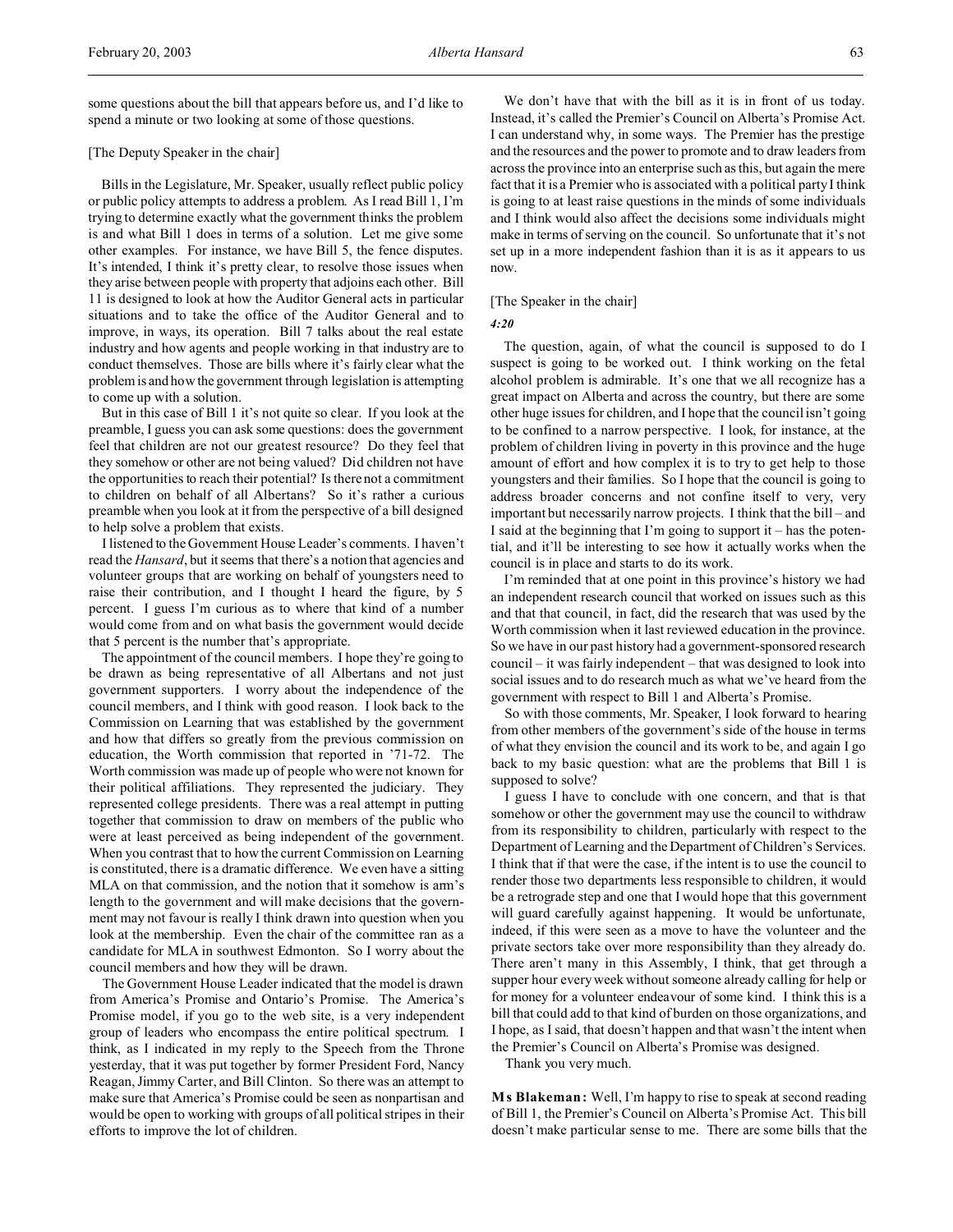some questions about the bill that appears before us, and I'd like to spend a minute or two looking at some of those questions.

[The Deputy Speaker in the chair]

Bills in the Legislature, Mr. Speaker, usually reflect public policy or public policy attempts to address a problem. As I read Bill 1, I'm trying to determine exactly what the government thinks the problem is and what Bill 1 does in terms of a solution. Let me give some other examples. For instance, we have Bill 5, the fence disputes. It's intended, I think it's pretty clear, to resolve those issues when they arise between people with property that adjoins each other. Bill 11 is designed to look at how the Auditor General acts in particular situations and to take the office of the Auditor General and to improve, in ways, its operation. Bill 7 talks about the real estate industry and how agents and people working in that industry are to conduct themselves. Those are bills where it's fairly clear what the problem is and how the government through legislation is attempting to come up with a solution.

But in this case of Bill 1 it's not quite so clear. If you look at the preamble, I guess you can ask some questions: does the government feel that children are not our greatest resource? Do they feel that they somehow or other are not being valued? Did children not have the opportunities to reach their potential? Is there not a commitment to children on behalf of all Albertans? So it's rather a curious preamble when you look at it from the perspective of a bill designed to help solve a problem that exists.

I listened to the Government House Leader's comments. I haven't read the *Hansard*, but it seems that there's a notion that agencies and volunteer groups that are working on behalf of youngsters need to raise their contribution, and I thought I heard the figure, by 5 percent. I guess I'm curious as to where that kind of a number would come from and on what basis the government would decide that 5 percent is the number that's appropriate.

The appointment of the council members. I hope they're going to be drawn as being representative of all Albertans and not just government supporters. I worry about the independence of the council members, and I think with good reason. I look back to the Commission on Learning that was established by the government and how that differs so greatly from the previous commission on education, the Worth commission that reported in '71-72. The Worth commission was made up of people who were not known for their political affiliations. They represented the judiciary. They represented college presidents. There was a real attempt in putting together that commission to draw on members of the public who were at least perceived as being independent of the government. When you contrast that to how the current Commission on Learning is constituted, there is a dramatic difference. We even have a sitting MLA on that commission, and the notion that it somehow is arm's length to the government and will make decisions that the government may not favour is really I think drawn into question when you look at the membership. Even the chair of the committee ran as a candidate for MLA in southwest Edmonton. So I worry about the council members and how they will be drawn.

The Government House Leader indicated that the model is drawn from America's Promise and Ontario's Promise. The America's Promise model, if you go to the web site, is a very independent group of leaders who encompass the entire political spectrum. I think, as I indicated in my reply to the Speech from the Throne yesterday, that it was put together by former President Ford, Nancy Reagan, Jimmy Carter, and Bill Clinton. So there was an attempt to make sure that America's Promise could be seen as nonpartisan and would be open to working with groups of all political stripes in their efforts to improve the lot of children.

We don't have that with the bill as it is in front of us today. Instead, it's called the Premier's Council on Alberta's Promise Act. I can understand why, in some ways. The Premier has the prestige and the resources and the power to promote and to draw leaders from across the province into an enterprise such as this, but again the mere fact that it is a Premier who is associated with a political party I think is going to at least raise questions in the minds of some individuals and I think would also affect the decisions some individuals might make in terms of serving on the council. So unfortunate that it's not set up in a more independent fashion than it is as it appears to us now.

[The Speaker in the chair]

*4:20*

The question, again, of what the council is supposed to do I suspect is going to be worked out. I think working on the fetal alcohol problem is admirable. It's one that we all recognize has a great impact on Alberta and across the country, but there are some other huge issues for children, and I hope that the council isn't going to be confined to a narrow perspective. I look, for instance, at the problem of children living in poverty in this province and the huge amount of effort and how complex it is to try to get help to those youngsters and their families. So I hope that the council is going to address broader concerns and not confine itself to very, very important but necessarily narrow projects. I think that the bill – and I said at the beginning that I'm going to support it – has the potential, and it'll be interesting to see how it actually works when the council is in place and starts to do its work.

I'm reminded that at one point in this province's history we had an independent research council that worked on issues such as this and that that council, in fact, did the research that was used by the Worth commission when it last reviewed education in the province. So we have in our past history had a government-sponsored research council – it was fairly independent – that was designed to look into social issues and to do research much as what we've heard from the government with respect to Bill 1 and Alberta's Promise.

So with those comments, Mr. Speaker, I look forward to hearing from other members of the government's side of the house in terms of what they envision the council and its work to be, and again I go back to my basic question: what are the problems that Bill 1 is supposed to solve?

I guess I have to conclude with one concern, and that is that somehow or other the government may use the council to withdraw from its responsibility to children, particularly with respect to the Department of Learning and the Department of Children's Services. I think that if that were the case, if the intent is to use the council to render those two departments less responsible to children, it would be a retrograde step and one that I would hope that this government will guard carefully against happening. It would be unfortunate, indeed, if this were seen as a move to have the volunteer and the private sectors take over more responsibility than they already do. There aren't many in this Assembly, I think, that get through a supper hour every week without someone already calling for help or for money for a volunteer endeavour of some kind. I think this is a bill that could add to that kind of burden on those organizations, and I hope, as I said, that doesn't happen and that wasn't the intent when the Premier's Council on Alberta's Promise was designed.

Thank you very much.

**Ms Blakeman:** Well, I'm happy to rise to speak at second reading of Bill 1, the Premier's Council on Alberta's Promise Act. This bill doesn't make particular sense to me. There are some bills that the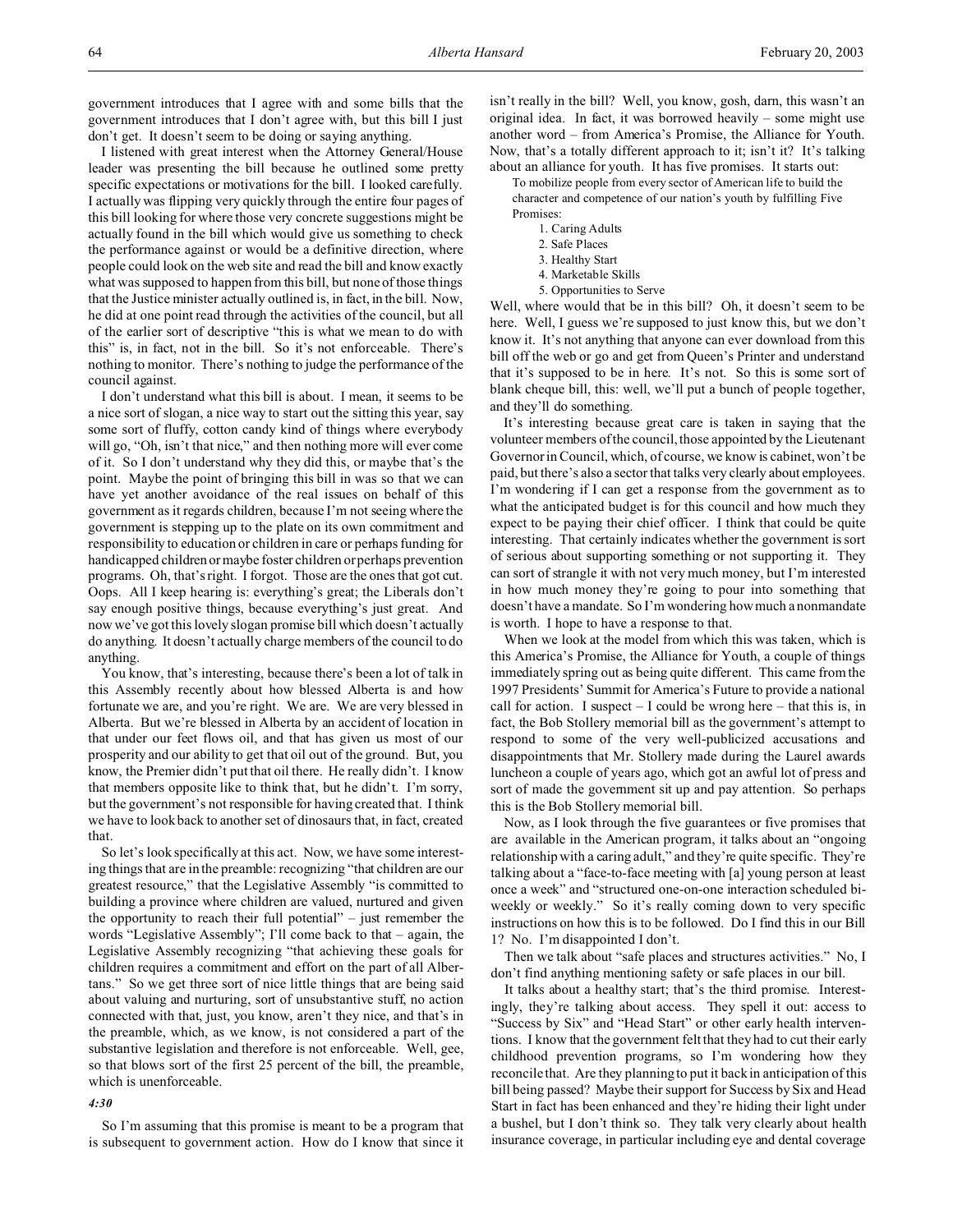government introduces that I agree with and some bills that the government introduces that I don't agree with, but this bill I just don't get. It doesn't seem to be doing or saying anything.

I listened with great interest when the Attorney General/House leader was presenting the bill because he outlined some pretty specific expectations or motivations for the bill. I looked carefully. I actually was flipping very quickly through the entire four pages of this bill looking for where those very concrete suggestions might be actually found in the bill which would give us something to check the performance against or would be a definitive direction, where people could look on the web site and read the bill and know exactly what was supposed to happen from this bill, but none of those things that the Justice minister actually outlined is, in fact, in the bill. Now, he did at one point read through the activities of the council, but all of the earlier sort of descriptive "this is what we mean to do with this" is, in fact, not in the bill. So it's not enforceable. There's nothing to monitor. There's nothing to judge the performance of the council against.

I don't understand what this bill is about. I mean, it seems to be a nice sort of slogan, a nice way to start out the sitting this year, say some sort of fluffy, cotton candy kind of things where everybody will go, "Oh, isn't that nice," and then nothing more will ever come of it. So I don't understand why they did this, or maybe that's the point. Maybe the point of bringing this bill in was so that we can have yet another avoidance of the real issues on behalf of this government as it regards children, because I'm not seeing where the government is stepping up to the plate on its own commitment and responsibility to education or children in care or perhaps funding for handicapped children or maybe foster children or perhaps prevention programs. Oh, that's right. I forgot. Those are the ones that got cut. Oops. All I keep hearing is: everything's great; the Liberals don't say enough positive things, because everything's just great. And now we've got this lovely slogan promise bill which doesn't actually do anything. It doesn't actually charge members of the council to do anything.

You know, that's interesting, because there's been a lot of talk in this Assembly recently about how blessed Alberta is and how fortunate we are, and you're right. We are. We are very blessed in Alberta. But we're blessed in Alberta by an accident of location in that under our feet flows oil, and that has given us most of our prosperity and our ability to get that oil out of the ground. But, you know, the Premier didn't put that oil there. He really didn't. I know that members opposite like to think that, but he didn't. I'm sorry, but the government's not responsible for having created that. I think we have to look back to another set of dinosaurs that, in fact, created that.

So let's look specifically at this act. Now, we have some interesting things that are in the preamble: recognizing "that children are our greatest resource," that the Legislative Assembly "is committed to building a province where children are valued, nurtured and given the opportunity to reach their full potential" – just remember the words "Legislative Assembly"; I'll come back to that – again, the Legislative Assembly recognizing "that achieving these goals for children requires a commitment and effort on the part of all Albertans." So we get three sort of nice little things that are being said about valuing and nurturing, sort of unsubstantive stuff, no action connected with that, just, you know, aren't they nice, and that's in the preamble, which, as we know, is not considered a part of the substantive legislation and therefore is not enforceable. Well, gee, so that blows sort of the first 25 percent of the bill, the preamble, which is unenforceable.

*4:30*

So I'm assuming that this promise is meant to be a program that is subsequent to government action. How do I know that since it isn't really in the bill? Well, you know, gosh, darn, this wasn't an original idea. In fact, it was borrowed heavily – some might use another word – from America's Promise, the Alliance for Youth. Now, that's a totally different approach to it; isn't it? It's talking about an alliance for youth. It has five promises. It starts out:

> To mobilize people from every sector of American life to build the character and competence of our nation's youth by fulfilling Five Promises:
>
> 1. Caring Adults
> 2. Safe Places
> 3. Healthy Start
> 4. Marketable Skills
> 5. Opportunities to Serve

Well, where would that be in this bill? Oh, it doesn't seem to be here. Well, I guess we're supposed to just know this, but we don't know it. It's not anything that anyone can ever download from this bill off the web or go and get from Queen's Printer and understand that it's supposed to be in here. It's not. So this is some sort of blank cheque bill, this: well, we'll put a bunch of people together, and they'll do something.

It's interesting because great care is taken in saying that the volunteer members of the council, those appointed by the Lieutenant Governor in Council, which, of course, we know is cabinet, won't be paid, but there's also a sector that talks very clearly about employees. I'm wondering if I can get a response from the government as to what the anticipated budget is for this council and how much they expect to be paying their chief officer. I think that could be quite interesting. That certainly indicates whether the government is sort of serious about supporting something or not supporting it. They can sort of strangle it with not very much money, but I'm interested in how much money they're going to pour into something that doesn't have a mandate. So I'm wondering how much a nonmandate is worth. I hope to have a response to that.

When we look at the model from which this was taken, which is this America's Promise, the Alliance for Youth, a couple of things immediately spring out as being quite different. This came from the 1997 Presidents' Summit for America's Future to provide a national call for action. I suspect – I could be wrong here – that this is, in fact, the Bob Stollery memorial bill as the government's attempt to respond to some of the very well-publicized accusations and disappointments that Mr. Stollery made during the Laurel awards luncheon a couple of years ago, which got an awful lot of press and sort of made the government sit up and pay attention. So perhaps this is the Bob Stollery memorial bill.

Now, as I look through the five guarantees or five promises that are available in the American program, it talks about an "ongoing relationship with a caring adult," and they're quite specific. They're talking about a "face-to-face meeting with [a] young person at least once a week" and "structured one-on-one interaction scheduled bi-weekly or weekly." So it's really coming down to very specific instructions on how this is to be followed. Do I find this in our Bill 1? No. I'm disappointed I don't.

Then we talk about "safe places and structures activities." No, I don't find anything mentioning safety or safe places in our bill.

It talks about a healthy start; that's the third promise. Interestingly, they're talking about access. They spell it out: access to "Success by Six" and "Head Start" or other early health interventions. I know that the government felt that they had to cut their early childhood prevention programs, so I'm wondering how they reconcile that. Are they planning to put it back in anticipation of this bill being passed? Maybe their support for Success by Six and Head Start in fact has been enhanced and they're hiding their light under a bushel, but I don't think so. They talk very clearly about health insurance coverage, in particular including eye and dental coverage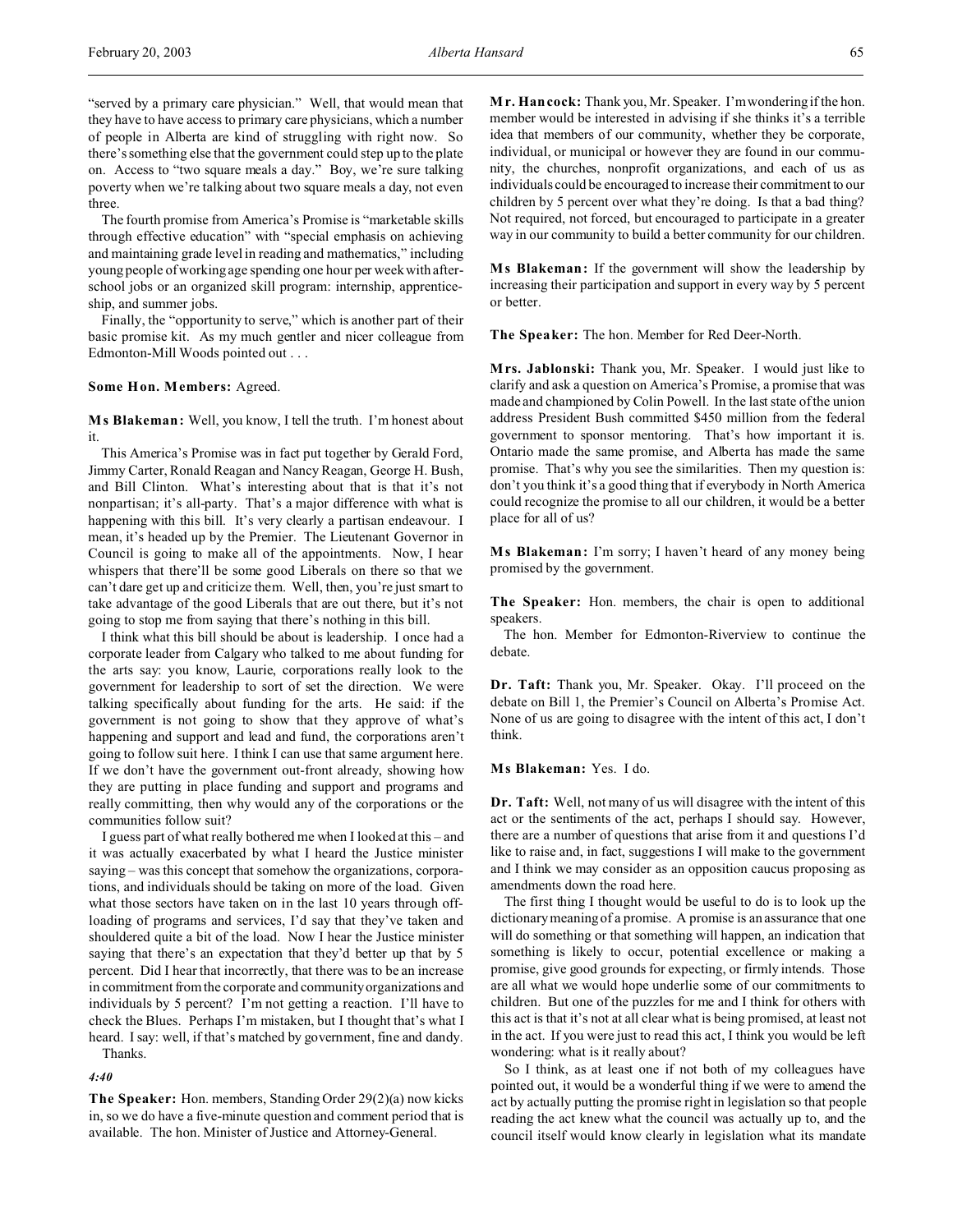"served by a primary care physician." Well, that would mean that they have to have access to primary care physicians, which a number of people in Alberta are kind of struggling with right now. So there's something else that the government could step up to the plate on. Access to "two square meals a day." Boy, we're sure talking poverty when we're talking about two square meals a day, not even three.

The fourth promise from America's Promise is "marketable skills through effective education" with "special emphasis on achieving and maintaining grade level in reading and mathematics," including young people of working age spending one hour per week with after-school jobs or an organized skill program: internship, apprenticeship, and summer jobs.

Finally, the "opportunity to serve," which is another part of their basic promise kit. As my much gentler and nicer colleague from Edmonton-Mill Woods pointed out . . .

**Some Hon. Members:** Agreed.

**Ms Blakeman:** Well, you know, I tell the truth. I'm honest about it.

This America's Promise was in fact put together by Gerald Ford, Jimmy Carter, Ronald Reagan and Nancy Reagan, George H. Bush, and Bill Clinton. What's interesting about that is that it's not nonpartisan; it's all-party. That's a major difference with what is happening with this bill. It's very clearly a partisan endeavour. I mean, it's headed up by the Premier. The Lieutenant Governor in Council is going to make all of the appointments. Now, I hear whispers that there'll be some good Liberals on there so that we can't dare get up and criticize them. Well, then, you're just smart to take advantage of the good Liberals that are out there, but it's not going to stop me from saying that there's nothing in this bill.

I think what this bill should be about is leadership. I once had a corporate leader from Calgary who talked to me about funding for the arts say: you know, Laurie, corporations really look to the government for leadership to sort of set the direction. We were talking specifically about funding for the arts. He said: if the government is not going to show that they approve of what's happening and support and lead and fund, the corporations aren't going to follow suit here. I think I can use that same argument here. If we don't have the government out-front already, showing how they are putting in place funding and support and programs and really committing, then why would any of the corporations or the communities follow suit?

I guess part of what really bothered me when I looked at this – and it was actually exacerbated by what I heard the Justice minister saying – was this concept that somehow the organizations, corporations, and individuals should be taking on more of the load. Given what those sectors have taken on in the last 10 years through off-loading of programs and services, I'd say that they've taken and shouldered quite a bit of the load. Now I hear the Justice minister saying that there's an expectation that they'd better up that by 5 percent. Did I hear that incorrectly, that there was to be an increase in commitment from the corporate and community organizations and individuals by 5 percent? I'm not getting a reaction. I'll have to check the Blues. Perhaps I'm mistaken, but I thought that's what I heard. I say: well, if that's matched by government, fine and dandy.

Thanks.

*4:40*

**The Speaker:** Hon. members, Standing Order 29(2)(a) now kicks in, so we do have a five-minute question and comment period that is available. The hon. Minister of Justice and Attorney-General.

**Mr. Hancock:** Thank you, Mr. Speaker. I'm wondering if the hon. member would be interested in advising if she thinks it's a terrible idea that members of our community, whether they be corporate, individual, or municipal or however they are found in our community, the churches, nonprofit organizations, and each of us as individuals could be encouraged to increase their commitment to our children by 5 percent over what they're doing. Is that a bad thing? Not required, not forced, but encouraged to participate in a greater way in our community to build a better community for our children.

**Ms Blakeman:** If the government will show the leadership by increasing their participation and support in every way by 5 percent or better.

**The Speaker:** The hon. Member for Red Deer-North.

**Mrs. Jablonski:** Thank you, Mr. Speaker. I would just like to clarify and ask a question on America's Promise, a promise that was made and championed by Colin Powell. In the last state of the union address President Bush committed $450 million from the federal government to sponsor mentoring. That's how important it is. Ontario made the same promise, and Alberta has made the same promise. That's why you see the similarities. Then my question is: don't you think it's a good thing that if everybody in North America could recognize the promise to all our children, it would be a better place for all of us?

**Ms Blakeman:** I'm sorry; I haven't heard of any money being promised by the government.

**The Speaker:** Hon. members, the chair is open to additional speakers.

The hon. Member for Edmonton-Riverview to continue the debate.

**Dr. Taft:** Thank you, Mr. Speaker. Okay. I'll proceed on the debate on Bill 1, the Premier's Council on Alberta's Promise Act. None of us are going to disagree with the intent of this act, I don't think.

**Ms Blakeman:** Yes. I do.

**Dr. Taft:** Well, not many of us will disagree with the intent of this act or the sentiments of the act, perhaps I should say. However, there are a number of questions that arise from it and questions I'd like to raise and, in fact, suggestions I will make to the government and I think we may consider as an opposition caucus proposing as amendments down the road here.

The first thing I thought would be useful to do is to look up the dictionary meaning of a promise. A promise is an assurance that one will do something or that something will happen, an indication that something is likely to occur, potential excellence or making a promise, give good grounds for expecting, or firmly intends. Those are all what we would hope underlie some of our commitments to children. But one of the puzzles for me and I think for others with this act is that it's not at all clear what is being promised, at least not in the act. If you were just to read this act, I think you would be left wondering: what is it really about?

So I think, as at least one if not both of my colleagues have pointed out, it would be a wonderful thing if we were to amend the act by actually putting the promise right in legislation so that people reading the act knew what the council was actually up to, and the council itself would know clearly in legislation what its mandate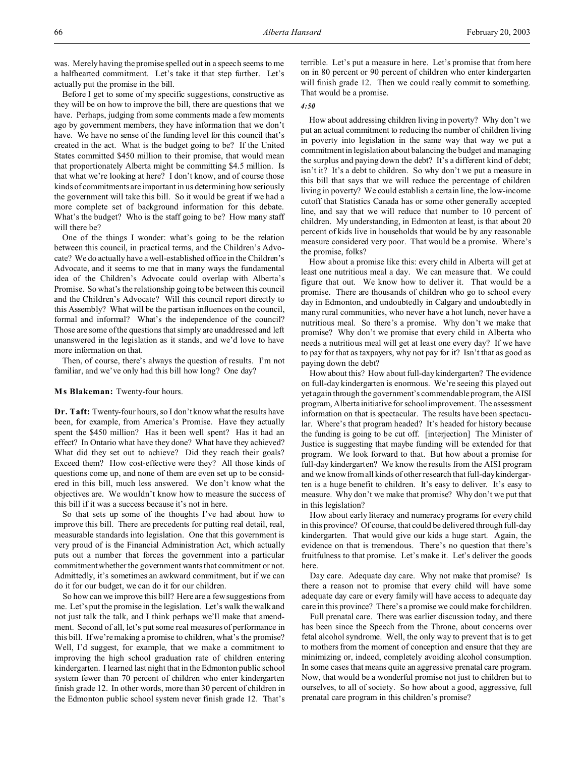was. Merely having the promise spelled out in a speech seems to me a halfhearted commitment. Let's take it that step further. Let's actually put the promise in the bill.

Before I get to some of my specific suggestions, constructive as they will be on how to improve the bill, there are questions that we have. Perhaps, judging from some comments made a few moments ago by government members, they have information that we don't have. We have no sense of the funding level for this council that's created in the act. What is the budget going to be? If the United States committed $450 million to their promise, that would mean that proportionately Alberta might be committing $4.5 million. Is that what we're looking at here? I don't know, and of course those kinds of commitments are important in us determining how seriously the government will take this bill. So it would be great if we had a more complete set of background information for this debate. What's the budget? Who is the staff going to be? How many staff will there be?

One of the things I wonder: what's going to be the relation between this council, in practical terms, and the Children's Advocate? We do actually have a well-established office in the Children's Advocate, and it seems to me that in many ways the fundamental idea of the Children's Advocate could overlap with Alberta's Promise. So what's the relationship going to be between this council and the Children's Advocate? Will this council report directly to this Assembly? What will be the partisan influences on the council, formal and informal? What's the independence of the council? Those are some of the questions that simply are unaddressed and left unanswered in the legislation as it stands, and we'd love to have more information on that.

Then, of course, there's always the question of results. I'm not familiar, and we've only had this bill how long? One day?

**Ms Blakeman:** Twenty-four hours.

**Dr. Taft:** Twenty-four hours, so I don't know what the results have been, for example, from America's Promise. Have they actually spent the $450 million? Has it been well spent? Has it had an effect? In Ontario what have they done? What have they achieved? What did they set out to achieve? Did they reach their goals? Exceed them? How cost-effective were they? All those kinds of questions come up, and none of them are even set up to be considered in this bill, much less answered. We don't know what the objectives are. We wouldn't know how to measure the success of this bill if it was a success because it's not in here.

So that sets up some of the thoughts I've had about how to improve this bill. There are precedents for putting real detail, real, measurable standards into legislation. One that this government is very proud of is the Financial Administration Act, which actually puts out a number that forces the government into a particular commitment whether the government wants that commitment or not. Admittedly, it's sometimes an awkward commitment, but if we can do it for our budget, we can do it for our children.

So how can we improve this bill? Here are a few suggestions from me. Let's put the promise in the legislation. Let's walk the walk and not just talk the talk, and I think perhaps we'll make that amendment. Second of all, let's put some real measures of performance in this bill. If we're making a promise to children, what's the promise? Well, I'd suggest, for example, that we make a commitment to improving the high school graduation rate of children entering kindergarten. I learned last night that in the Edmonton public school system fewer than 70 percent of children who enter kindergarten finish grade 12. In other words, more than 30 percent of children in the Edmonton public school system never finish grade 12. That's terrible. Let's put a measure in here. Let's promise that from here on in 80 percent or 90 percent of children who enter kindergarten will finish grade 12. Then we could really commit to something. That would be a promise.

*4:50*

How about addressing children living in poverty? Why don't we put an actual commitment to reducing the number of children living in poverty into legislation in the same way that way we put a commitment in legislation about balancing the budget and managing the surplus and paying down the debt? It's a different kind of debt; isn't it? It's a debt to children. So why don't we put a measure in this bill that says that we will reduce the percentage of children living in poverty? We could establish a certain line, the low-income cutoff that Statistics Canada has or some other generally accepted line, and say that we will reduce that number to 10 percent of children. My understanding, in Edmonton at least, is that about 20 percent of kids live in households that would be by any reasonable measure considered very poor. That would be a promise. Where's the promise, folks?

How about a promise like this: every child in Alberta will get at least one nutritious meal a day. We can measure that. We could figure that out. We know how to deliver it. That would be a promise. There are thousands of children who go to school every day in Edmonton, and undoubtedly in Calgary and undoubtedly in many rural communities, who never have a hot lunch, never have a nutritious meal. So there's a promise. Why don't we make that promise? Why don't we promise that every child in Alberta who needs a nutritious meal will get at least one every day? If we have to pay for that as taxpayers, why not pay for it? Isn't that as good as paying down the debt?

How about this? How about full-day kindergarten? The evidence on full-day kindergarten is enormous. We're seeing this played out yet again through the government's commendable program, the AISI program, Alberta initiative for school improvement. The assessment information on that is spectacular. The results have been spectacular. Where's that program headed? It's headed for history because the funding is going to be cut off. [interjection] The Minister of Justice is suggesting that maybe funding will be extended for that program. We look forward to that. But how about a promise for full-day kindergarten? We know the results from the AISI program and we know from all kinds of other research that full-day kindergarten is a huge benefit to children. It's easy to deliver. It's easy to measure. Why don't we make that promise? Why don't we put that in this legislation?

How about early literacy and numeracy programs for every child in this province? Of course, that could be delivered through full-day kindergarten. That would give our kids a huge start. Again, the evidence on that is tremendous. There's no question that there's fruitfulness to that promise. Let's make it. Let's deliver the goods here.

Day care. Adequate day care. Why not make that promise? Is there a reason not to promise that every child will have some adequate day care or every family will have access to adequate day care in this province? There's a promise we could make for children.

Full prenatal care. There was earlier discussion today, and there has been since the Speech from the Throne, about concerns over fetal alcohol syndrome. Well, the only way to prevent that is to get to mothers from the moment of conception and ensure that they are minimizing or, indeed, completely avoiding alcohol consumption. In some cases that means quite an aggressive prenatal care program. Now, that would be a wonderful promise not just to children but to ourselves, to all of society. So how about a good, aggressive, full prenatal care program in this children's promise?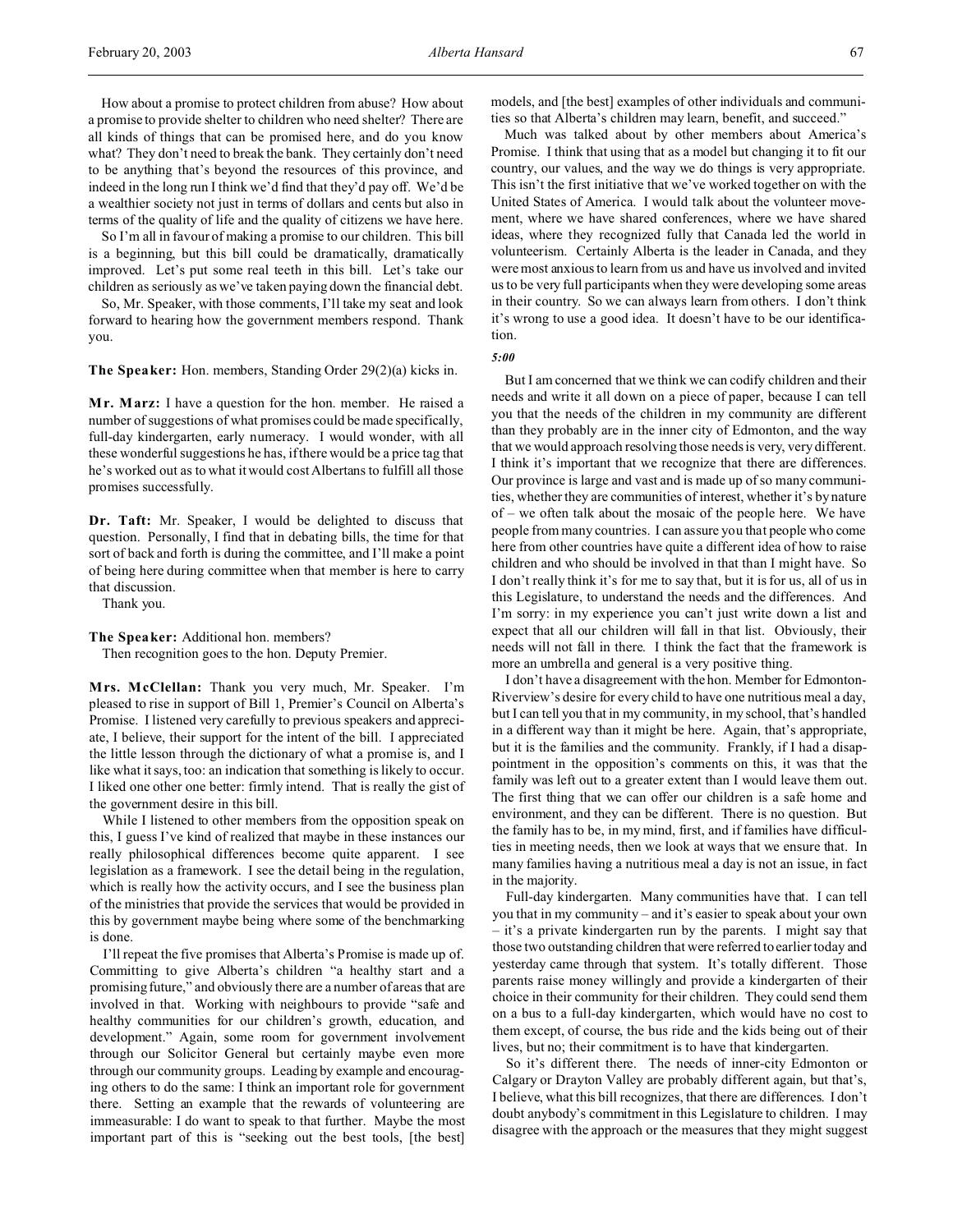How about a promise to protect children from abuse? How about a promise to provide shelter to children who need shelter? There are all kinds of things that can be promised here, and do you know what? They don't need to break the bank. They certainly don't need to be anything that's beyond the resources of this province, and indeed in the long run I think we'd find that they'd pay off. We'd be a wealthier society not just in terms of dollars and cents but also in terms of the quality of life and the quality of citizens we have here.

So I'm all in favour of making a promise to our children. This bill is a beginning, but this bill could be dramatically, dramatically improved. Let's put some real teeth in this bill. Let's take our children as seriously as we've taken paying down the financial debt.

So, Mr. Speaker, with those comments, I'll take my seat and look forward to hearing how the government members respond. Thank you.

**The Speaker:** Hon. members, Standing Order 29(2)(a) kicks in.

**Mr. Marz:** I have a question for the hon. member. He raised a number of suggestions of what promises could be made specifically, full-day kindergarten, early numeracy. I would wonder, with all these wonderful suggestions he has, if there would be a price tag that he's worked out as to what it would cost Albertans to fulfill all those promises successfully.

**Dr. Taft:** Mr. Speaker, I would be delighted to discuss that question. Personally, I find that in debating bills, the time for that sort of back and forth is during the committee, and I'll make a point of being here during committee when that member is here to carry that discussion.

Thank you.

**The Speaker:** Additional hon. members?

Then recognition goes to the hon. Deputy Premier.

**Mrs. McClellan:** Thank you very much, Mr. Speaker. I'm pleased to rise in support of Bill 1, Premier's Council on Alberta's Promise. I listened very carefully to previous speakers and appreciate, I believe, their support for the intent of the bill. I appreciated the little lesson through the dictionary of what a promise is, and I like what it says, too: an indication that something is likely to occur. I liked one other one better: firmly intend. That is really the gist of the government desire in this bill.

While I listened to other members from the opposition speak on this, I guess I've kind of realized that maybe in these instances our really philosophical differences become quite apparent. I see legislation as a framework. I see the detail being in the regulation, which is really how the activity occurs, and I see the business plan of the ministries that provide the services that would be provided in this by government maybe being where some of the benchmarking is done.

I'll repeat the five promises that Alberta's Promise is made up of. Committing to give Alberta's children "a healthy start and a promising future," and obviously there are a number of areas that are involved in that. Working with neighbours to provide "safe and healthy communities for our children's growth, education, and development." Again, some room for government involvement through our Solicitor General but certainly maybe even more through our community groups. Leading by example and encouraging others to do the same: I think an important role for government there. Setting an example that the rewards of volunteering are immeasurable: I do want to speak to that further. Maybe the most important part of this is "seeking out the best tools, [the best] models, and [the best] examples of other individuals and communities so that Alberta's children may learn, benefit, and succeed."

Much was talked about by other members about America's Promise. I think that using that as a model but changing it to fit our country, our values, and the way we do things is very appropriate. This isn't the first initiative that we've worked together on with the United States of America. I would talk about the volunteer movement, where we have shared conferences, where we have shared ideas, where they recognized fully that Canada led the world in volunteerism. Certainly Alberta is the leader in Canada, and they were most anxious to learn from us and have us involved and invited us to be very full participants when they were developing some areas in their country. So we can always learn from others. I don't think it's wrong to use a good idea. It doesn't have to be our identification.

*5:00*

But I am concerned that we think we can codify children and their needs and write it all down on a piece of paper, because I can tell you that the needs of the children in my community are different than they probably are in the inner city of Edmonton, and the way that we would approach resolving those needs is very, very different. I think it's important that we recognize that there are differences. Our province is large and vast and is made up of so many communities, whether they are communities of interest, whether it's by nature of – we often talk about the mosaic of the people here. We have people from many countries. I can assure you that people who come here from other countries have quite a different idea of how to raise children and who should be involved in that than I might have. So I don't really think it's for me to say that, but it is for us, all of us in this Legislature, to understand the needs and the differences. And I'm sorry: in my experience you can't just write down a list and expect that all our children will fall in that list. Obviously, their needs will not fall in there. I think the fact that the framework is more an umbrella and general is a very positive thing.

I don't have a disagreement with the hon. Member for Edmonton-Riverview's desire for every child to have one nutritious meal a day, but I can tell you that in my community, in my school, that's handled in a different way than it might be here. Again, that's appropriate, but it is the families and the community. Frankly, if I had a disappointment in the opposition's comments on this, it was that the family was left out to a greater extent than I would leave them out. The first thing that we can offer our children is a safe home and environment, and they can be different. There is no question. But the family has to be, in my mind, first, and if families have difficulties in meeting needs, then we look at ways that we ensure that. In many families having a nutritious meal a day is not an issue, in fact in the majority.

Full-day kindergarten. Many communities have that. I can tell you that in my community – and it's easier to speak about your own – it's a private kindergarten run by the parents. I might say that those two outstanding children that were referred to earlier today and yesterday came through that system. It's totally different. Those parents raise money willingly and provide a kindergarten of their choice in their community for their children. They could send them on a bus to a full-day kindergarten, which would have no cost to them except, of course, the bus ride and the kids being out of their lives, but no; their commitment is to have that kindergarten.

So it's different there. The needs of inner-city Edmonton or Calgary or Drayton Valley are probably different again, but that's, I believe, what this bill recognizes, that there are differences. I don't doubt anybody's commitment in this Legislature to children. I may disagree with the approach or the measures that they might suggest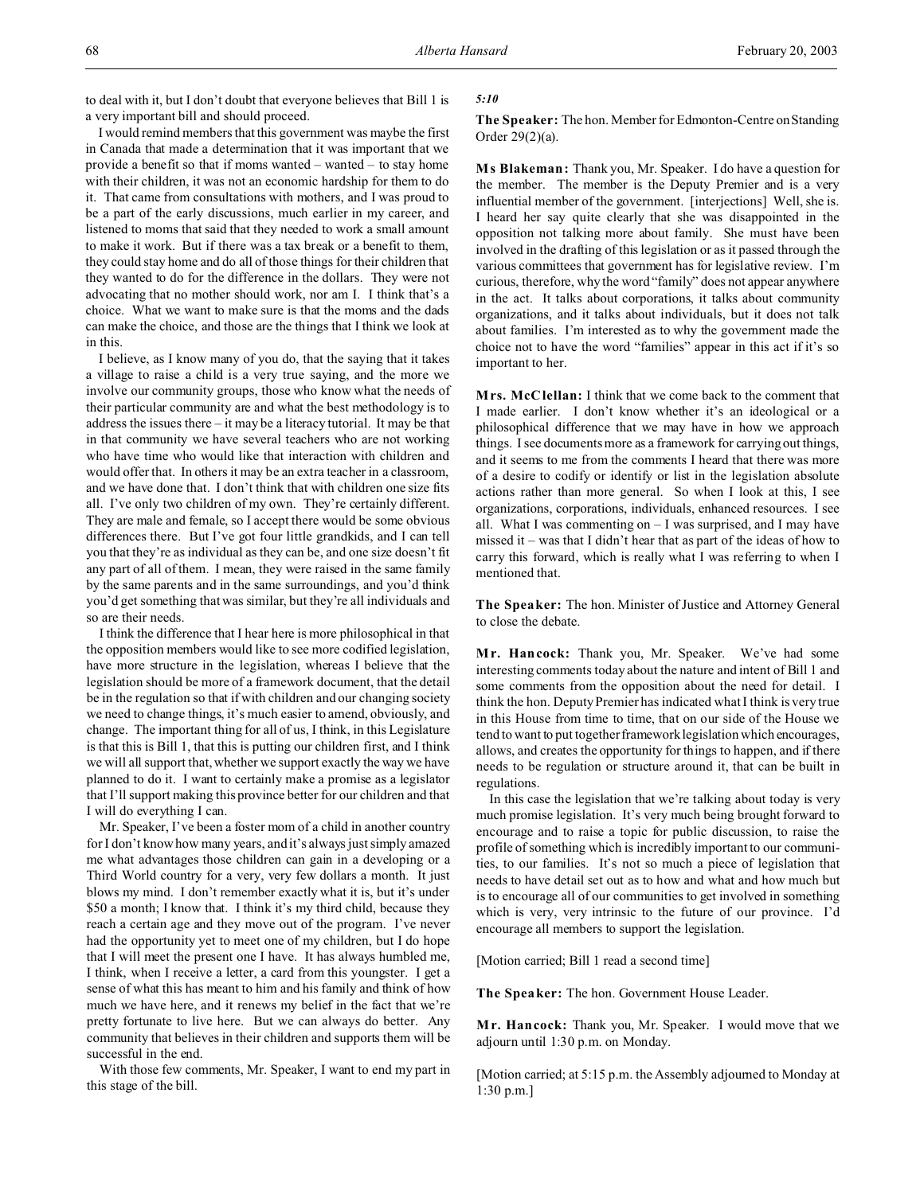to deal with it, but I don't doubt that everyone believes that Bill 1 is a very important bill and should proceed.

I would remind members that this government was maybe the first in Canada that made a determination that it was important that we provide a benefit so that if moms wanted – wanted – to stay home with their children, it was not an economic hardship for them to do it. That came from consultations with mothers, and I was proud to be a part of the early discussions, much earlier in my career, and listened to moms that said that they needed to work a small amount to make it work. But if there was a tax break or a benefit to them, they could stay home and do all of those things for their children that they wanted to do for the difference in the dollars. They were not advocating that no mother should work, nor am I. I think that's a choice. What we want to make sure is that the moms and the dads can make the choice, and those are the things that I think we look at in this.

I believe, as I know many of you do, that the saying that it takes a village to raise a child is a very true saying, and the more we involve our community groups, those who know what the needs of their particular community are and what the best methodology is to address the issues there – it may be a literacy tutorial. It may be that in that community we have several teachers who are not working who have time who would like that interaction with children and would offer that. In others it may be an extra teacher in a classroom, and we have done that. I don't think that with children one size fits all. I've only two children of my own. They're certainly different. They are male and female, so I accept there would be some obvious differences there. But I've got four little grandkids, and I can tell you that they're as individual as they can be, and one size doesn't fit any part of all of them. I mean, they were raised in the same family by the same parents and in the same surroundings, and you'd think you'd get something that was similar, but they're all individuals and so are their needs.

I think the difference that I hear here is more philosophical in that the opposition members would like to see more codified legislation, have more structure in the legislation, whereas I believe that the legislation should be more of a framework document, that the detail be in the regulation so that if with children and our changing society we need to change things, it's much easier to amend, obviously, and change. The important thing for all of us, I think, in this Legislature is that this is Bill 1, that this is putting our children first, and I think we will all support that, whether we support exactly the way we have planned to do it. I want to certainly make a promise as a legislator that I'll support making this province better for our children and that I will do everything I can.

Mr. Speaker, I've been a foster mom of a child in another country for I don't know how many years, and it's always just simply amazed me what advantages those children can gain in a developing or a Third World country for a very, very few dollars a month. It just blows my mind. I don't remember exactly what it is, but it's under $50 a month; I know that. I think it's my third child, because they reach a certain age and they move out of the program. I've never had the opportunity yet to meet one of my children, but I do hope that I will meet the present one I have. It has always humbled me, I think, when I receive a letter, a card from this youngster. I get a sense of what this has meant to him and his family and think of how much we have here, and it renews my belief in the fact that we're pretty fortunate to live here. But we can always do better. Any community that believes in their children and supports them will be successful in the end.

With those few comments, Mr. Speaker, I want to end my part in this stage of the bill.

*5:10*

**The Speaker:** The hon. Member for Edmonton-Centre on Standing Order 29(2)(a).

**Ms Blakeman:** Thank you, Mr. Speaker. I do have a question for the member. The member is the Deputy Premier and is a very influential member of the government. [interjections] Well, she is. I heard her say quite clearly that she was disappointed in the opposition not talking more about family. She must have been involved in the drafting of this legislation or as it passed through the various committees that government has for legislative review. I'm curious, therefore, why the word "family" does not appear anywhere in the act. It talks about corporations, it talks about community organizations, and it talks about individuals, but it does not talk about families. I'm interested as to why the government made the choice not to have the word "families" appear in this act if it's so important to her.

**Mrs. McClellan:** I think that we come back to the comment that I made earlier. I don't know whether it's an ideological or a philosophical difference that we may have in how we approach things. I see documents more as a framework for carrying out things, and it seems to me from the comments I heard that there was more of a desire to codify or identify or list in the legislation absolute actions rather than more general. So when I look at this, I see organizations, corporations, individuals, enhanced resources. I see all. What I was commenting on – I was surprised, and I may have missed it – was that I didn't hear that as part of the ideas of how to carry this forward, which is really what I was referring to when I mentioned that.

**The Speaker:** The hon. Minister of Justice and Attorney General to close the debate.

**Mr. Hancock:** Thank you, Mr. Speaker. We've had some interesting comments today about the nature and intent of Bill 1 and some comments from the opposition about the need for detail. I think the hon. Deputy Premier has indicated what I think is very true in this House from time to time, that on our side of the House we tend to want to put together framework legislation which encourages, allows, and creates the opportunity for things to happen, and if there needs to be regulation or structure around it, that can be built in regulations.

In this case the legislation that we're talking about today is very much promise legislation. It's very much being brought forward to encourage and to raise a topic for public discussion, to raise the profile of something which is incredibly important to our communities, to our families. It's not so much a piece of legislation that needs to have detail set out as to how and what and how much but is to encourage all of our communities to get involved in something which is very, very intrinsic to the future of our province. I'd encourage all members to support the legislation.

[Motion carried; Bill 1 read a second time]

**The Speaker:** The hon. Government House Leader.

**Mr. Hancock:** Thank you, Mr. Speaker. I would move that we adjourn until 1:30 p.m. on Monday.

[Motion carried; at 5:15 p.m. the Assembly adjourned to Monday at 1:30 p.m.]